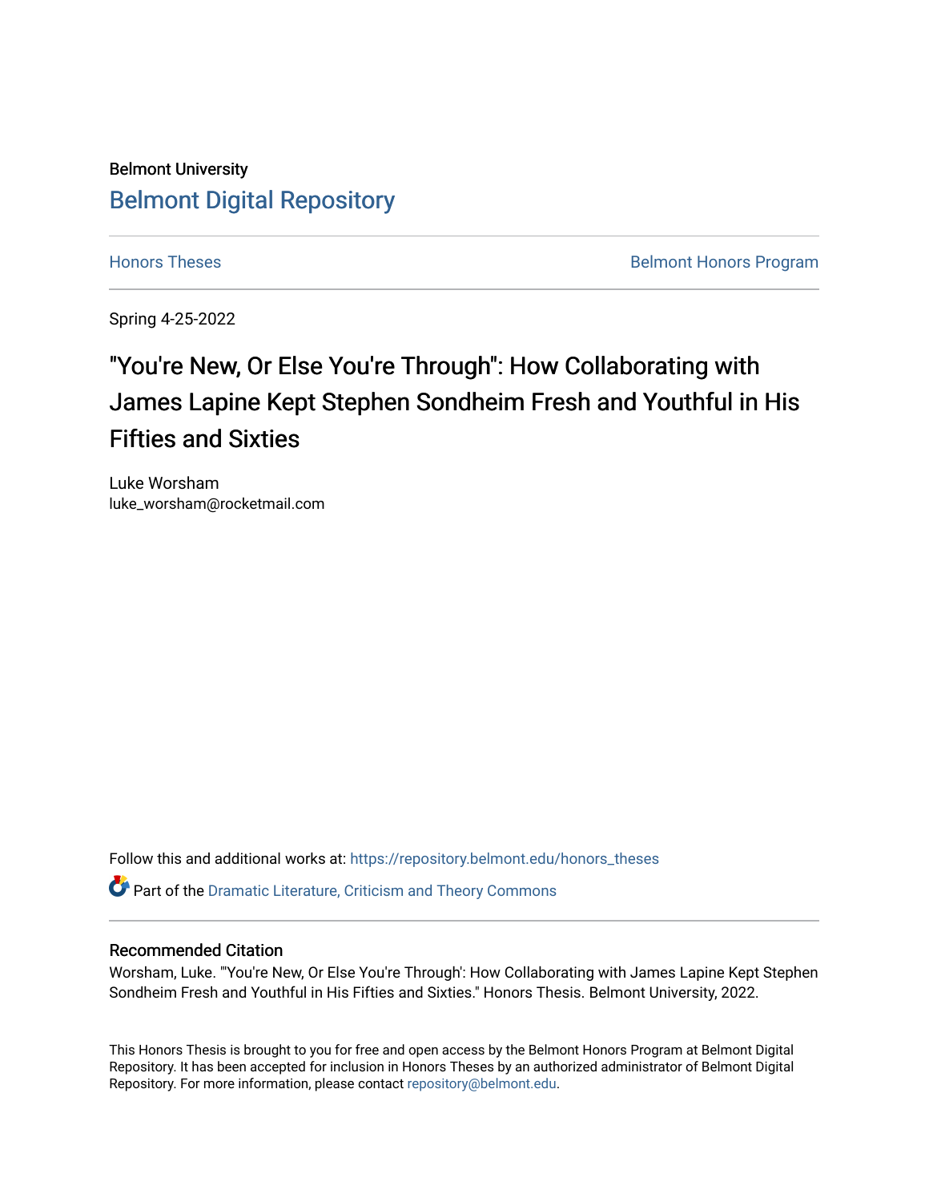Belmont University

# Belmont Digital Repository

Honors Theses

Belmont Honors Program

Spring 4-25-2022

## "You're New, Or Else You're Through": How Collaborating with James Lapine Kept Stephen Sondheim Fresh and Youthful in His Fifties and Sixties

Luke Worsham
luke_worsham@rocketmail.com

Follow this and additional works at: https://repository.belmont.edu/honors_theses

Part of the Dramatic Literature, Criticism and Theory Commons

### Recommended Citation

Worsham, Luke. "'You're New, Or Else You're Through': How Collaborating with James Lapine Kept Stephen Sondheim Fresh and Youthful in His Fifties and Sixties." Honors Thesis. Belmont University, 2022.

This Honors Thesis is brought to you for free and open access by the Belmont Honors Program at Belmont Digital Repository. It has been accepted for inclusion in Honors Theses by an authorized administrator of Belmont Digital Repository. For more information, please contact repository@belmont.edu.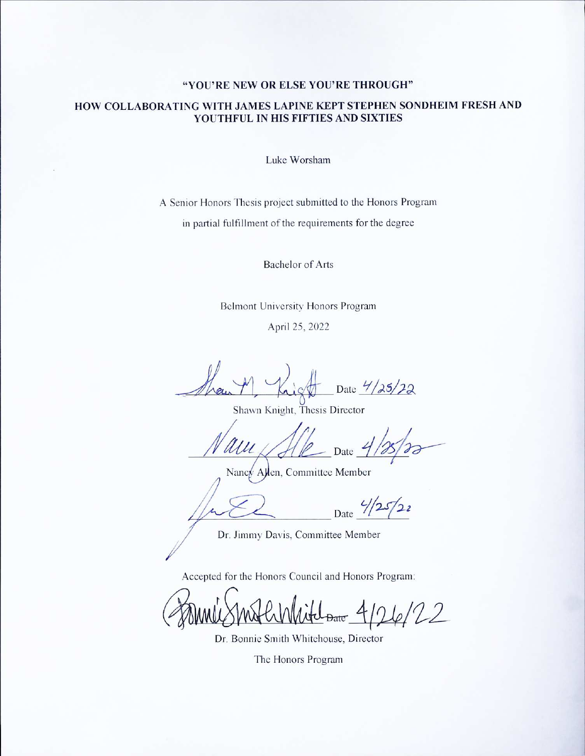# "YOU'RE NEW OR ELSE YOU'RE THROUGH"

## HOW COLLABORATING WITH JAMES LAPINE KEPT STEPHEN SONDHEIM FRESH AND YOUTHFUL IN HIS FIFTIES AND SIXTIES

Luke Worsham

A Senior Honors Thesis project submitted to the Honors Program

in partial fulfillment of the requirements for the degree

Bachelor of Arts

Belmont University Honors Program

April 25, 2022

Date 4/25/22

Shawn Knight, Thesis Director

Date 4/25/22

Nancy Allen, Committee Member

Date 4/25/22

Dr. Jimmy Davis, Committee Member

Accepted for the Honors Council and Honors Program:

Date 4/26/22

Dr. Bonnie Smith Whitehouse, Director

The Honors Program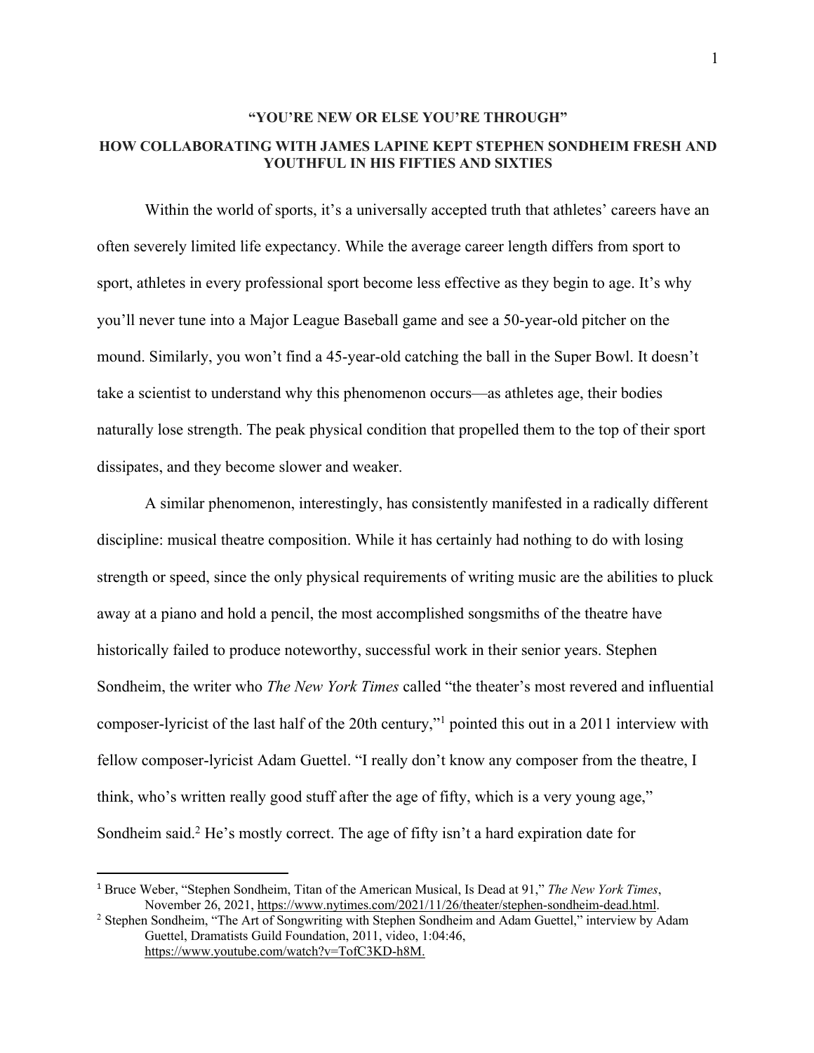# "YOU'RE NEW OR ELSE YOU'RE THROUGH"

## HOW COLLABORATING WITH JAMES LAPINE KEPT STEPHEN SONDHEIM FRESH AND YOUTHFUL IN HIS FIFTIES AND SIXTIES

Within the world of sports, it's a universally accepted truth that athletes' careers have an often severely limited life expectancy. While the average career length differs from sport to sport, athletes in every professional sport become less effective as they begin to age. It's why you'll never tune into a Major League Baseball game and see a 50-year-old pitcher on the mound. Similarly, you won't find a 45-year-old catching the ball in the Super Bowl. It doesn't take a scientist to understand why this phenomenon occurs—as athletes age, their bodies naturally lose strength. The peak physical condition that propelled them to the top of their sport dissipates, and they become slower and weaker.

A similar phenomenon, interestingly, has consistently manifested in a radically different discipline: musical theatre composition. While it has certainly had nothing to do with losing strength or speed, since the only physical requirements of writing music are the abilities to pluck away at a piano and hold a pencil, the most accomplished songsmiths of the theatre have historically failed to produce noteworthy, successful work in their senior years. Stephen Sondheim, the writer who *The New York Times* called "the theater's most revered and influential composer-lyricist of the last half of the 20th century,"[1] pointed this out in a 2011 interview with fellow composer-lyricist Adam Guettel. "I really don't know any composer from the theatre, I think, who's written really good stuff after the age of fifty, which is a very young age," Sondheim said.[2] He's mostly correct. The age of fifty isn't a hard expiration date for

---

[1] Bruce Weber, "Stephen Sondheim, Titan of the American Musical, Is Dead at 91," *The New York Times*, November 26, 2021, https://www.nytimes.com/2021/11/26/theater/stephen-sondheim-dead.html.

[2] Stephen Sondheim, "The Art of Songwriting with Stephen Sondheim and Adam Guettel," interview by Adam Guettel, Dramatists Guild Foundation, 2011, video, 1:04:46, https://www.youtube.com/watch?v=TofC3KD-h8M.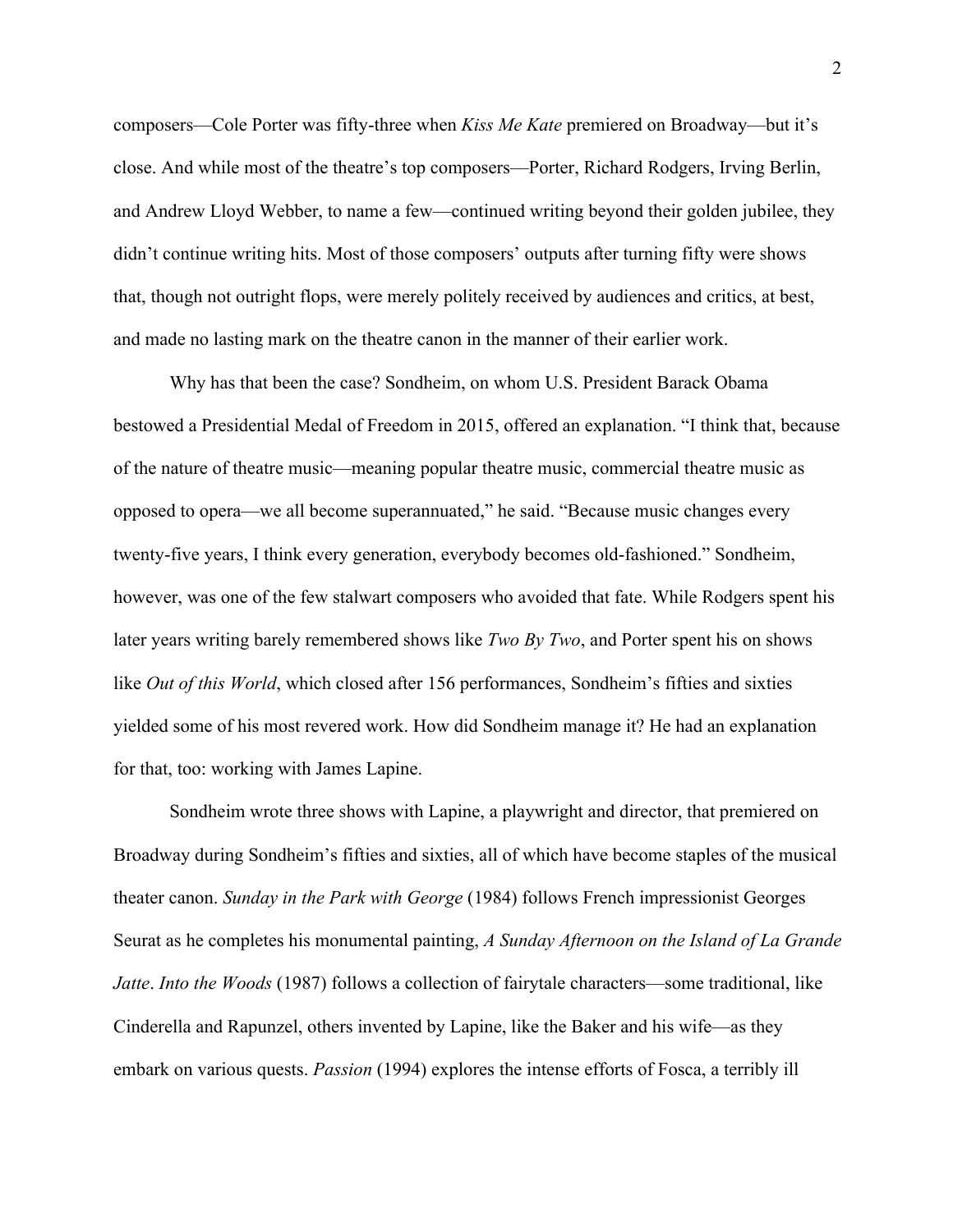composers—Cole Porter was fifty-three when *Kiss Me Kate* premiered on Broadway—but it's close. And while most of the theatre's top composers—Porter, Richard Rodgers, Irving Berlin, and Andrew Lloyd Webber, to name a few—continued writing beyond their golden jubilee, they didn't continue writing hits. Most of those composers' outputs after turning fifty were shows that, though not outright flops, were merely politely received by audiences and critics, at best, and made no lasting mark on the theatre canon in the manner of their earlier work.

Why has that been the case? Sondheim, on whom U.S. President Barack Obama bestowed a Presidential Medal of Freedom in 2015, offered an explanation. "I think that, because of the nature of theatre music—meaning popular theatre music, commercial theatre music as opposed to opera—we all become superannuated," he said. "Because music changes every twenty-five years, I think every generation, everybody becomes old-fashioned." Sondheim, however, was one of the few stalwart composers who avoided that fate. While Rodgers spent his later years writing barely remembered shows like *Two By Two*, and Porter spent his on shows like *Out of this World*, which closed after 156 performances, Sondheim's fifties and sixties yielded some of his most revered work. How did Sondheim manage it? He had an explanation for that, too: working with James Lapine.

Sondheim wrote three shows with Lapine, a playwright and director, that premiered on Broadway during Sondheim's fifties and sixties, all of which have become staples of the musical theater canon. *Sunday in the Park with George* (1984) follows French impressionist Georges Seurat as he completes his monumental painting, *A Sunday Afternoon on the Island of La Grande Jatte*. *Into the Woods* (1987) follows a collection of fairytale characters—some traditional, like Cinderella and Rapunzel, others invented by Lapine, like the Baker and his wife—as they embark on various quests. *Passion* (1994) explores the intense efforts of Fosca, a terribly ill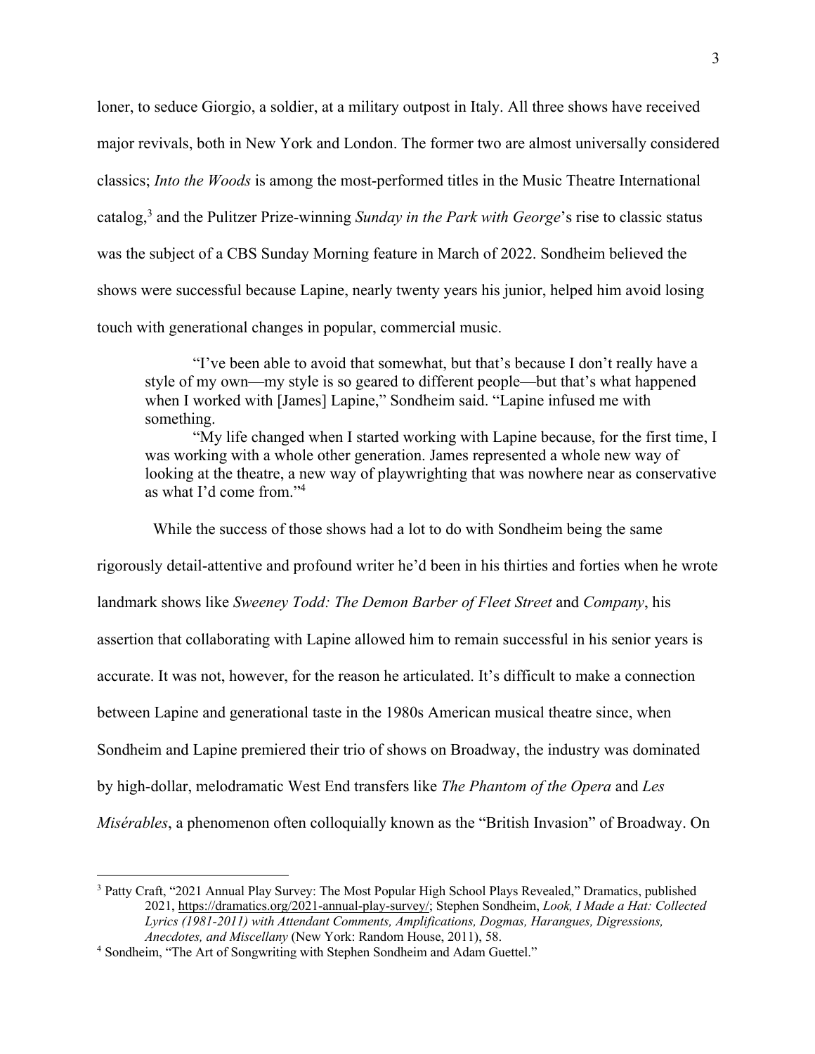loner, to seduce Giorgio, a soldier, at a military outpost in Italy. All three shows have received major revivals, both in New York and London. The former two are almost universally considered classics; *Into the Woods* is among the most-performed titles in the Music Theatre International catalog,[3] and the Pulitzer Prize-winning *Sunday in the Park with George*'s rise to classic status was the subject of a CBS Sunday Morning feature in March of 2022. Sondheim believed the shows were successful because Lapine, nearly twenty years his junior, helped him avoid losing touch with generational changes in popular, commercial music.

> "I've been able to avoid that somewhat, but that's because I don't really have a style of my own—my style is so geared to different people—but that's what happened when I worked with [James] Lapine," Sondheim said. "Lapine infused me with something.
>
> "My life changed when I started working with Lapine because, for the first time, I was working with a whole other generation. James represented a whole new way of looking at the theatre, a new way of playwrighting that was nowhere near as conservative as what I'd come from."[4]

While the success of those shows had a lot to do with Sondheim being the same rigorously detail-attentive and profound writer he'd been in his thirties and forties when he wrote landmark shows like *Sweeney Todd: The Demon Barber of Fleet Street* and *Company*, his assertion that collaborating with Lapine allowed him to remain successful in his senior years is accurate. It was not, however, for the reason he articulated. It's difficult to make a connection between Lapine and generational taste in the 1980s American musical theatre since, when Sondheim and Lapine premiered their trio of shows on Broadway, the industry was dominated by high-dollar, melodramatic West End transfers like *The Phantom of the Opera* and *Les Misérables*, a phenomenon often colloquially known as the "British Invasion" of Broadway. On

---

[3] Patty Craft, "2021 Annual Play Survey: The Most Popular High School Plays Revealed," Dramatics, published 2021, https://dramatics.org/2021-annual-play-survey/; Stephen Sondheim, *Look, I Made a Hat: Collected Lyrics (1981-2011) with Attendant Comments, Amplifications, Dogmas, Harangues, Digressions, Anecdotes, and Miscellany* (New York: Random House, 2011), 58.

[4] Sondheim, "The Art of Songwriting with Stephen Sondheim and Adam Guettel."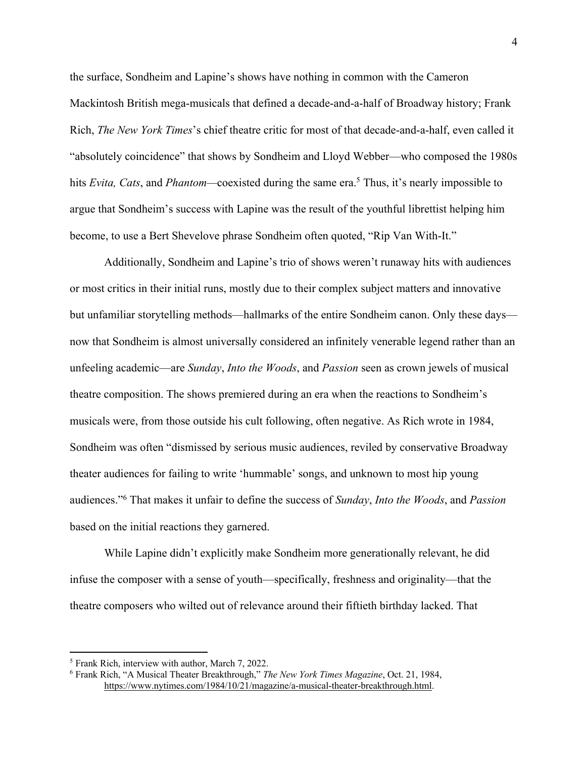the surface, Sondheim and Lapine's shows have nothing in common with the Cameron Mackintosh British mega-musicals that defined a decade-and-a-half of Broadway history; Frank Rich, *The New York Times*'s chief theatre critic for most of that decade-and-a-half, even called it "absolutely coincidence" that shows by Sondheim and Lloyd Webber—who composed the 1980s hits *Evita, Cats*, and *Phantom*—coexisted during the same era.[5] Thus, it's nearly impossible to argue that Sondheim's success with Lapine was the result of the youthful librettist helping him become, to use a Bert Shevelove phrase Sondheim often quoted, "Rip Van With-It."

Additionally, Sondheim and Lapine's trio of shows weren't runaway hits with audiences or most critics in their initial runs, mostly due to their complex subject matters and innovative but unfamiliar storytelling methods—hallmarks of the entire Sondheim canon. Only these days—now that Sondheim is almost universally considered an infinitely venerable legend rather than an unfeeling academic—are *Sunday*, *Into the Woods*, and *Passion* seen as crown jewels of musical theatre composition. The shows premiered during an era when the reactions to Sondheim's musicals were, from those outside his cult following, often negative. As Rich wrote in 1984, Sondheim was often "dismissed by serious music audiences, reviled by conservative Broadway theater audiences for failing to write 'hummable' songs, and unknown to most hip young audiences."[6] That makes it unfair to define the success of *Sunday*, *Into the Woods*, and *Passion* based on the initial reactions they garnered.

While Lapine didn't explicitly make Sondheim more generationally relevant, he did infuse the composer with a sense of youth—specifically, freshness and originality—that the theatre composers who wilted out of relevance around their fiftieth birthday lacked. That

---

[5] Frank Rich, interview with author, March 7, 2022.

[6] Frank Rich, "A Musical Theater Breakthrough," *The New York Times Magazine*, Oct. 21, 1984, https://www.nytimes.com/1984/10/21/magazine/a-musical-theater-breakthrough.html.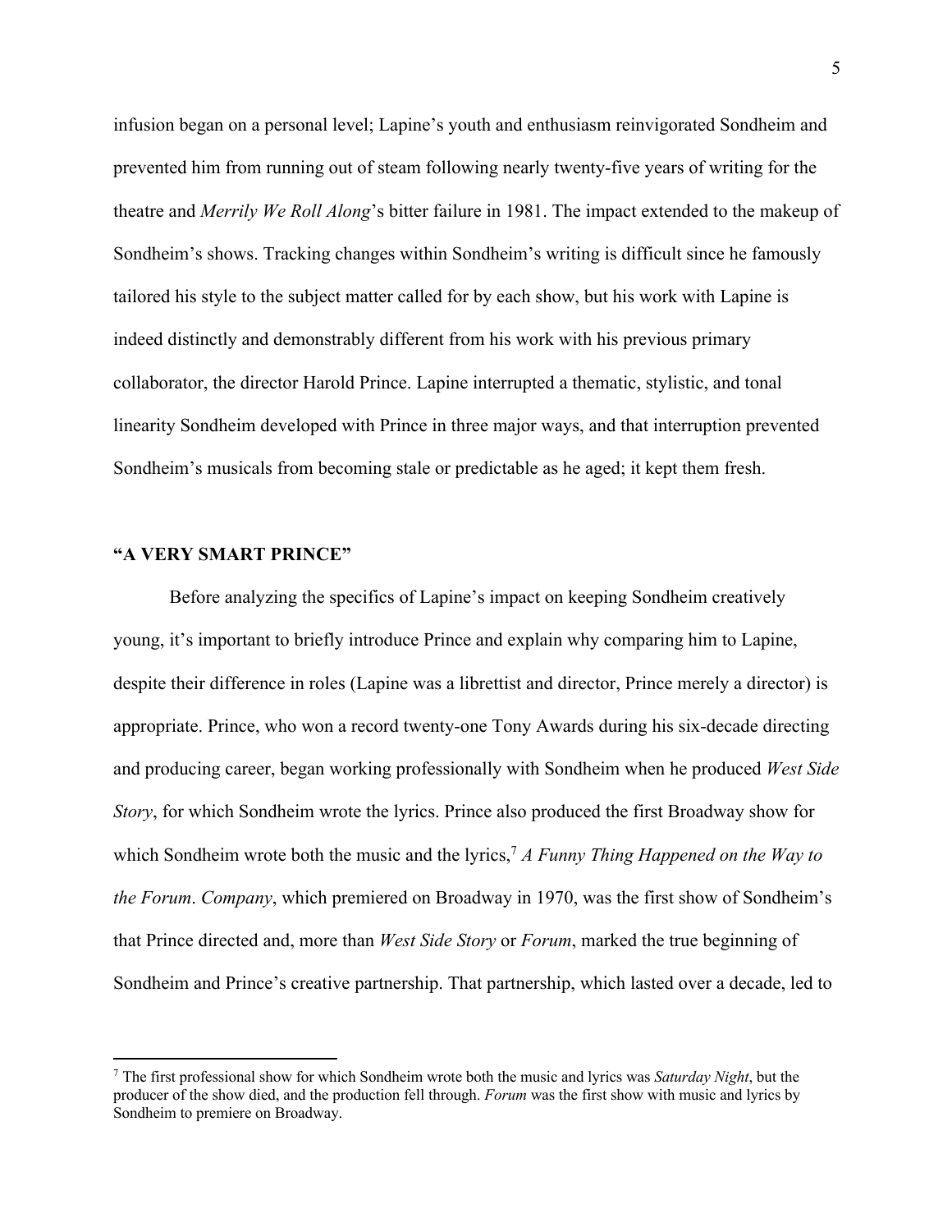infusion began on a personal level; Lapine's youth and enthusiasm reinvigorated Sondheim and prevented him from running out of steam following nearly twenty-five years of writing for the theatre and *Merrily We Roll Along*'s bitter failure in 1981. The impact extended to the makeup of Sondheim's shows. Tracking changes within Sondheim's writing is difficult since he famously tailored his style to the subject matter called for by each show, but his work with Lapine is indeed distinctly and demonstrably different from his work with his previous primary collaborator, the director Harold Prince. Lapine interrupted a thematic, stylistic, and tonal linearity Sondheim developed with Prince in three major ways, and that interruption prevented Sondheim's musicals from becoming stale or predictable as he aged; it kept them fresh.

## "A VERY SMART PRINCE"

Before analyzing the specifics of Lapine's impact on keeping Sondheim creatively young, it's important to briefly introduce Prince and explain why comparing him to Lapine, despite their difference in roles (Lapine was a librettist and director, Prince merely a director) is appropriate. Prince, who won a record twenty-one Tony Awards during his six-decade directing and producing career, began working professionally with Sondheim when he produced *West Side Story*, for which Sondheim wrote the lyrics. Prince also produced the first Broadway show for which Sondheim wrote both the music and the lyrics,[7] *A Funny Thing Happened on the Way to the Forum*. *Company*, which premiered on Broadway in 1970, was the first show of Sondheim's that Prince directed and, more than *West Side Story* or *Forum*, marked the true beginning of Sondheim and Prince's creative partnership. That partnership, which lasted over a decade, led to

[7] The first professional show for which Sondheim wrote both the music and lyrics was *Saturday Night*, but the producer of the show died, and the production fell through. *Forum* was the first show with music and lyrics by Sondheim to premiere on Broadway.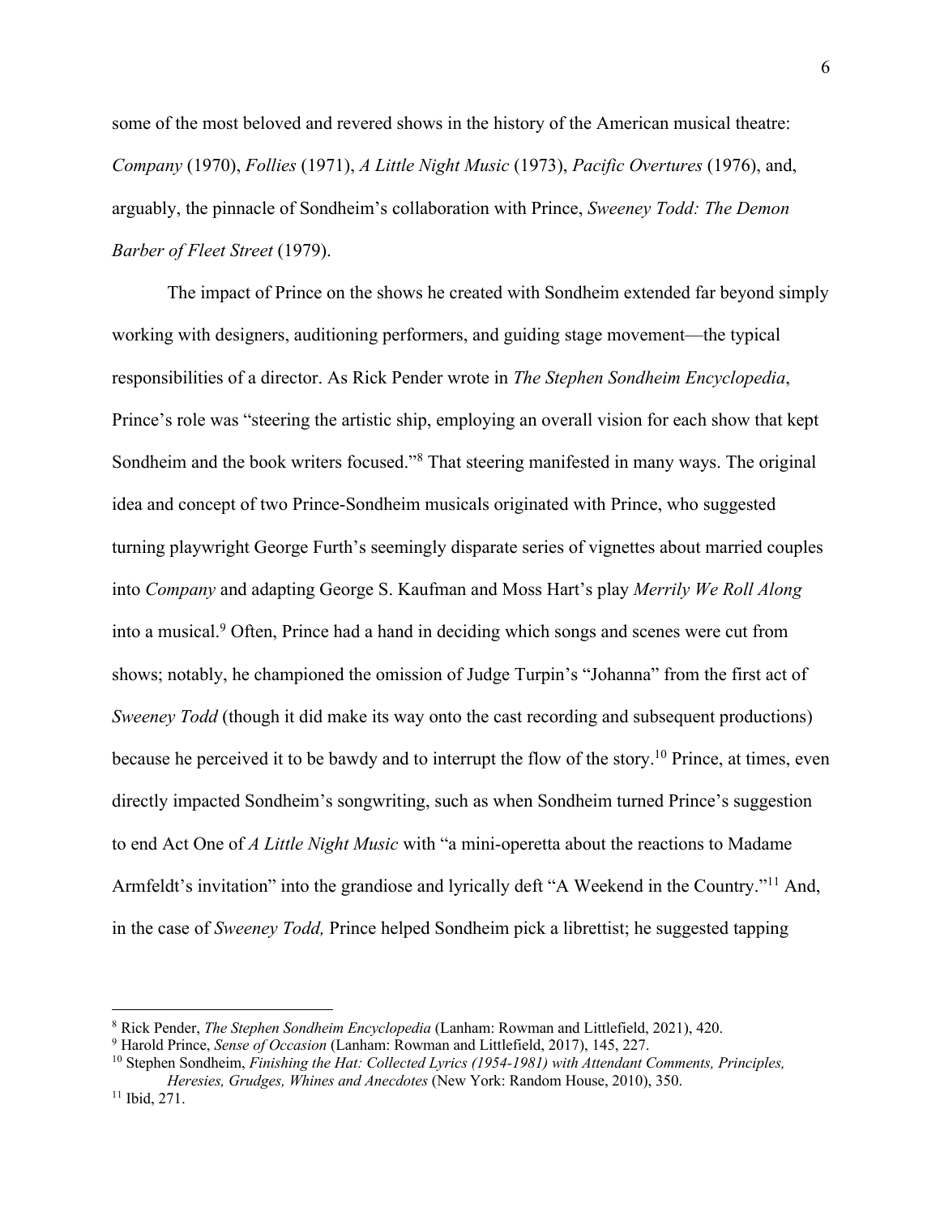some of the most beloved and revered shows in the history of the American musical theatre: *Company* (1970), *Follies* (1971), *A Little Night Music* (1973), *Pacific Overtures* (1976), and, arguably, the pinnacle of Sondheim's collaboration with Prince, *Sweeney Todd: The Demon Barber of Fleet Street* (1979).

The impact of Prince on the shows he created with Sondheim extended far beyond simply working with designers, auditioning performers, and guiding stage movement—the typical responsibilities of a director. As Rick Pender wrote in *The Stephen Sondheim Encyclopedia*, Prince's role was "steering the artistic ship, employing an overall vision for each show that kept Sondheim and the book writers focused."[8] That steering manifested in many ways. The original idea and concept of two Prince-Sondheim musicals originated with Prince, who suggested turning playwright George Furth's seemingly disparate series of vignettes about married couples into *Company* and adapting George S. Kaufman and Moss Hart's play *Merrily We Roll Along* into a musical.[9] Often, Prince had a hand in deciding which songs and scenes were cut from shows; notably, he championed the omission of Judge Turpin's "Johanna" from the first act of *Sweeney Todd* (though it did make its way onto the cast recording and subsequent productions) because he perceived it to be bawdy and to interrupt the flow of the story.[10] Prince, at times, even directly impacted Sondheim's songwriting, such as when Sondheim turned Prince's suggestion to end Act One of *A Little Night Music* with "a mini-operetta about the reactions to Madame Armfeldt's invitation" into the grandiose and lyrically deft "A Weekend in the Country."[11] And, in the case of *Sweeney Todd,* Prince helped Sondheim pick a librettist; he suggested tapping

---

[8] Rick Pender, *The Stephen Sondheim Encyclopedia* (Lanham: Rowman and Littlefield, 2021), 420.

[9] Harold Prince, *Sense of Occasion* (Lanham: Rowman and Littlefield, 2017), 145, 227.

[10] Stephen Sondheim, *Finishing the Hat: Collected Lyrics (1954-1981) with Attendant Comments, Principles, Heresies, Grudges, Whines and Anecdotes* (New York: Random House, 2010), 350.

[11] Ibid, 271.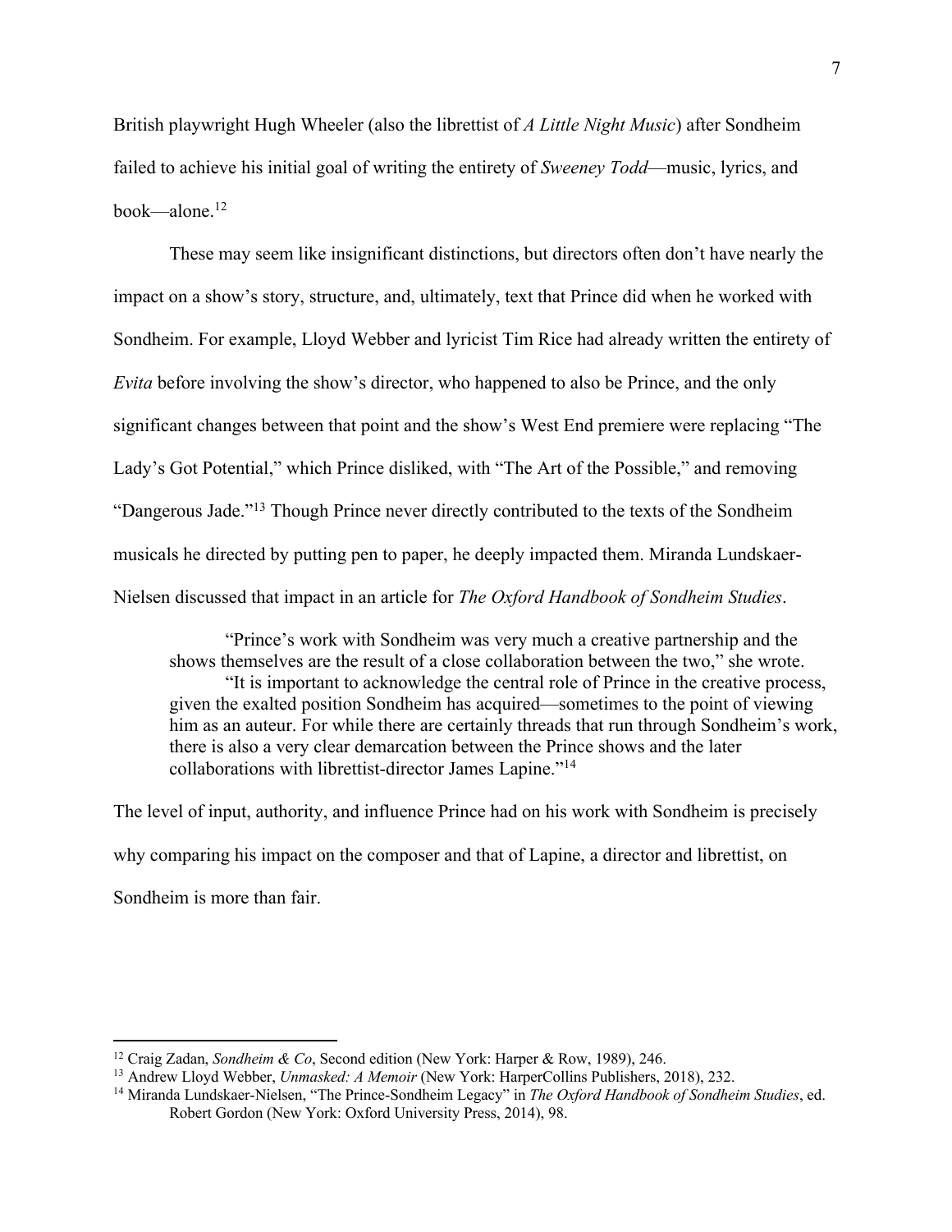British playwright Hugh Wheeler (also the librettist of *A Little Night Music*) after Sondheim failed to achieve his initial goal of writing the entirety of *Sweeney Todd*—music, lyrics, and book—alone.[12]

These may seem like insignificant distinctions, but directors often don't have nearly the impact on a show's story, structure, and, ultimately, text that Prince did when he worked with Sondheim. For example, Lloyd Webber and lyricist Tim Rice had already written the entirety of *Evita* before involving the show's director, who happened to also be Prince, and the only significant changes between that point and the show's West End premiere were replacing "The Lady's Got Potential," which Prince disliked, with "The Art of the Possible," and removing "Dangerous Jade."[13] Though Prince never directly contributed to the texts of the Sondheim musicals he directed by putting pen to paper, he deeply impacted them. Miranda Lundskaer-Nielsen discussed that impact in an article for *The Oxford Handbook of Sondheim Studies*.

> "Prince's work with Sondheim was very much a creative partnership and the shows themselves are the result of a close collaboration between the two," she wrote.
>
> "It is important to acknowledge the central role of Prince in the creative process, given the exalted position Sondheim has acquired—sometimes to the point of viewing him as an auteur. For while there are certainly threads that run through Sondheim's work, there is also a very clear demarcation between the Prince shows and the later collaborations with librettist-director James Lapine."[14]

The level of input, authority, and influence Prince had on his work with Sondheim is precisely why comparing his impact on the composer and that of Lapine, a director and librettist, on Sondheim is more than fair.

---

[12] Craig Zadan, *Sondheim & Co*, Second edition (New York: Harper & Row, 1989), 246.

[13] Andrew Lloyd Webber, *Unmasked: A Memoir* (New York: HarperCollins Publishers, 2018), 232.

[14] Miranda Lundskaer-Nielsen, "The Prince-Sondheim Legacy" in *The Oxford Handbook of Sondheim Studies*, ed. Robert Gordon (New York: Oxford University Press, 2014), 98.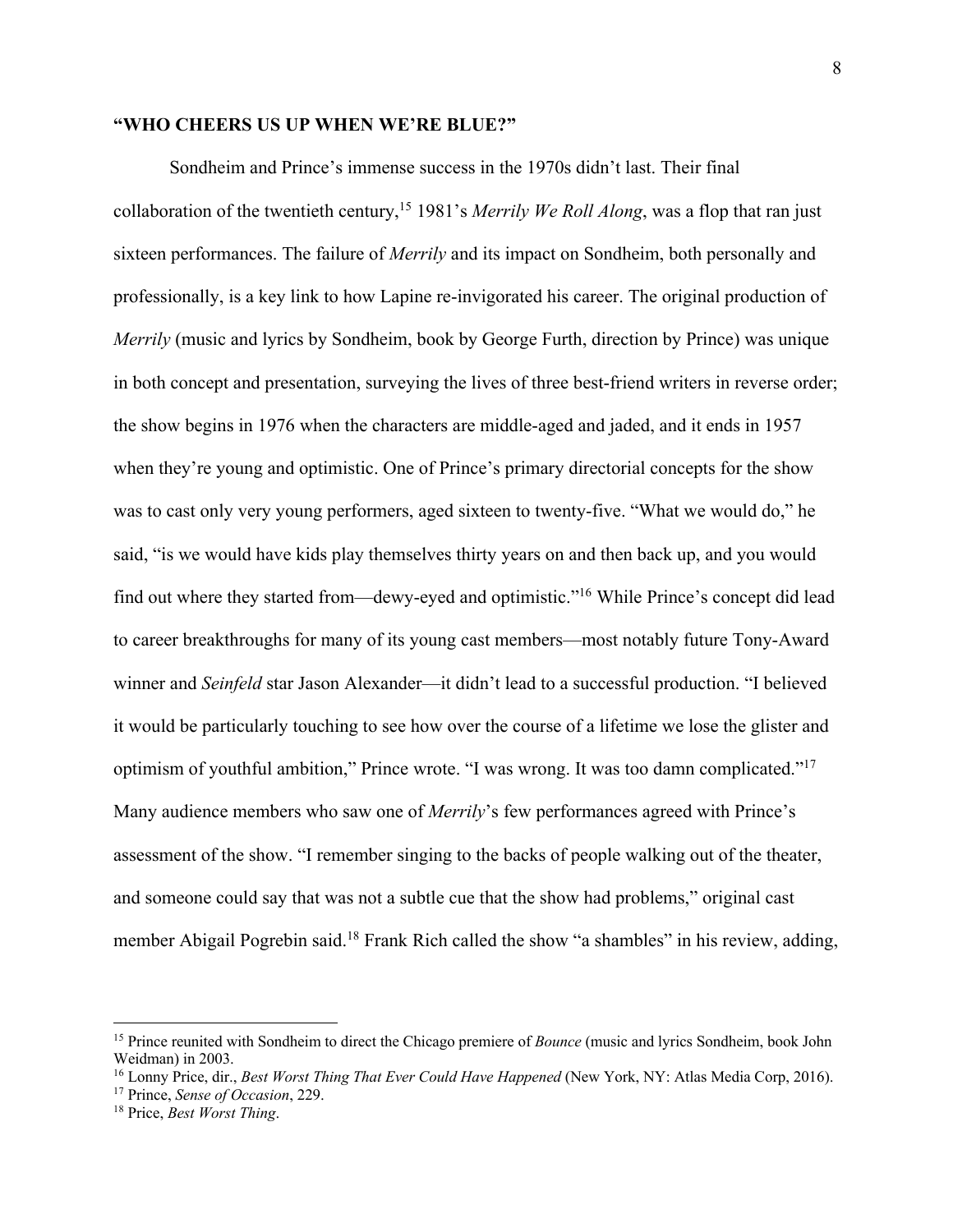## "WHO CHEERS US UP WHEN WE'RE BLUE?"

Sondheim and Prince's immense success in the 1970s didn't last. Their final collaboration of the twentieth century,[15] 1981's *Merrily We Roll Along*, was a flop that ran just sixteen performances. The failure of *Merrily* and its impact on Sondheim, both personally and professionally, is a key link to how Lapine re-invigorated his career. The original production of *Merrily* (music and lyrics by Sondheim, book by George Furth, direction by Prince) was unique in both concept and presentation, surveying the lives of three best-friend writers in reverse order; the show begins in 1976 when the characters are middle-aged and jaded, and it ends in 1957 when they're young and optimistic. One of Prince's primary directorial concepts for the show was to cast only very young performers, aged sixteen to twenty-five. "What we would do," he said, "is we would have kids play themselves thirty years on and then back up, and you would find out where they started from—dewy-eyed and optimistic."[16] While Prince's concept did lead to career breakthroughs for many of its young cast members—most notably future Tony-Award winner and *Seinfeld* star Jason Alexander—it didn't lead to a successful production. "I believed it would be particularly touching to see how over the course of a lifetime we lose the glister and optimism of youthful ambition," Prince wrote. "I was wrong. It was too damn complicated."[17] Many audience members who saw one of *Merrily*'s few performances agreed with Prince's assessment of the show. "I remember singing to the backs of people walking out of the theater, and someone could say that was not a subtle cue that the show had problems," original cast member Abigail Pogrebin said.[18] Frank Rich called the show "a shambles" in his review, adding,

---

[15] Prince reunited with Sondheim to direct the Chicago premiere of *Bounce* (music and lyrics Sondheim, book John Weidman) in 2003.

[16] Lonny Price, dir., *Best Worst Thing That Ever Could Have Happened* (New York, NY: Atlas Media Corp, 2016).

[17] Prince, *Sense of Occasion*, 229.

[18] Price, *Best Worst Thing*.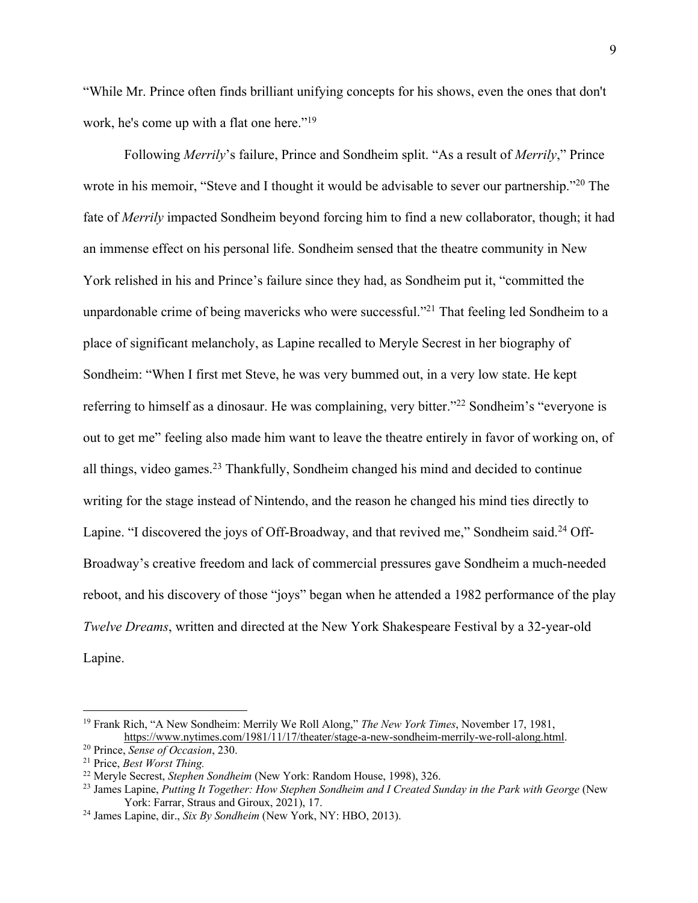"While Mr. Prince often finds brilliant unifying concepts for his shows, even the ones that don't work, he's come up with a flat one here."[19]

Following *Merrily*'s failure, Prince and Sondheim split. "As a result of *Merrily*," Prince wrote in his memoir, "Steve and I thought it would be advisable to sever our partnership."[20] The fate of *Merrily* impacted Sondheim beyond forcing him to find a new collaborator, though; it had an immense effect on his personal life. Sondheim sensed that the theatre community in New York relished in his and Prince's failure since they had, as Sondheim put it, "committed the unpardonable crime of being mavericks who were successful."[21] That feeling led Sondheim to a place of significant melancholy, as Lapine recalled to Meryle Secrest in her biography of Sondheim: "When I first met Steve, he was very bummed out, in a very low state. He kept referring to himself as a dinosaur. He was complaining, very bitter."[22] Sondheim's "everyone is out to get me" feeling also made him want to leave the theatre entirely in favor of working on, of all things, video games.[23] Thankfully, Sondheim changed his mind and decided to continue writing for the stage instead of Nintendo, and the reason he changed his mind ties directly to Lapine. "I discovered the joys of Off-Broadway, and that revived me," Sondheim said.[24] Off-Broadway's creative freedom and lack of commercial pressures gave Sondheim a much-needed reboot, and his discovery of those "joys" began when he attended a 1982 performance of the play *Twelve Dreams*, written and directed at the New York Shakespeare Festival by a 32-year-old Lapine.

---

[19] Frank Rich, "A New Sondheim: Merrily We Roll Along," *The New York Times*, November 17, 1981, https://www.nytimes.com/1981/11/17/theater/stage-a-new-sondheim-merrily-we-roll-along.html.

[20] Prince, *Sense of Occasion*, 230.

[21] Price, *Best Worst Thing.*

[22] Meryle Secrest, *Stephen Sondheim* (New York: Random House, 1998), 326.

[23] James Lapine, *Putting It Together: How Stephen Sondheim and I Created Sunday in the Park with George* (New York: Farrar, Straus and Giroux, 2021), 17.

[24] James Lapine, dir., *Six By Sondheim* (New York, NY: HBO, 2013).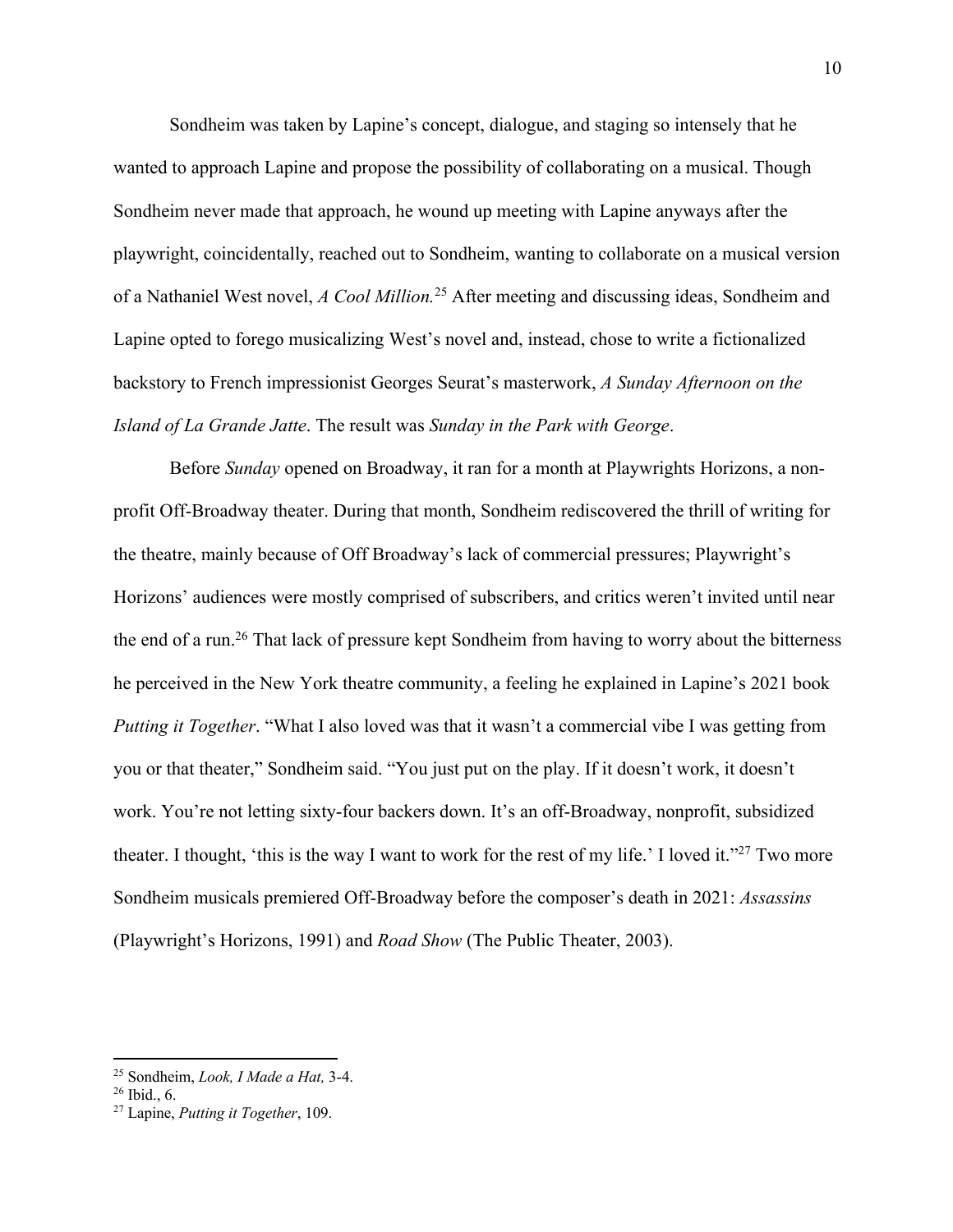Sondheim was taken by Lapine's concept, dialogue, and staging so intensely that he wanted to approach Lapine and propose the possibility of collaborating on a musical. Though Sondheim never made that approach, he wound up meeting with Lapine anyways after the playwright, coincidentally, reached out to Sondheim, wanting to collaborate on a musical version of a Nathaniel West novel, *A Cool Million.*[25] After meeting and discussing ideas, Sondheim and Lapine opted to forego musicalizing West's novel and, instead, chose to write a fictionalized backstory to French impressionist Georges Seurat's masterwork, *A Sunday Afternoon on the Island of La Grande Jatte*. The result was *Sunday in the Park with George*.

Before *Sunday* opened on Broadway, it ran for a month at Playwrights Horizons, a non-profit Off-Broadway theater. During that month, Sondheim rediscovered the thrill of writing for the theatre, mainly because of Off Broadway's lack of commercial pressures; Playwright's Horizons' audiences were mostly comprised of subscribers, and critics weren't invited until near the end of a run.[26] That lack of pressure kept Sondheim from having to worry about the bitterness he perceived in the New York theatre community, a feeling he explained in Lapine's 2021 book *Putting it Together*. "What I also loved was that it wasn't a commercial vibe I was getting from you or that theater," Sondheim said. "You just put on the play. If it doesn't work, it doesn't work. You're not letting sixty-four backers down. It's an off-Broadway, nonprofit, subsidized theater. I thought, 'this is the way I want to work for the rest of my life.' I loved it."[27] Two more Sondheim musicals premiered Off-Broadway before the composer's death in 2021: *Assassins* (Playwright's Horizons, 1991) and *Road Show* (The Public Theater, 2003).

---

[25] Sondheim, *Look, I Made a Hat,* 3-4.

[26] Ibid., 6.

[27] Lapine, *Putting it Together*, 109.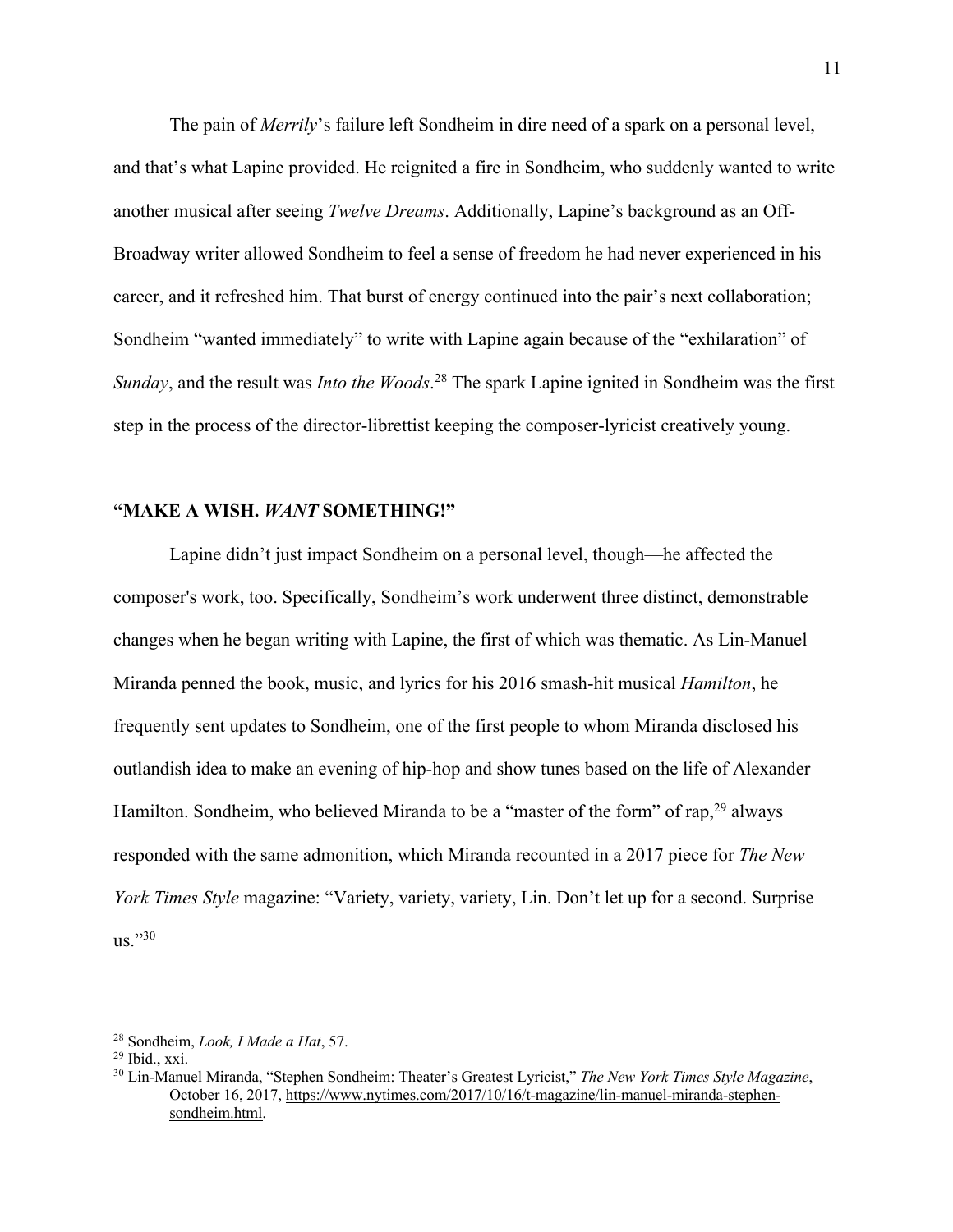The pain of *Merrily*'s failure left Sondheim in dire need of a spark on a personal level, and that's what Lapine provided. He reignited a fire in Sondheim, who suddenly wanted to write another musical after seeing *Twelve Dreams*. Additionally, Lapine's background as an Off-Broadway writer allowed Sondheim to feel a sense of freedom he had never experienced in his career, and it refreshed him. That burst of energy continued into the pair's next collaboration; Sondheim "wanted immediately" to write with Lapine again because of the "exhilaration" of *Sunday*, and the result was *Into the Woods*.[28] The spark Lapine ignited in Sondheim was the first step in the process of the director-librettist keeping the composer-lyricist creatively young.

## "MAKE A WISH. *WANT* SOMETHING!"

Lapine didn't just impact Sondheim on a personal level, though—he affected the composer's work, too. Specifically, Sondheim's work underwent three distinct, demonstrable changes when he began writing with Lapine, the first of which was thematic. As Lin-Manuel Miranda penned the book, music, and lyrics for his 2016 smash-hit musical *Hamilton*, he frequently sent updates to Sondheim, one of the first people to whom Miranda disclosed his outlandish idea to make an evening of hip-hop and show tunes based on the life of Alexander Hamilton. Sondheim, who believed Miranda to be a "master of the form" of rap,[29] always responded with the same admonition, which Miranda recounted in a 2017 piece for *The New York Times Style* magazine: "Variety, variety, variety, Lin. Don't let up for a second. Surprise us."[30]

---

[28] Sondheim, *Look, I Made a Hat*, 57.

[29] Ibid., xxi.

[30] Lin-Manuel Miranda, "Stephen Sondheim: Theater's Greatest Lyricist," *The New York Times Style Magazine*, October 16, 2017, https://www.nytimes.com/2017/10/16/t-magazine/lin-manuel-miranda-stephen-sondheim.html.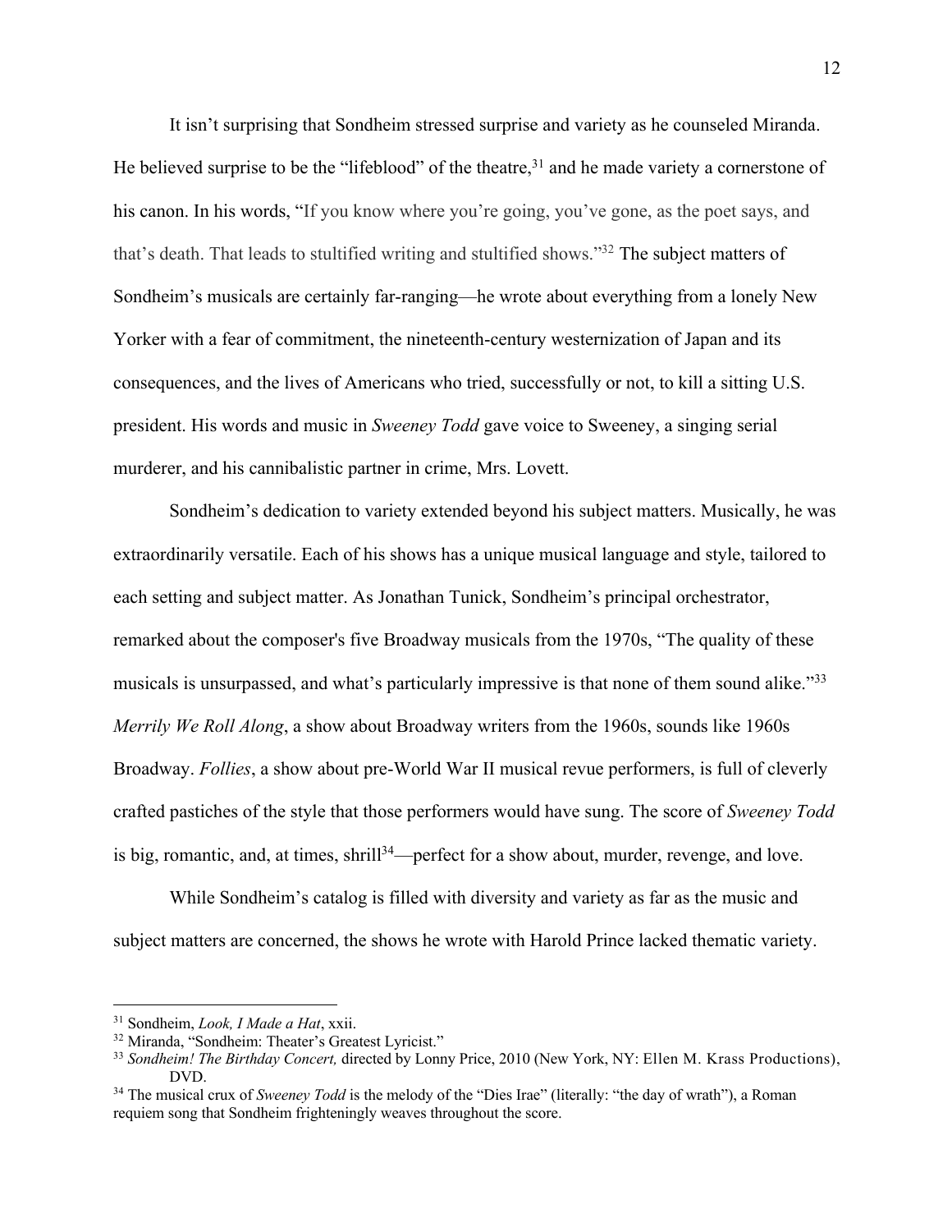It isn't surprising that Sondheim stressed surprise and variety as he counseled Miranda. He believed surprise to be the "lifeblood" of the theatre,[31] and he made variety a cornerstone of his canon. In his words, "If you know where you're going, you've gone, as the poet says, and that's death. That leads to stultified writing and stultified shows."[32] The subject matters of Sondheim's musicals are certainly far-ranging—he wrote about everything from a lonely New Yorker with a fear of commitment, the nineteenth-century westernization of Japan and its consequences, and the lives of Americans who tried, successfully or not, to kill a sitting U.S. president. His words and music in *Sweeney Todd* gave voice to Sweeney, a singing serial murderer, and his cannibalistic partner in crime, Mrs. Lovett.

Sondheim's dedication to variety extended beyond his subject matters. Musically, he was extraordinarily versatile. Each of his shows has a unique musical language and style, tailored to each setting and subject matter. As Jonathan Tunick, Sondheim's principal orchestrator, remarked about the composer's five Broadway musicals from the 1970s, "The quality of these musicals is unsurpassed, and what's particularly impressive is that none of them sound alike."[33] *Merrily We Roll Along*, a show about Broadway writers from the 1960s, sounds like 1960s Broadway. *Follies*, a show about pre-World War II musical revue performers, is full of cleverly crafted pastiches of the style that those performers would have sung. The score of *Sweeney Todd* is big, romantic, and, at times, shrill[34]—perfect for a show about, murder, revenge, and love.

While Sondheim's catalog is filled with diversity and variety as far as the music and subject matters are concerned, the shows he wrote with Harold Prince lacked thematic variety.

---

[31] Sondheim, *Look, I Made a Hat*, xxii.

[32] Miranda, "Sondheim: Theater's Greatest Lyricist."

[33] *Sondheim! The Birthday Concert,* directed by Lonny Price, 2010 (New York, NY: Ellen M. Krass Productions), DVD.

[34] The musical crux of *Sweeney Todd* is the melody of the "Dies Irae" (literally: "the day of wrath"), a Roman requiem song that Sondheim frighteningly weaves throughout the score.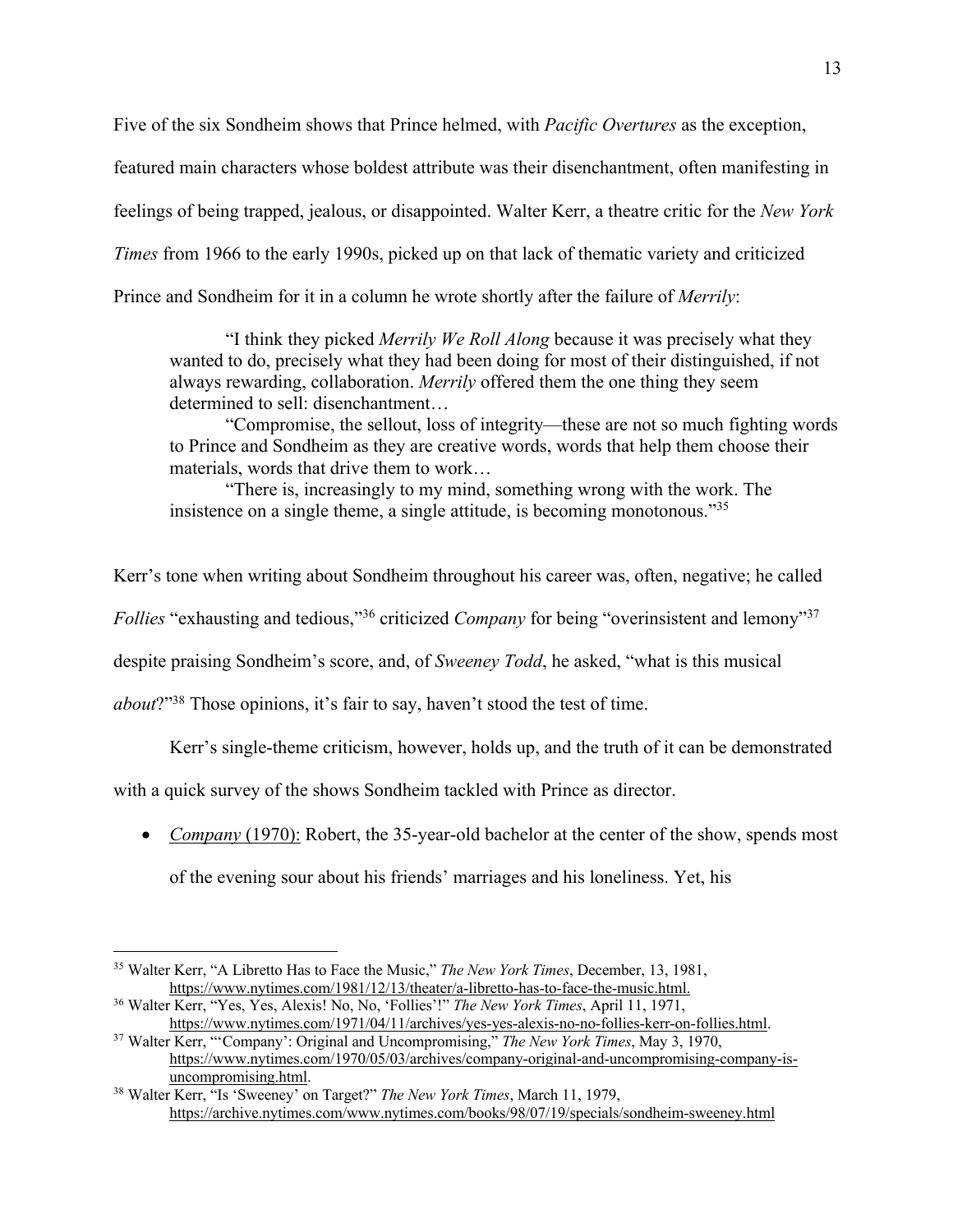Five of the six Sondheim shows that Prince helmed, with *Pacific Overtures* as the exception, featured main characters whose boldest attribute was their disenchantment, often manifesting in feelings of being trapped, jealous, or disappointed. Walter Kerr, a theatre critic for the *New York Times* from 1966 to the early 1990s, picked up on that lack of thematic variety and criticized Prince and Sondheim for it in a column he wrote shortly after the failure of *Merrily*:

> "I think they picked *Merrily We Roll Along* because it was precisely what they wanted to do, precisely what they had been doing for most of their distinguished, if not always rewarding, collaboration. *Merrily* offered them the one thing they seem determined to sell: disenchantment…
>
> "Compromise, the sellout, loss of integrity—these are not so much fighting words to Prince and Sondheim as they are creative words, words that help them choose their materials, words that drive them to work…
>
> "There is, increasingly to my mind, something wrong with the work. The insistence on a single theme, a single attitude, is becoming monotonous."[35]

Kerr's tone when writing about Sondheim throughout his career was, often, negative; he called *Follies* "exhausting and tedious,"[36] criticized *Company* for being "overinsistent and lemony"[37] despite praising Sondheim's score, and, of *Sweeney Todd*, he asked, "what is this musical *about*?"[38] Those opinions, it's fair to say, haven't stood the test of time.

Kerr's single-theme criticism, however, holds up, and the truth of it can be demonstrated with a quick survey of the shows Sondheim tackled with Prince as director.

- *Company* (1970): Robert, the 35-year-old bachelor at the center of the show, spends most of the evening sour about his friends' marriages and his loneliness. Yet, his

---

[35] Walter Kerr, "A Libretto Has to Face the Music," *The New York Times*, December, 13, 1981, https://www.nytimes.com/1981/12/13/theater/a-libretto-has-to-face-the-music.html.

[36] Walter Kerr, "Yes, Yes, Alexis! No, No, 'Follies'!" *The New York Times*, April 11, 1971, https://www.nytimes.com/1971/04/11/archives/yes-yes-alexis-no-no-follies-kerr-on-follies.html.

[37] Walter Kerr, "'Company': Original and Uncompromising," *The New York Times*, May 3, 1970, https://www.nytimes.com/1970/05/03/archives/company-original-and-uncompromising-company-is-uncompromising.html.

[38] Walter Kerr, "Is 'Sweeney' on Target?" *The New York Times*, March 11, 1979, https://archive.nytimes.com/www.nytimes.com/books/98/07/19/specials/sondheim-sweeney.html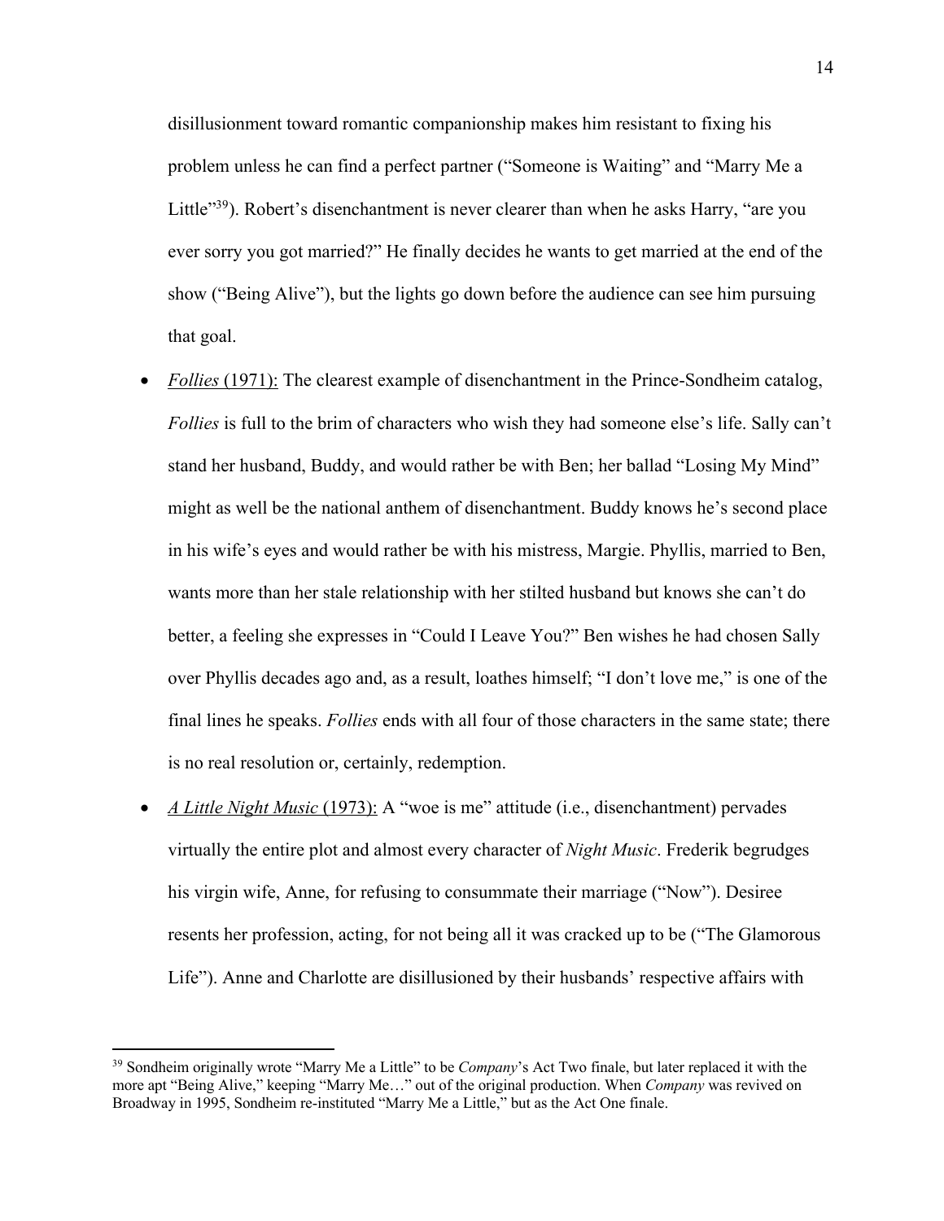disillusionment toward romantic companionship makes him resistant to fixing his problem unless he can find a perfect partner ("Someone is Waiting" and "Marry Me a Little"[39]). Robert's disenchantment is never clearer than when he asks Harry, "are you ever sorry you got married?" He finally decides he wants to get married at the end of the show ("Being Alive"), but the lights go down before the audience can see him pursuing that goal.

- *Follies* (1971): The clearest example of disenchantment in the Prince-Sondheim catalog, *Follies* is full to the brim of characters who wish they had someone else's life. Sally can't stand her husband, Buddy, and would rather be with Ben; her ballad "Losing My Mind" might as well be the national anthem of disenchantment. Buddy knows he's second place in his wife's eyes and would rather be with his mistress, Margie. Phyllis, married to Ben, wants more than her stale relationship with her stilted husband but knows she can't do better, a feeling she expresses in "Could I Leave You?" Ben wishes he had chosen Sally over Phyllis decades ago and, as a result, loathes himself; "I don't love me," is one of the final lines he speaks. *Follies* ends with all four of those characters in the same state; there is no real resolution or, certainly, redemption.
- *A Little Night Music* (1973): A "woe is me" attitude (i.e., disenchantment) pervades virtually the entire plot and almost every character of *Night Music*. Frederik begrudges his virgin wife, Anne, for refusing to consummate their marriage ("Now"). Desiree resents her profession, acting, for not being all it was cracked up to be ("The Glamorous Life"). Anne and Charlotte are disillusioned by their husbands' respective affairs with

[39] Sondheim originally wrote "Marry Me a Little" to be *Company*'s Act Two finale, but later replaced it with the more apt "Being Alive," keeping "Marry Me…" out of the original production. When *Company* was revived on Broadway in 1995, Sondheim re-instituted "Marry Me a Little," but as the Act One finale.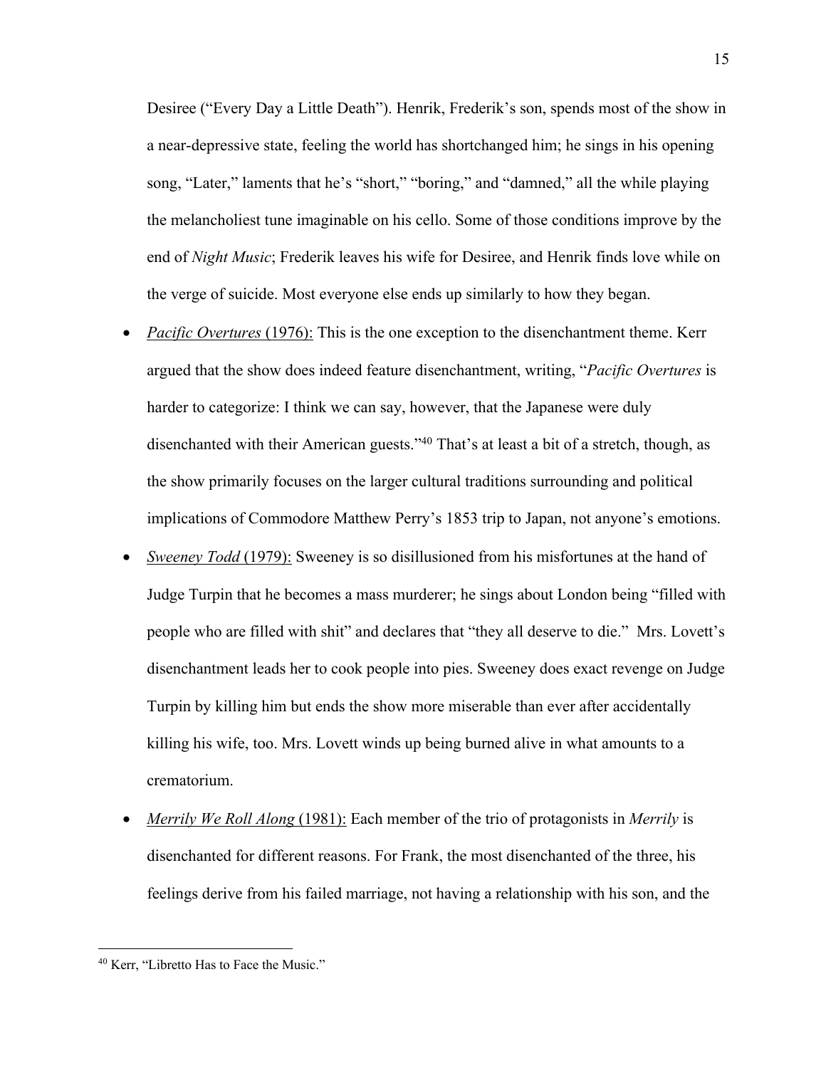Desiree (“Every Day a Little Death”). Henrik, Frederik’s son, spends most of the show in a near-depressive state, feeling the world has shortchanged him; he sings in his opening song, “Later,” laments that he’s “short,” “boring,” and “damned,” all the while playing the melancholiest tune imaginable on his cello. Some of those conditions improve by the end of *Night Music*; Frederik leaves his wife for Desiree, and Henrik finds love while on the verge of suicide. Most everyone else ends up similarly to how they began.

- <u>*Pacific Overtures* (1976):</u> This is the one exception to the disenchantment theme. Kerr argued that the show does indeed feature disenchantment, writing, “*Pacific Overtures* is harder to categorize: I think we can say, however, that the Japanese were duly disenchanted with their American guests.”[40] That’s at least a bit of a stretch, though, as the show primarily focuses on the larger cultural traditions surrounding and political implications of Commodore Matthew Perry’s 1853 trip to Japan, not anyone’s emotions.
- <u>*Sweeney Todd* (1979):</u> Sweeney is so disillusioned from his misfortunes at the hand of Judge Turpin that he becomes a mass murderer; he sings about London being “filled with people who are filled with shit” and declares that “they all deserve to die.” Mrs. Lovett’s disenchantment leads her to cook people into pies. Sweeney does exact revenge on Judge Turpin by killing him but ends the show more miserable than ever after accidentally killing his wife, too. Mrs. Lovett winds up being burned alive in what amounts to a crematorium.
- <u>*Merrily We Roll Along* (1981):</u> Each member of the trio of protagonists in *Merrily* is disenchanted for different reasons. For Frank, the most disenchanted of the three, his feelings derive from his failed marriage, not having a relationship with his son, and the

---

[40] Kerr, “Libretto Has to Face the Music.”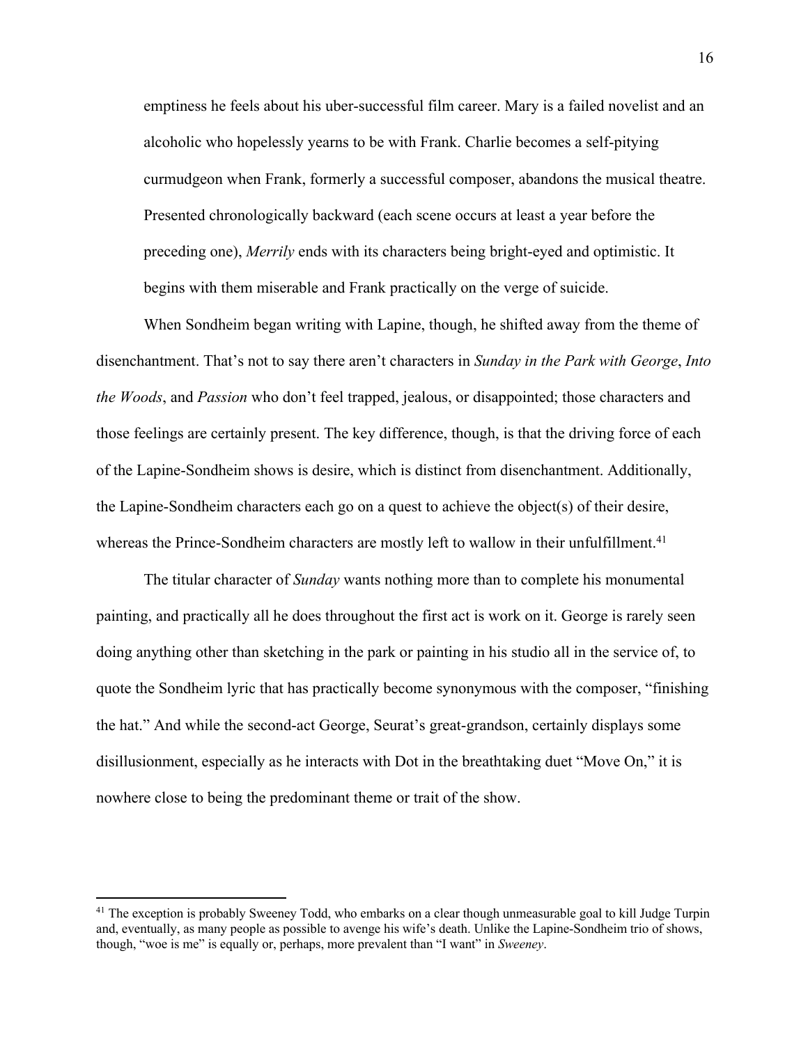emptiness he feels about his uber-successful film career. Mary is a failed novelist and an alcoholic who hopelessly yearns to be with Frank. Charlie becomes a self-pitying curmudgeon when Frank, formerly a successful composer, abandons the musical theatre. Presented chronologically backward (each scene occurs at least a year before the preceding one), *Merrily* ends with its characters being bright-eyed and optimistic. It begins with them miserable and Frank practically on the verge of suicide.

When Sondheim began writing with Lapine, though, he shifted away from the theme of disenchantment. That's not to say there aren't characters in *Sunday in the Park with George*, *Into the Woods*, and *Passion* who don't feel trapped, jealous, or disappointed; those characters and those feelings are certainly present. The key difference, though, is that the driving force of each of the Lapine-Sondheim shows is desire, which is distinct from disenchantment. Additionally, the Lapine-Sondheim characters each go on a quest to achieve the object(s) of their desire, whereas the Prince-Sondheim characters are mostly left to wallow in their unfulfillment.[41]

The titular character of *Sunday* wants nothing more than to complete his monumental painting, and practically all he does throughout the first act is work on it. George is rarely seen doing anything other than sketching in the park or painting in his studio all in the service of, to quote the Sondheim lyric that has practically become synonymous with the composer, "finishing the hat." And while the second-act George, Seurat's great-grandson, certainly displays some disillusionment, especially as he interacts with Dot in the breathtaking duet "Move On," it is nowhere close to being the predominant theme or trait of the show.

---

[41] The exception is probably Sweeney Todd, who embarks on a clear though unmeasurable goal to kill Judge Turpin and, eventually, as many people as possible to avenge his wife's death. Unlike the Lapine-Sondheim trio of shows, though, "woe is me" is equally or, perhaps, more prevalent than "I want" in *Sweeney*.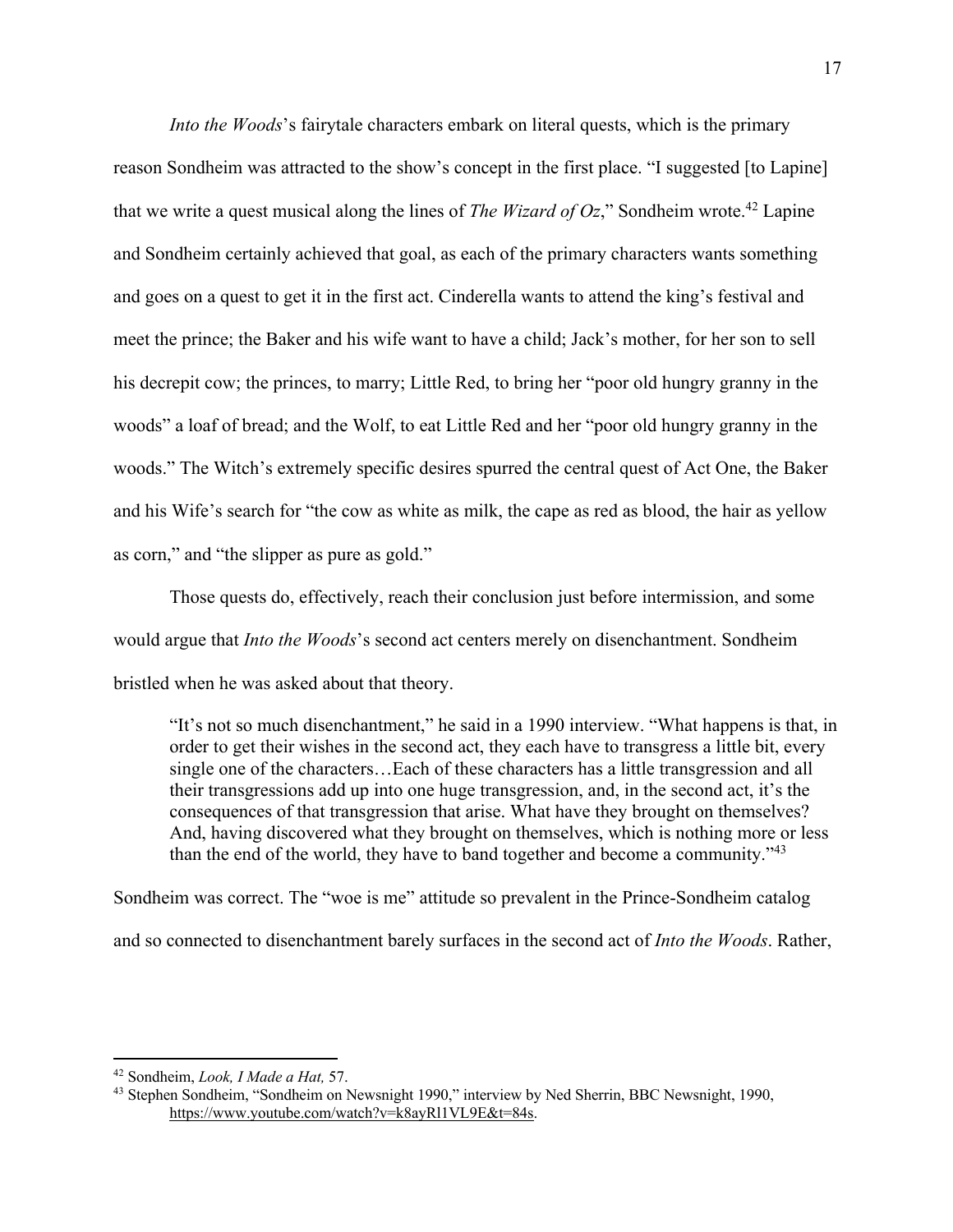*Into the Woods*'s fairytale characters embark on literal quests, which is the primary reason Sondheim was attracted to the show's concept in the first place. "I suggested [to Lapine] that we write a quest musical along the lines of *The Wizard of Oz*," Sondheim wrote.[42] Lapine and Sondheim certainly achieved that goal, as each of the primary characters wants something and goes on a quest to get it in the first act. Cinderella wants to attend the king's festival and meet the prince; the Baker and his wife want to have a child; Jack's mother, for her son to sell his decrepit cow; the princes, to marry; Little Red, to bring her "poor old hungry granny in the woods" a loaf of bread; and the Wolf, to eat Little Red and her "poor old hungry granny in the woods." The Witch's extremely specific desires spurred the central quest of Act One, the Baker and his Wife's search for "the cow as white as milk, the cape as red as blood, the hair as yellow as corn," and "the slipper as pure as gold."

Those quests do, effectively, reach their conclusion just before intermission, and some would argue that *Into the Woods*'s second act centers merely on disenchantment. Sondheim bristled when he was asked about that theory.

> "It's not so much disenchantment," he said in a 1990 interview. "What happens is that, in order to get their wishes in the second act, they each have to transgress a little bit, every single one of the characters…Each of these characters has a little transgression and all their transgressions add up into one huge transgression, and, in the second act, it's the consequences of that transgression that arise. What have they brought on themselves? And, having discovered what they brought on themselves, which is nothing more or less than the end of the world, they have to band together and become a community."[43]

Sondheim was correct. The "woe is me" attitude so prevalent in the Prince-Sondheim catalog and so connected to disenchantment barely surfaces in the second act of *Into the Woods*. Rather,

---

[42] Sondheim, *Look, I Made a Hat,* 57.

[43] Stephen Sondheim, "Sondheim on Newsnight 1990," interview by Ned Sherrin, BBC Newsnight, 1990, https://www.youtube.com/watch?v=k8ayRl1VL9E&t=84s.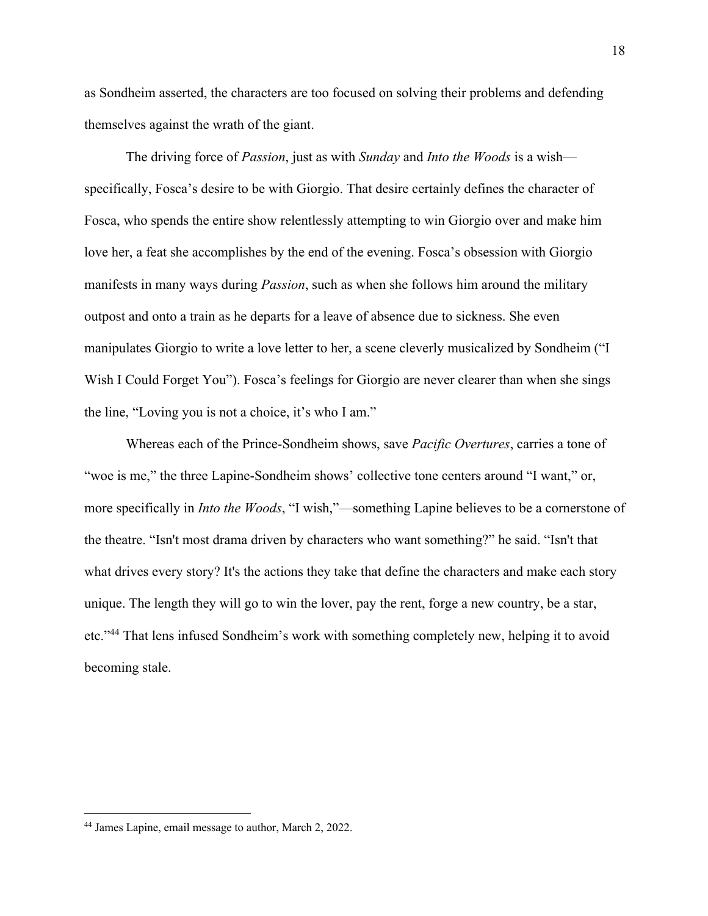as Sondheim asserted, the characters are too focused on solving their problems and defending themselves against the wrath of the giant.

The driving force of *Passion*, just as with *Sunday* and *Into the Woods* is a wish—specifically, Fosca's desire to be with Giorgio. That desire certainly defines the character of Fosca, who spends the entire show relentlessly attempting to win Giorgio over and make him love her, a feat she accomplishes by the end of the evening. Fosca's obsession with Giorgio manifests in many ways during *Passion*, such as when she follows him around the military outpost and onto a train as he departs for a leave of absence due to sickness. She even manipulates Giorgio to write a love letter to her, a scene cleverly musicalized by Sondheim ("I Wish I Could Forget You"). Fosca's feelings for Giorgio are never clearer than when she sings the line, "Loving you is not a choice, it's who I am."

Whereas each of the Prince-Sondheim shows, save *Pacific Overtures*, carries a tone of "woe is me," the three Lapine-Sondheim shows' collective tone centers around "I want," or, more specifically in *Into the Woods*, "I wish,"—something Lapine believes to be a cornerstone of the theatre. "Isn't most drama driven by characters who want something?" he said. "Isn't that what drives every story? It's the actions they take that define the characters and make each story unique. The length they will go to win the lover, pay the rent, forge a new country, be a star, etc."[44] That lens infused Sondheim's work with something completely new, helping it to avoid becoming stale.

[44] James Lapine, email message to author, March 2, 2022.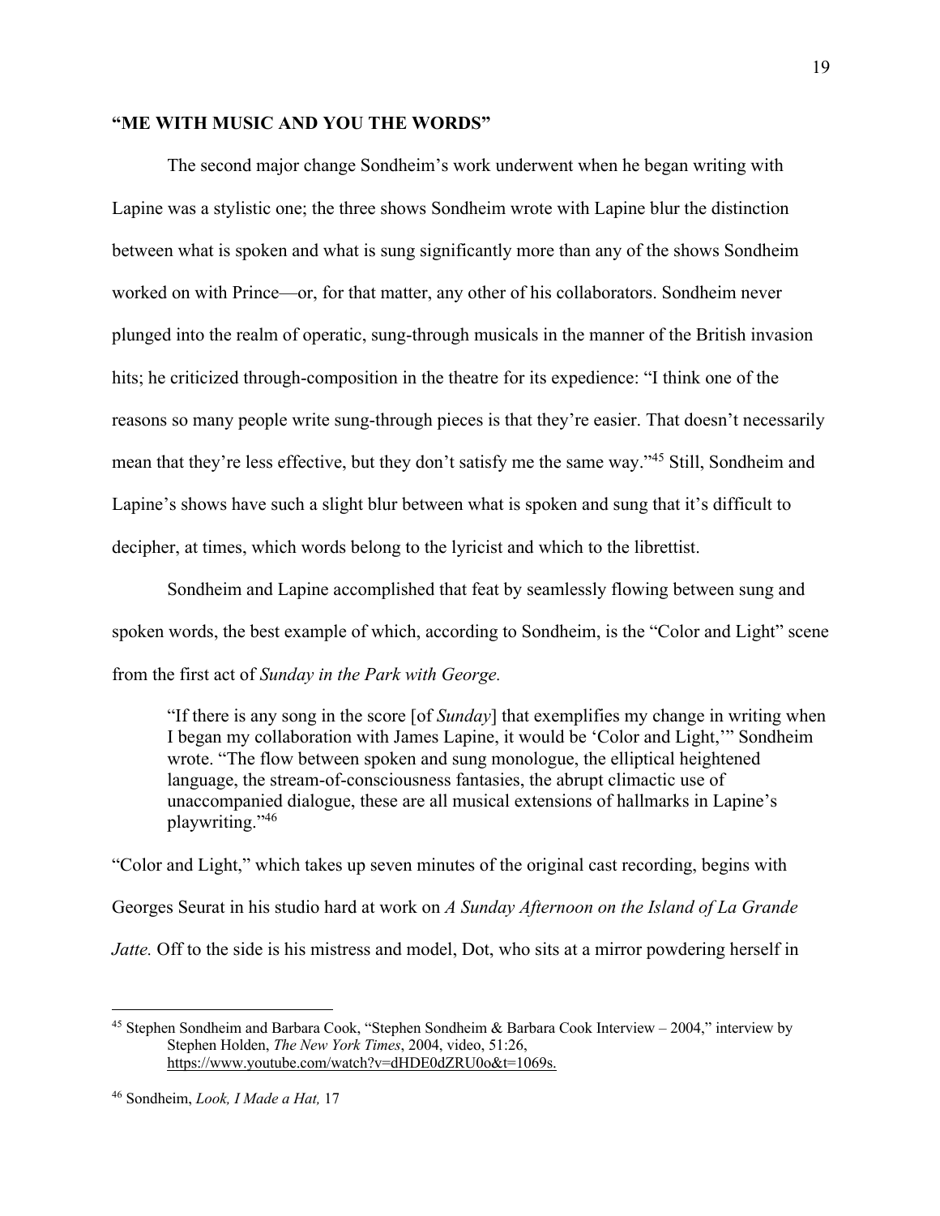**"ME WITH MUSIC AND YOU THE WORDS"**

The second major change Sondheim's work underwent when he began writing with Lapine was a stylistic one; the three shows Sondheim wrote with Lapine blur the distinction between what is spoken and what is sung significantly more than any of the shows Sondheim worked on with Prince—or, for that matter, any other of his collaborators. Sondheim never plunged into the realm of operatic, sung-through musicals in the manner of the British invasion hits; he criticized through-composition in the theatre for its expedience: "I think one of the reasons so many people write sung-through pieces is that they're easier. That doesn't necessarily mean that they're less effective, but they don't satisfy me the same way."[45] Still, Sondheim and Lapine's shows have such a slight blur between what is spoken and sung that it's difficult to decipher, at times, which words belong to the lyricist and which to the librettist.

Sondheim and Lapine accomplished that feat by seamlessly flowing between sung and spoken words, the best example of which, according to Sondheim, is the "Color and Light" scene from the first act of *Sunday in the Park with George.*

> "If there is any song in the score [of *Sunday*] that exemplifies my change in writing when I began my collaboration with James Lapine, it would be 'Color and Light,'" Sondheim wrote. "The flow between spoken and sung monologue, the elliptical heightened language, the stream-of-consciousness fantasies, the abrupt climactic use of unaccompanied dialogue, these are all musical extensions of hallmarks in Lapine's playwriting."[46]

"Color and Light," which takes up seven minutes of the original cast recording, begins with Georges Seurat in his studio hard at work on *A Sunday Afternoon on the Island of La Grande Jatte.* Off to the side is his mistress and model, Dot, who sits at a mirror powdering herself in

---

[45] Stephen Sondheim and Barbara Cook, "Stephen Sondheim & Barbara Cook Interview – 2004," interview by Stephen Holden, *The New York Times*, 2004, video, 51:26, https://www.youtube.com/watch?v=dHDE0dZRU0o&t=1069s.

[46] Sondheim, *Look, I Made a Hat,* 17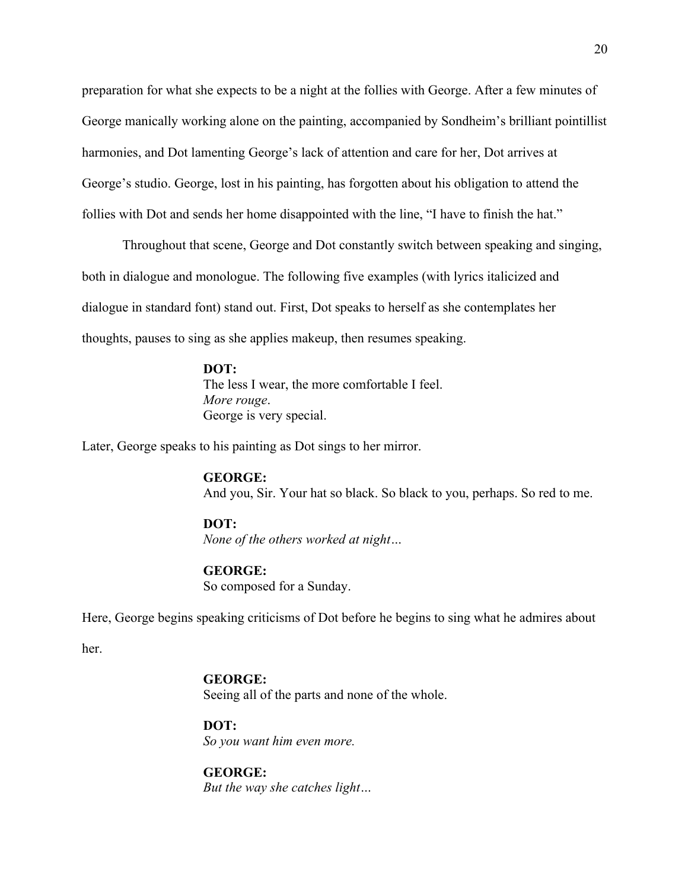preparation for what she expects to be a night at the follies with George. After a few minutes of George manically working alone on the painting, accompanied by Sondheim's brilliant pointillist harmonies, and Dot lamenting George's lack of attention and care for her, Dot arrives at George's studio. George, lost in his painting, has forgotten about his obligation to attend the follies with Dot and sends her home disappointed with the line, "I have to finish the hat."

Throughout that scene, George and Dot constantly switch between speaking and singing, both in dialogue and monologue. The following five examples (with lyrics italicized and dialogue in standard font) stand out. First, Dot speaks to herself as she contemplates her thoughts, pauses to sing as she applies makeup, then resumes speaking.

> **DOT:**
> The less I wear, the more comfortable I feel.
> *More rouge*.
> George is very special.

Later, George speaks to his painting as Dot sings to her mirror.

> **GEORGE:**
> And you, Sir. Your hat so black. So black to you, perhaps. So red to me.
>
> **DOT:**
> *None of the others worked at night…*
>
> **GEORGE:**
> So composed for a Sunday.

Here, George begins speaking criticisms of Dot before he begins to sing what he admires about her.

> **GEORGE:**
> Seeing all of the parts and none of the whole.
>
> **DOT:**
> *So you want him even more.*
>
> **GEORGE:**
> *But the way she catches light…*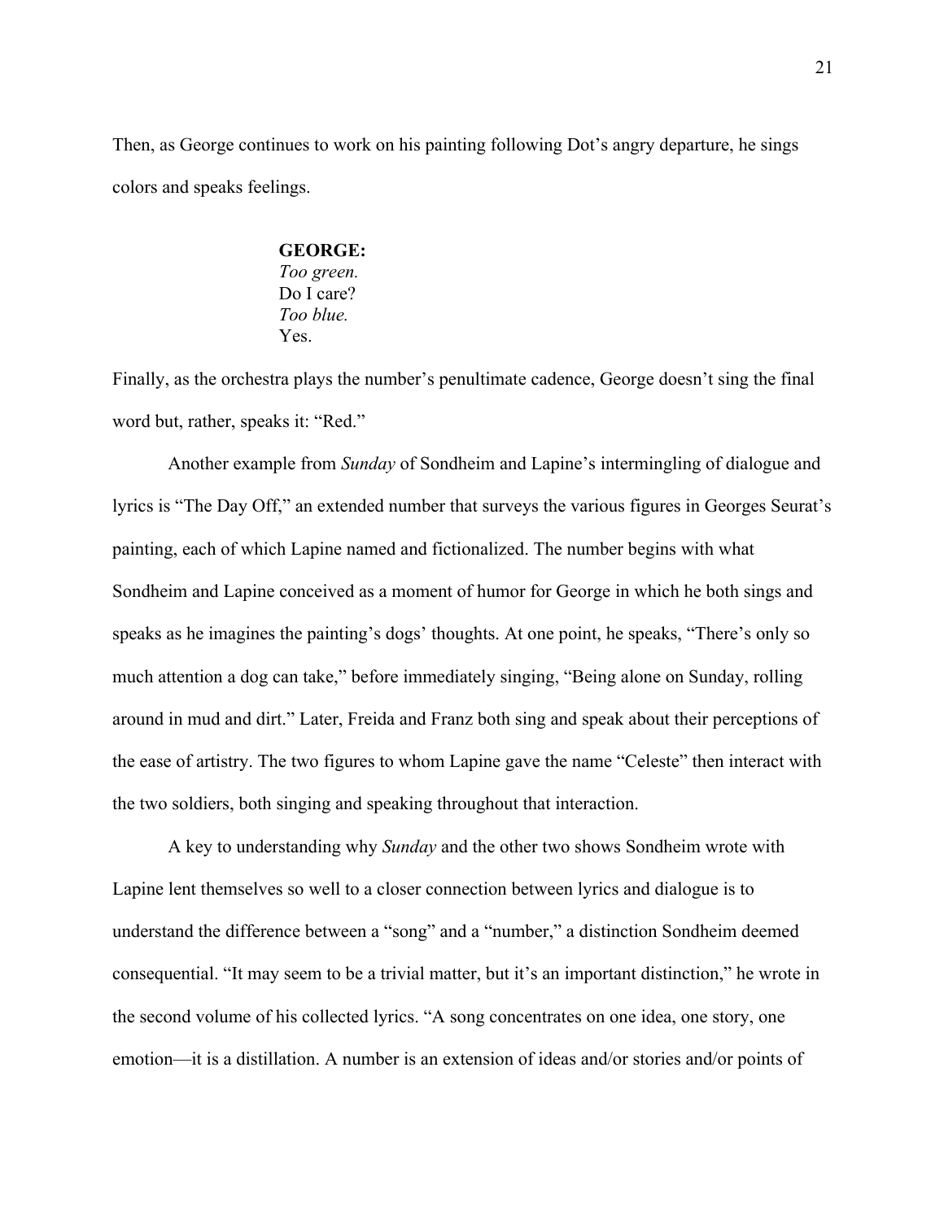Then, as George continues to work on his painting following Dot's angry departure, he sings colors and speaks feelings.

> **GEORGE:**
> *Too green.*
> Do I care?
> *Too blue.*
> Yes.

Finally, as the orchestra plays the number's penultimate cadence, George doesn't sing the final word but, rather, speaks it: "Red."

Another example from *Sunday* of Sondheim and Lapine's intermingling of dialogue and lyrics is "The Day Off," an extended number that surveys the various figures in Georges Seurat's painting, each of which Lapine named and fictionalized. The number begins with what Sondheim and Lapine conceived as a moment of humor for George in which he both sings and speaks as he imagines the painting's dogs' thoughts. At one point, he speaks, "There's only so much attention a dog can take," before immediately singing, "Being alone on Sunday, rolling around in mud and dirt." Later, Freida and Franz both sing and speak about their perceptions of the ease of artistry. The two figures to whom Lapine gave the name "Celeste" then interact with the two soldiers, both singing and speaking throughout that interaction.

A key to understanding why *Sunday* and the other two shows Sondheim wrote with Lapine lent themselves so well to a closer connection between lyrics and dialogue is to understand the difference between a "song" and a "number," a distinction Sondheim deemed consequential. "It may seem to be a trivial matter, but it's an important distinction," he wrote in the second volume of his collected lyrics. "A song concentrates on one idea, one story, one emotion—it is a distillation. A number is an extension of ideas and/or stories and/or points of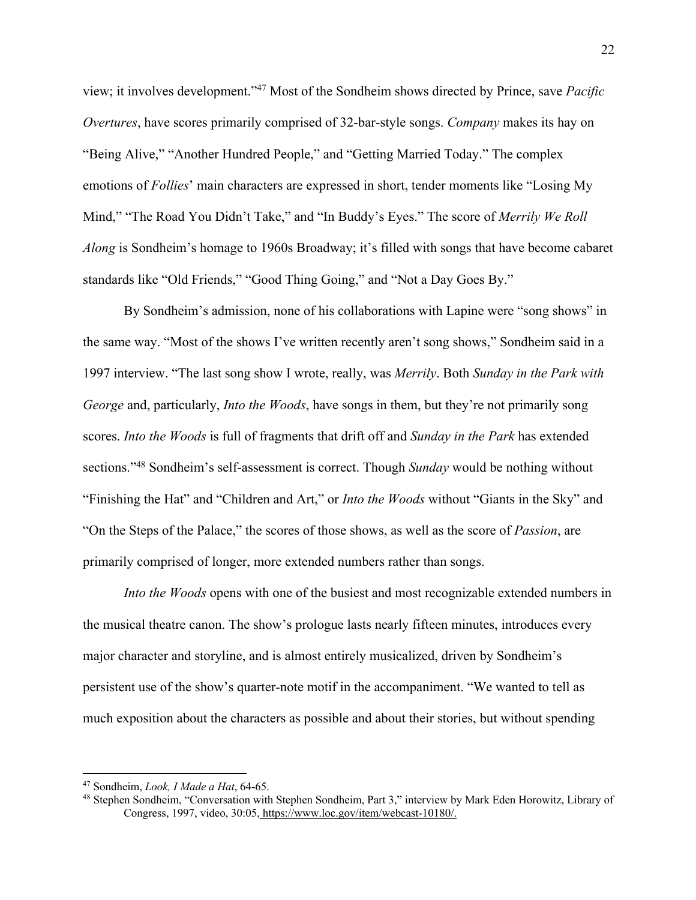view; it involves development."[47] Most of the Sondheim shows directed by Prince, save *Pacific Overtures*, have scores primarily comprised of 32-bar-style songs. *Company* makes its hay on "Being Alive," "Another Hundred People," and "Getting Married Today." The complex emotions of *Follies*' main characters are expressed in short, tender moments like "Losing My Mind," "The Road You Didn't Take," and "In Buddy's Eyes." The score of *Merrily We Roll Along* is Sondheim's homage to 1960s Broadway; it's filled with songs that have become cabaret standards like "Old Friends," "Good Thing Going," and "Not a Day Goes By."

By Sondheim's admission, none of his collaborations with Lapine were "song shows" in the same way. "Most of the shows I've written recently aren't song shows," Sondheim said in a 1997 interview. "The last song show I wrote, really, was *Merrily*. Both *Sunday in the Park with George* and, particularly, *Into the Woods*, have songs in them, but they're not primarily song scores. *Into the Woods* is full of fragments that drift off and *Sunday in the Park* has extended sections."[48] Sondheim's self-assessment is correct. Though *Sunday* would be nothing without "Finishing the Hat" and "Children and Art," or *Into the Woods* without "Giants in the Sky" and "On the Steps of the Palace," the scores of those shows, as well as the score of *Passion*, are primarily comprised of longer, more extended numbers rather than songs.

*Into the Woods* opens with one of the busiest and most recognizable extended numbers in the musical theatre canon. The show's prologue lasts nearly fifteen minutes, introduces every major character and storyline, and is almost entirely musicalized, driven by Sondheim's persistent use of the show's quarter-note motif in the accompaniment. "We wanted to tell as much exposition about the characters as possible and about their stories, but without spending

---

[47] Sondheim, *Look, I Made a Hat*, 64-65.

[48] Stephen Sondheim, "Conversation with Stephen Sondheim, Part 3," interview by Mark Eden Horowitz, Library of Congress, 1997, video, 30:05, https://www.loc.gov/item/webcast-10180/.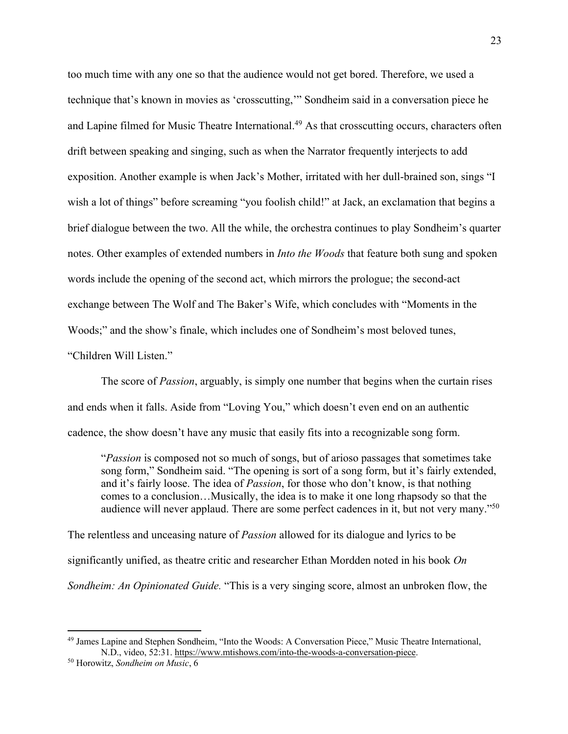too much time with any one so that the audience would not get bored. Therefore, we used a technique that's known in movies as 'crosscutting,'" Sondheim said in a conversation piece he and Lapine filmed for Music Theatre International.[49] As that crosscutting occurs, characters often drift between speaking and singing, such as when the Narrator frequently interjects to add exposition. Another example is when Jack's Mother, irritated with her dull-brained son, sings "I wish a lot of things" before screaming "you foolish child!" at Jack, an exclamation that begins a brief dialogue between the two. All the while, the orchestra continues to play Sondheim's quarter notes. Other examples of extended numbers in *Into the Woods* that feature both sung and spoken words include the opening of the second act, which mirrors the prologue; the second-act exchange between The Wolf and The Baker's Wife, which concludes with "Moments in the Woods;" and the show's finale, which includes one of Sondheim's most beloved tunes, "Children Will Listen."

The score of *Passion*, arguably, is simply one number that begins when the curtain rises and ends when it falls. Aside from "Loving You," which doesn't even end on an authentic cadence, the show doesn't have any music that easily fits into a recognizable song form.

> "*Passion* is composed not so much of songs, but of arioso passages that sometimes take song form," Sondheim said. "The opening is sort of a song form, but it's fairly extended, and it's fairly loose. The idea of *Passion*, for those who don't know, is that nothing comes to a conclusion…Musically, the idea is to make it one long rhapsody so that the audience will never applaud. There are some perfect cadences in it, but not very many."[50]

The relentless and unceasing nature of *Passion* allowed for its dialogue and lyrics to be significantly unified, as theatre critic and researcher Ethan Mordden noted in his book *On Sondheim: An Opinionated Guide.* "This is a very singing score, almost an unbroken flow, the

---

[49] James Lapine and Stephen Sondheim, "Into the Woods: A Conversation Piece," Music Theatre International, N.D., video, 52:31. https://www.mtishows.com/into-the-woods-a-conversation-piece.

[50] Horowitz, *Sondheim on Music*, 6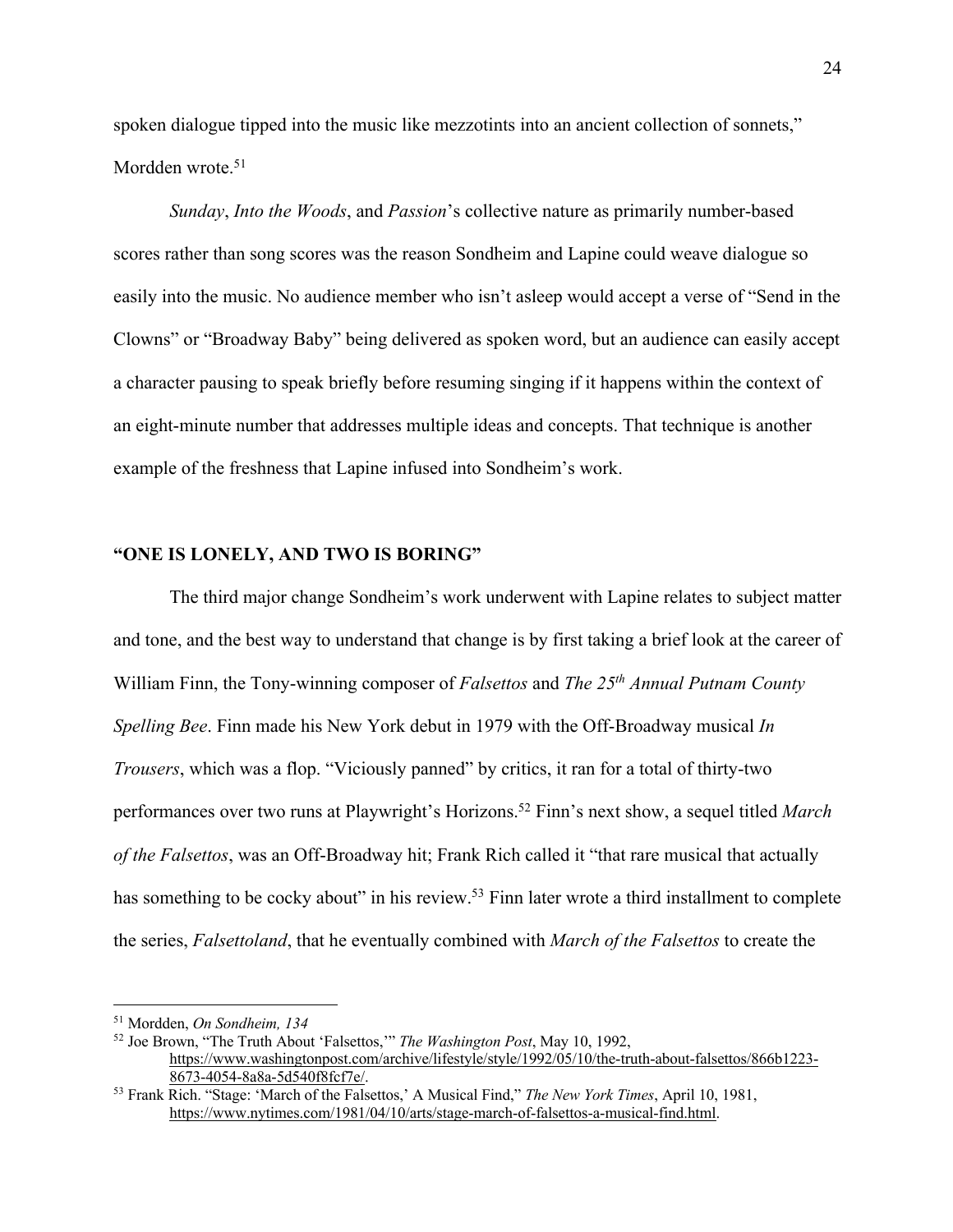spoken dialogue tipped into the music like mezzotints into an ancient collection of sonnets," Mordden wrote.[51]

*Sunday*, *Into the Woods*, and *Passion*'s collective nature as primarily number-based scores rather than song scores was the reason Sondheim and Lapine could weave dialogue so easily into the music. No audience member who isn't asleep would accept a verse of "Send in the Clowns" or "Broadway Baby" being delivered as spoken word, but an audience can easily accept a character pausing to speak briefly before resuming singing if it happens within the context of an eight-minute number that addresses multiple ideas and concepts. That technique is another example of the freshness that Lapine infused into Sondheim's work.

## "ONE IS LONELY, AND TWO IS BORING"

The third major change Sondheim's work underwent with Lapine relates to subject matter and tone, and the best way to understand that change is by first taking a brief look at the career of William Finn, the Tony-winning composer of *Falsettos* and *The 25th Annual Putnam County Spelling Bee*. Finn made his New York debut in 1979 with the Off-Broadway musical *In Trousers*, which was a flop. "Viciously panned" by critics, it ran for a total of thirty-two performances over two runs at Playwright's Horizons.[52] Finn's next show, a sequel titled *March of the Falsettos*, was an Off-Broadway hit; Frank Rich called it "that rare musical that actually has something to be cocky about" in his review.[53] Finn later wrote a third installment to complete the series, *Falsettoland*, that he eventually combined with *March of the Falsettos* to create the

---

[51] Mordden, *On Sondheim, 134*

[52] Joe Brown, "The Truth About 'Falsettos,'" *The Washington Post*, May 10, 1992, https://www.washingtonpost.com/archive/lifestyle/style/1992/05/10/the-truth-about-falsettos/866b1223-8673-4054-8a8a-5d540f8fcf7e/.

[53] Frank Rich. "Stage: 'March of the Falsettos,' A Musical Find," *The New York Times*, April 10, 1981, https://www.nytimes.com/1981/04/10/arts/stage-march-of-falsettos-a-musical-find.html.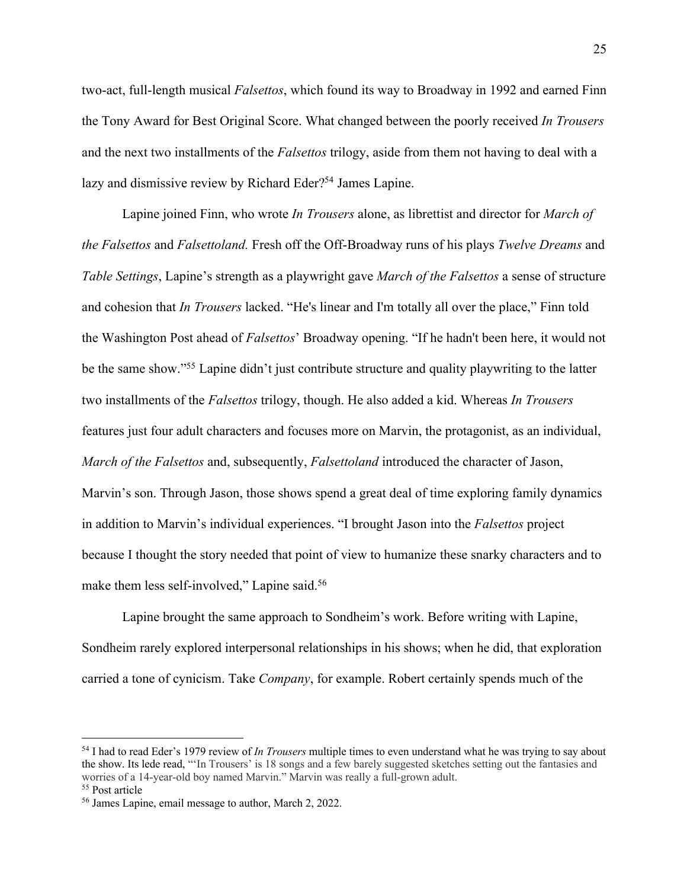two-act, full-length musical *Falsettos*, which found its way to Broadway in 1992 and earned Finn the Tony Award for Best Original Score. What changed between the poorly received *In Trousers* and the next two installments of the *Falsettos* trilogy, aside from them not having to deal with a lazy and dismissive review by Richard Eder?[54] James Lapine.

Lapine joined Finn, who wrote *In Trousers* alone, as librettist and director for *March of the Falsettos* and *Falsettoland.* Fresh off the Off-Broadway runs of his plays *Twelve Dreams* and *Table Settings*, Lapine's strength as a playwright gave *March of the Falsettos* a sense of structure and cohesion that *In Trousers* lacked. "He's linear and I'm totally all over the place," Finn told the Washington Post ahead of *Falsettos*' Broadway opening. "If he hadn't been here, it would not be the same show."[55] Lapine didn't just contribute structure and quality playwriting to the latter two installments of the *Falsettos* trilogy, though. He also added a kid. Whereas *In Trousers* features just four adult characters and focuses more on Marvin, the protagonist, as an individual, *March of the Falsettos* and, subsequently, *Falsettoland* introduced the character of Jason, Marvin's son. Through Jason, those shows spend a great deal of time exploring family dynamics in addition to Marvin's individual experiences. "I brought Jason into the *Falsettos* project because I thought the story needed that point of view to humanize these snarky characters and to make them less self-involved," Lapine said.[56]

Lapine brought the same approach to Sondheim's work. Before writing with Lapine, Sondheim rarely explored interpersonal relationships in his shows; when he did, that exploration carried a tone of cynicism. Take *Company*, for example. Robert certainly spends much of the

---

[54] I had to read Eder's 1979 review of *In Trousers* multiple times to even understand what he was trying to say about the show. Its lede read, "'In Trousers' is 18 songs and a few barely suggested sketches setting out the fantasies and worries of a 14-year-old boy named Marvin." Marvin was really a full-grown adult.

[55] Post article

[56] James Lapine, email message to author, March 2, 2022.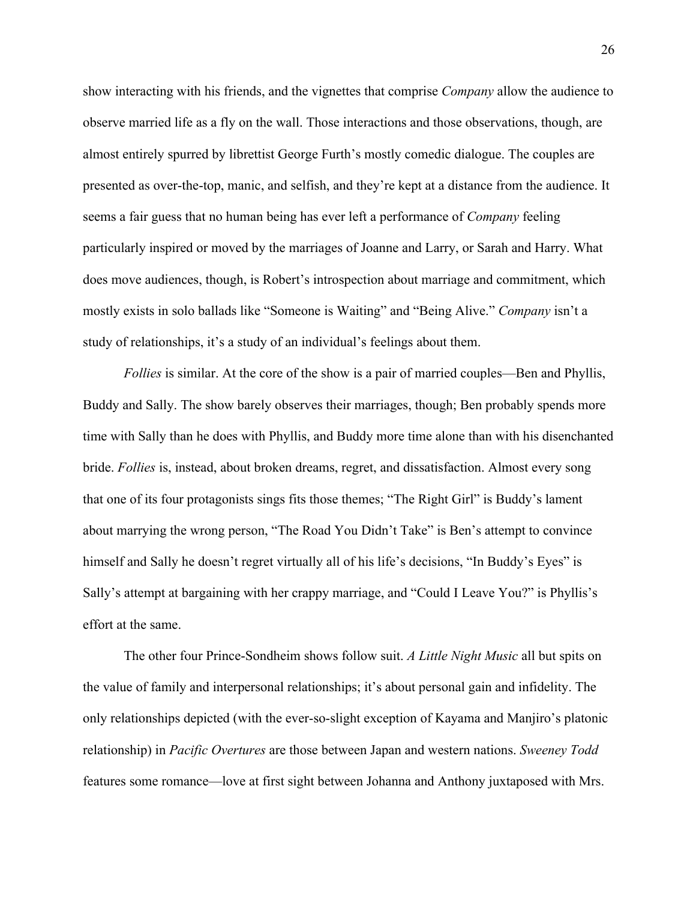show interacting with his friends, and the vignettes that comprise *Company* allow the audience to observe married life as a fly on the wall. Those interactions and those observations, though, are almost entirely spurred by librettist George Furth's mostly comedic dialogue. The couples are presented as over-the-top, manic, and selfish, and they're kept at a distance from the audience. It seems a fair guess that no human being has ever left a performance of *Company* feeling particularly inspired or moved by the marriages of Joanne and Larry, or Sarah and Harry. What does move audiences, though, is Robert's introspection about marriage and commitment, which mostly exists in solo ballads like "Someone is Waiting" and "Being Alive." *Company* isn't a study of relationships, it's a study of an individual's feelings about them.

*Follies* is similar. At the core of the show is a pair of married couples—Ben and Phyllis, Buddy and Sally. The show barely observes their marriages, though; Ben probably spends more time with Sally than he does with Phyllis, and Buddy more time alone than with his disenchanted bride. *Follies* is, instead, about broken dreams, regret, and dissatisfaction. Almost every song that one of its four protagonists sings fits those themes; "The Right Girl" is Buddy's lament about marrying the wrong person, "The Road You Didn't Take" is Ben's attempt to convince himself and Sally he doesn't regret virtually all of his life's decisions, "In Buddy's Eyes" is Sally's attempt at bargaining with her crappy marriage, and "Could I Leave You?" is Phyllis's effort at the same.

The other four Prince-Sondheim shows follow suit. *A Little Night Music* all but spits on the value of family and interpersonal relationships; it's about personal gain and infidelity. The only relationships depicted (with the ever-so-slight exception of Kayama and Manjiro's platonic relationship) in *Pacific Overtures* are those between Japan and western nations. *Sweeney Todd* features some romance—love at first sight between Johanna and Anthony juxtaposed with Mrs.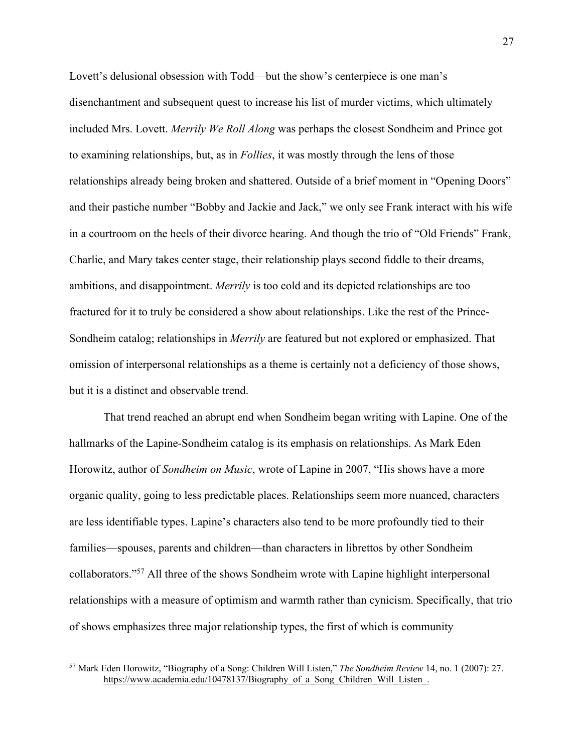Lovett's delusional obsession with Todd—but the show's centerpiece is one man's disenchantment and subsequent quest to increase his list of murder victims, which ultimately included Mrs. Lovett. *Merrily We Roll Along* was perhaps the closest Sondheim and Prince got to examining relationships, but, as in *Follies*, it was mostly through the lens of those relationships already being broken and shattered. Outside of a brief moment in "Opening Doors" and their pastiche number "Bobby and Jackie and Jack," we only see Frank interact with his wife in a courtroom on the heels of their divorce hearing. And though the trio of "Old Friends" Frank, Charlie, and Mary takes center stage, their relationship plays second fiddle to their dreams, ambitions, and disappointment. *Merrily* is too cold and its depicted relationships are too fractured for it to truly be considered a show about relationships. Like the rest of the Prince-Sondheim catalog; relationships in *Merrily* are featured but not explored or emphasized. That omission of interpersonal relationships as a theme is certainly not a deficiency of those shows, but it is a distinct and observable trend.

That trend reached an abrupt end when Sondheim began writing with Lapine. One of the hallmarks of the Lapine-Sondheim catalog is its emphasis on relationships. As Mark Eden Horowitz, author of *Sondheim on Music*, wrote of Lapine in 2007, "His shows have a more organic quality, going to less predictable places. Relationships seem more nuanced, characters are less identifiable types. Lapine's characters also tend to be more profoundly tied to their families—spouses, parents and children—than characters in librettos by other Sondheim collaborators."[57] All three of the shows Sondheim wrote with Lapine highlight interpersonal relationships with a measure of optimism and warmth rather than cynicism. Specifically, that trio of shows emphasizes three major relationship types, the first of which is community

[57] Mark Eden Horowitz, "Biography of a Song: Children Will Listen," *The Sondheim Review* 14, no. 1 (2007): 27. https://www.academia.edu/10478137/Biography_of_a_Song_Children_Will_Listen_.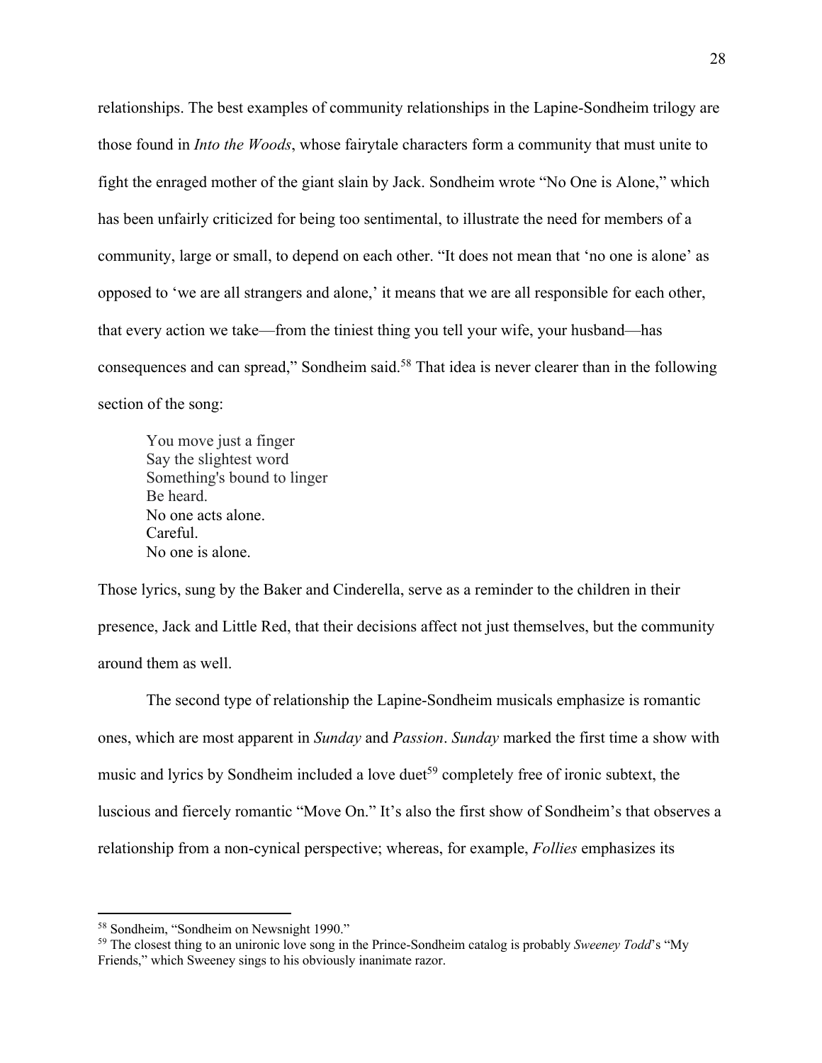relationships. The best examples of community relationships in the Lapine-Sondheim trilogy are those found in *Into the Woods*, whose fairytale characters form a community that must unite to fight the enraged mother of the giant slain by Jack. Sondheim wrote "No One is Alone," which has been unfairly criticized for being too sentimental, to illustrate the need for members of a community, large or small, to depend on each other. "It does not mean that 'no one is alone' as opposed to 'we are all strangers and alone,' it means that we are all responsible for each other, that every action we take—from the tiniest thing you tell your wife, your husband—has consequences and can spread," Sondheim said.[58] That idea is never clearer than in the following section of the song:

> You move just a finger
> Say the slightest word
> Something's bound to linger
> Be heard.
> No one acts alone.
> Careful.
> No one is alone.

Those lyrics, sung by the Baker and Cinderella, serve as a reminder to the children in their presence, Jack and Little Red, that their decisions affect not just themselves, but the community around them as well.

The second type of relationship the Lapine-Sondheim musicals emphasize is romantic ones, which are most apparent in *Sunday* and *Passion*. *Sunday* marked the first time a show with music and lyrics by Sondheim included a love duet[59] completely free of ironic subtext, the luscious and fiercely romantic "Move On." It's also the first show of Sondheim's that observes a relationship from a non-cynical perspective; whereas, for example, *Follies* emphasizes its

---

[58] Sondheim, "Sondheim on Newsnight 1990."

[59] The closest thing to an unironic love song in the Prince-Sondheim catalog is probably *Sweeney Todd*'s "My Friends," which Sweeney sings to his obviously inanimate razor.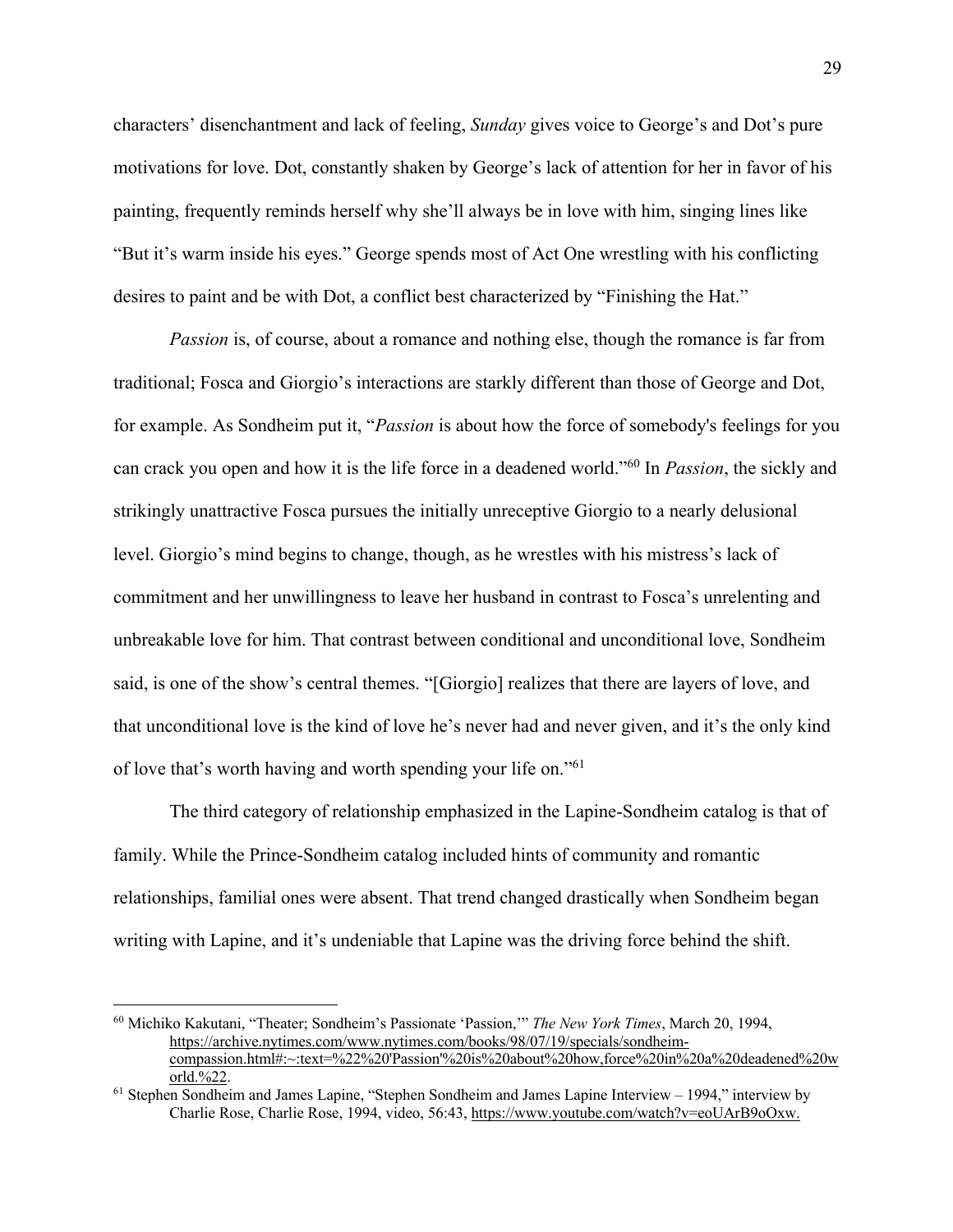characters' disenchantment and lack of feeling, *Sunday* gives voice to George's and Dot's pure motivations for love. Dot, constantly shaken by George's lack of attention for her in favor of his painting, frequently reminds herself why she'll always be in love with him, singing lines like "But it's warm inside his eyes." George spends most of Act One wrestling with his conflicting desires to paint and be with Dot, a conflict best characterized by "Finishing the Hat."

*Passion* is, of course, about a romance and nothing else, though the romance is far from traditional; Fosca and Giorgio's interactions are starkly different than those of George and Dot, for example. As Sondheim put it, "*Passion* is about how the force of somebody's feelings for you can crack you open and how it is the life force in a deadened world."[60] In *Passion*, the sickly and strikingly unattractive Fosca pursues the initially unreceptive Giorgio to a nearly delusional level. Giorgio's mind begins to change, though, as he wrestles with his mistress's lack of commitment and her unwillingness to leave her husband in contrast to Fosca's unrelenting and unbreakable love for him. That contrast between conditional and unconditional love, Sondheim said, is one of the show's central themes. "[Giorgio] realizes that there are layers of love, and that unconditional love is the kind of love he's never had and never given, and it's the only kind of love that's worth having and worth spending your life on."[61]

The third category of relationship emphasized in the Lapine-Sondheim catalog is that of family. While the Prince-Sondheim catalog included hints of community and romantic relationships, familial ones were absent. That trend changed drastically when Sondheim began writing with Lapine, and it's undeniable that Lapine was the driving force behind the shift.

---

[60] Michiko Kakutani, "Theater; Sondheim's Passionate 'Passion,'" *The New York Times*, March 20, 1994, https://archive.nytimes.com/www.nytimes.com/books/98/07/19/specials/sondheim-compassion.html#:~:text=%22%20'Passion'%20is%20about%20how,force%20in%20a%20deadened%20world.%22.

[61] Stephen Sondheim and James Lapine, "Stephen Sondheim and James Lapine Interview – 1994," interview by Charlie Rose, Charlie Rose, 1994, video, 56:43, https://www.youtube.com/watch?v=eoUArB9oOxw.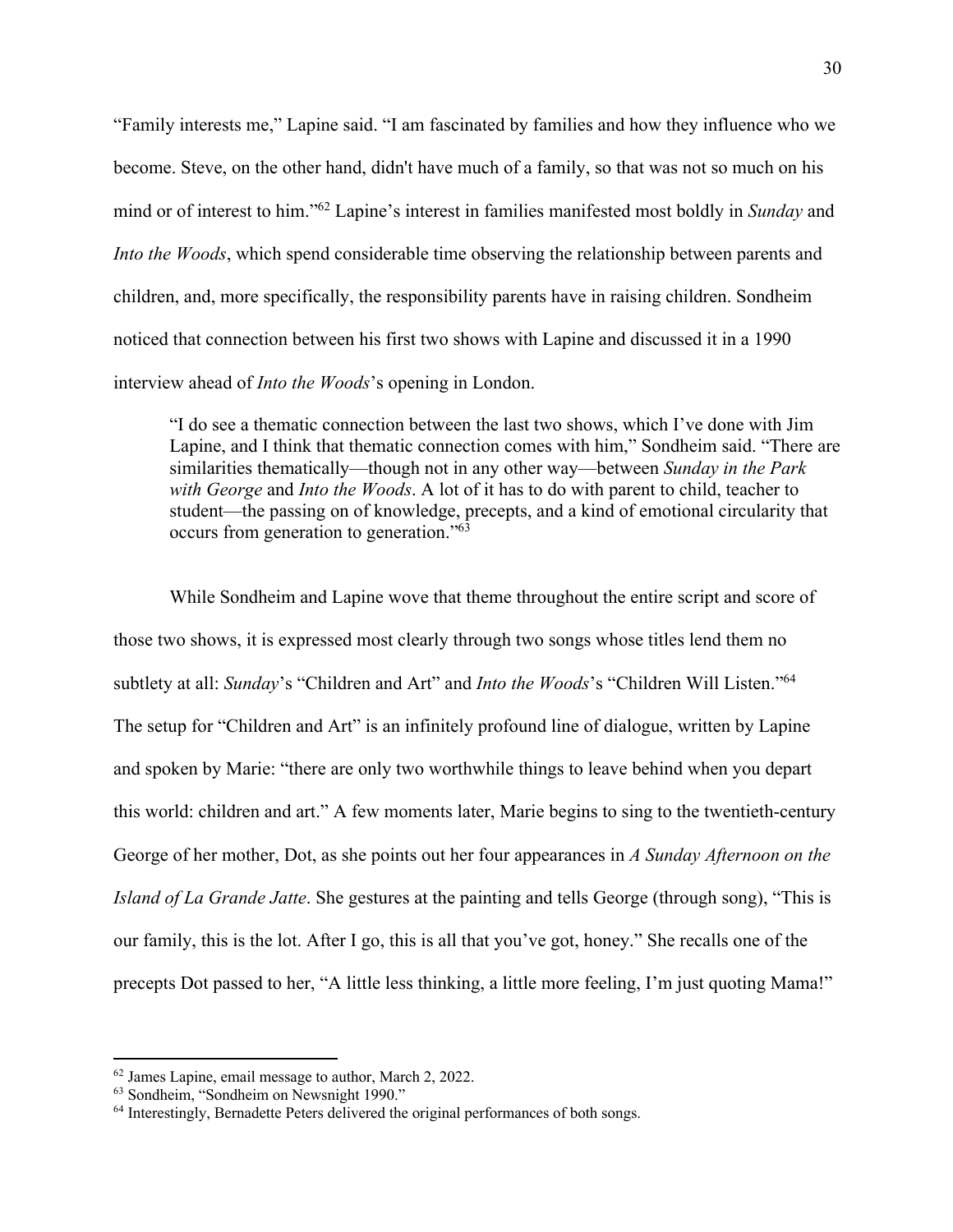"Family interests me," Lapine said. "I am fascinated by families and how they influence who we become. Steve, on the other hand, didn't have much of a family, so that was not so much on his mind or of interest to him."[62] Lapine's interest in families manifested most boldly in *Sunday* and *Into the Woods*, which spend considerable time observing the relationship between parents and children, and, more specifically, the responsibility parents have in raising children. Sondheim noticed that connection between his first two shows with Lapine and discussed it in a 1990 interview ahead of *Into the Woods*'s opening in London.

> "I do see a thematic connection between the last two shows, which I've done with Jim Lapine, and I think that thematic connection comes with him," Sondheim said. "There are similarities thematically—though not in any other way—between *Sunday in the Park with George* and *Into the Woods*. A lot of it has to do with parent to child, teacher to student—the passing on of knowledge, precepts, and a kind of emotional circularity that occurs from generation to generation."[63]

While Sondheim and Lapine wove that theme throughout the entire script and score of those two shows, it is expressed most clearly through two songs whose titles lend them no subtlety at all: *Sunday*'s "Children and Art" and *Into the Woods*'s "Children Will Listen."[64] The setup for "Children and Art" is an infinitely profound line of dialogue, written by Lapine and spoken by Marie: "there are only two worthwhile things to leave behind when you depart this world: children and art." A few moments later, Marie begins to sing to the twentieth-century George of her mother, Dot, as she points out her four appearances in *A Sunday Afternoon on the Island of La Grande Jatte*. She gestures at the painting and tells George (through song), "This is our family, this is the lot. After I go, this is all that you've got, honey." She recalls one of the precepts Dot passed to her, "A little less thinking, a little more feeling, I'm just quoting Mama!"

---

[62] James Lapine, email message to author, March 2, 2022.

[63] Sondheim, "Sondheim on Newsnight 1990."

[64] Interestingly, Bernadette Peters delivered the original performances of both songs.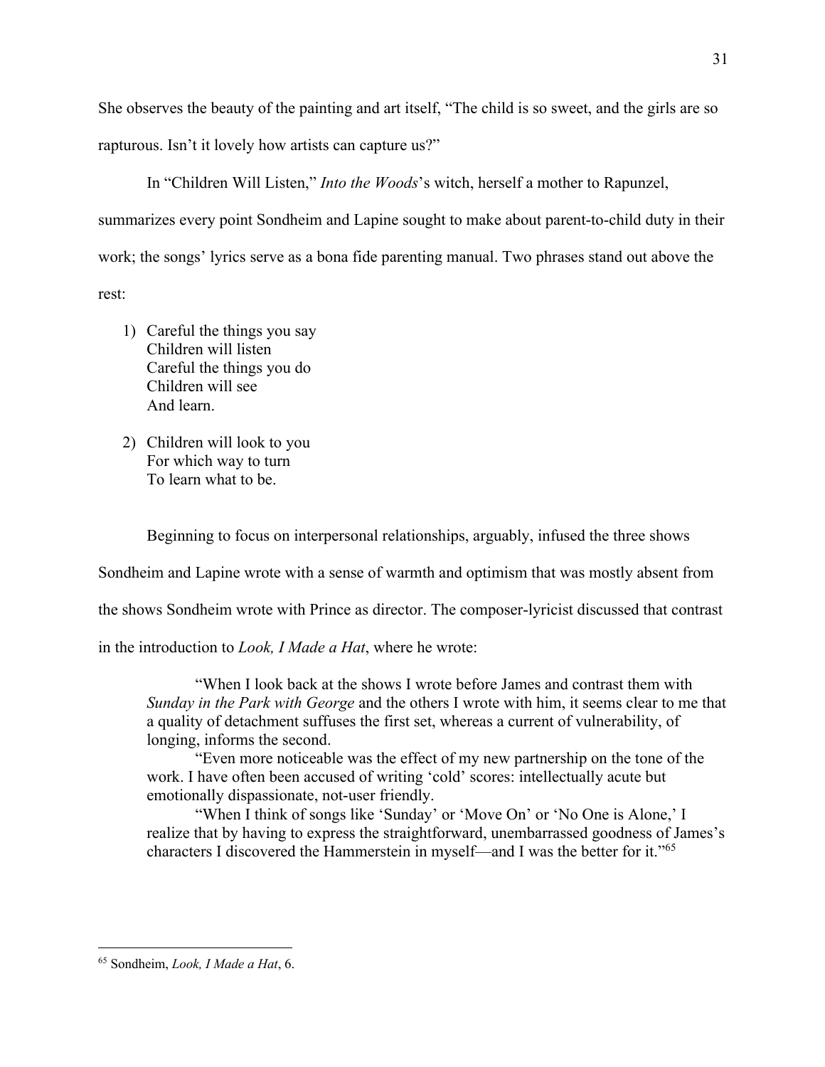She observes the beauty of the painting and art itself, "The child is so sweet, and the girls are so rapturous. Isn't it lovely how artists can capture us?"

In "Children Will Listen," *Into the Woods*'s witch, herself a mother to Rapunzel, summarizes every point Sondheim and Lapine sought to make about parent-to-child duty in their work; the songs' lyrics serve as a bona fide parenting manual. Two phrases stand out above the rest:

1) Careful the things you say  
   Children will listen  
   Careful the things you do  
   Children will see  
   And learn.

2) Children will look to you  
   For which way to turn  
   To learn what to be.

Beginning to focus on interpersonal relationships, arguably, infused the three shows Sondheim and Lapine wrote with a sense of warmth and optimism that was mostly absent from the shows Sondheim wrote with Prince as director. The composer-lyricist discussed that contrast in the introduction to *Look, I Made a Hat*, where he wrote:

> "When I look back at the shows I wrote before James and contrast them with *Sunday in the Park with George* and the others I wrote with him, it seems clear to me that a quality of detachment suffuses the first set, whereas a current of vulnerability, of longing, informs the second.
>
> "Even more noticeable was the effect of my new partnership on the tone of the work. I have often been accused of writing 'cold' scores: intellectually acute but emotionally dispassionate, not-user friendly.
>
> "When I think of songs like 'Sunday' or 'Move On' or 'No One is Alone,' I realize that by having to express the straightforward, unembarrassed goodness of James's characters I discovered the Hammerstein in myself—and I was the better for it."[65]

[65] Sondheim, *Look, I Made a Hat*, 6.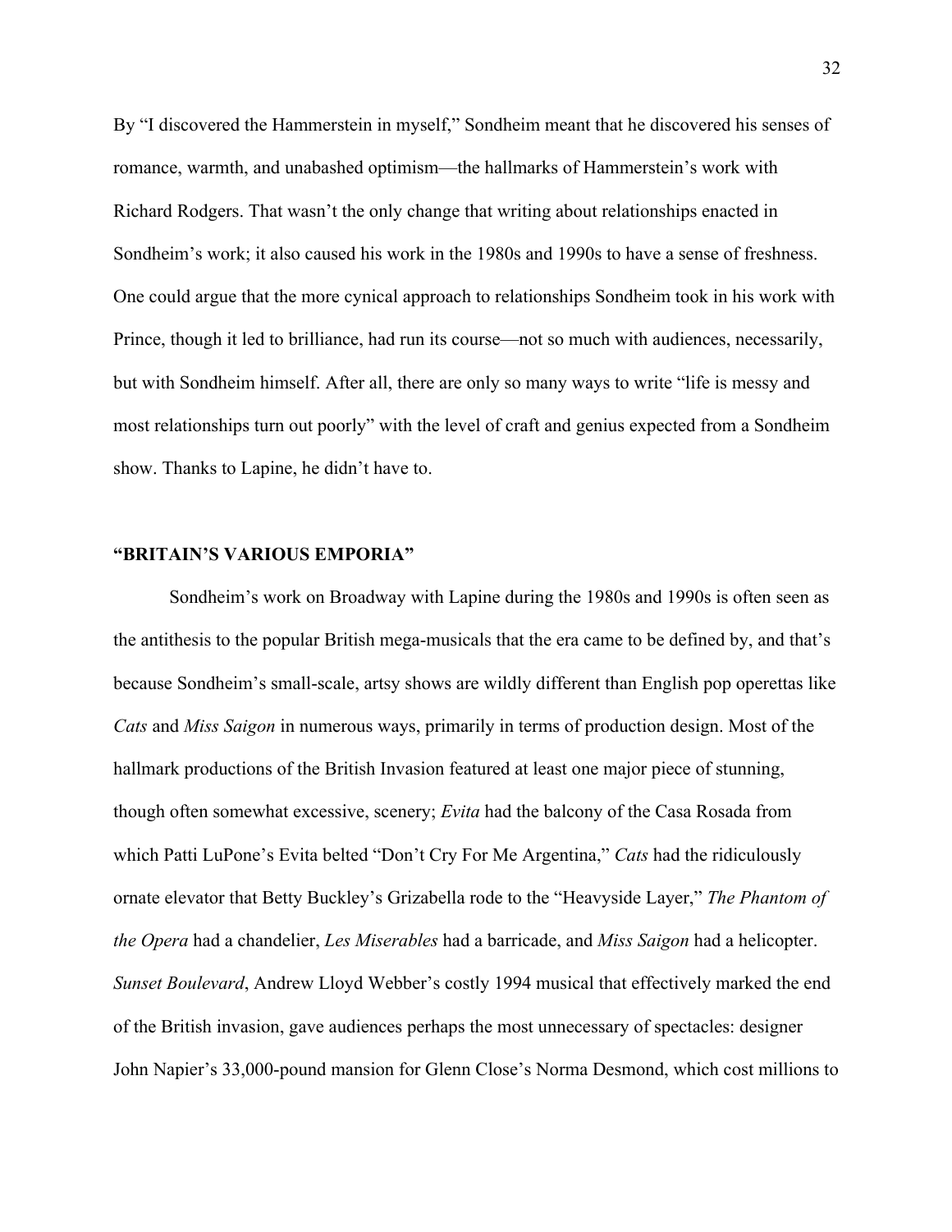By "I discovered the Hammerstein in myself," Sondheim meant that he discovered his senses of romance, warmth, and unabashed optimism—the hallmarks of Hammerstein's work with Richard Rodgers. That wasn't the only change that writing about relationships enacted in Sondheim's work; it also caused his work in the 1980s and 1990s to have a sense of freshness. One could argue that the more cynical approach to relationships Sondheim took in his work with Prince, though it led to brilliance, had run its course—not so much with audiences, necessarily, but with Sondheim himself. After all, there are only so many ways to write "life is messy and most relationships turn out poorly" with the level of craft and genius expected from a Sondheim show. Thanks to Lapine, he didn't have to.

### "BRITAIN'S VARIOUS EMPORIA"

Sondheim's work on Broadway with Lapine during the 1980s and 1990s is often seen as the antithesis to the popular British mega-musicals that the era came to be defined by, and that's because Sondheim's small-scale, artsy shows are wildly different than English pop operettas like *Cats* and *Miss Saigon* in numerous ways, primarily in terms of production design. Most of the hallmark productions of the British Invasion featured at least one major piece of stunning, though often somewhat excessive, scenery; *Evita* had the balcony of the Casa Rosada from which Patti LuPone's Evita belted "Don't Cry For Me Argentina," *Cats* had the ridiculously ornate elevator that Betty Buckley's Grizabella rode to the "Heavyside Layer," *The Phantom of the Opera* had a chandelier, *Les Miserables* had a barricade, and *Miss Saigon* had a helicopter. *Sunset Boulevard*, Andrew Lloyd Webber's costly 1994 musical that effectively marked the end of the British invasion, gave audiences perhaps the most unnecessary of spectacles: designer John Napier's 33,000-pound mansion for Glenn Close's Norma Desmond, which cost millions to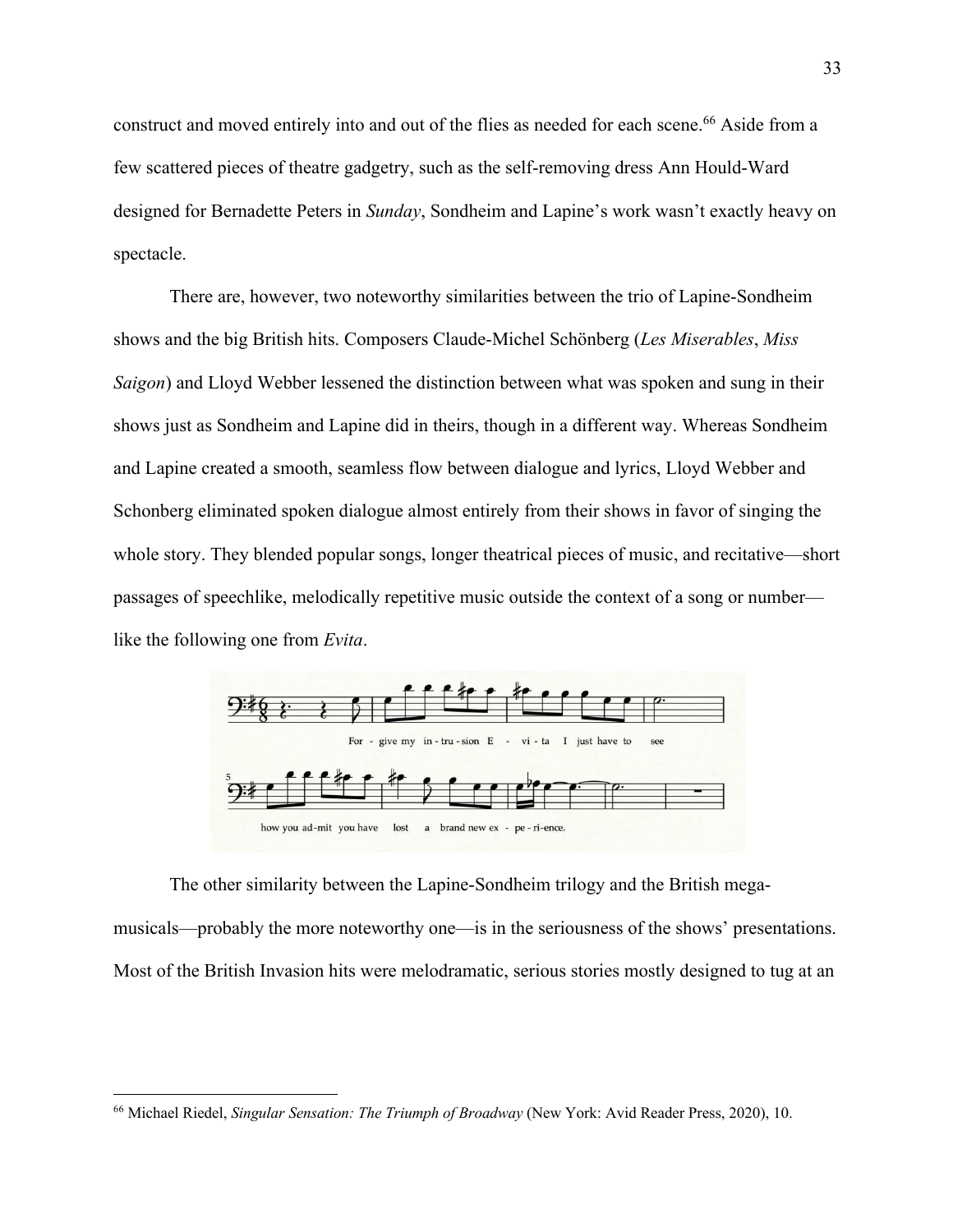construct and moved entirely into and out of the flies as needed for each scene.[66] Aside from a few scattered pieces of theatre gadgetry, such as the self-removing dress Ann Hould-Ward designed for Bernadette Peters in *Sunday*, Sondheim and Lapine's work wasn't exactly heavy on spectacle.

There are, however, two noteworthy similarities between the trio of Lapine-Sondheim shows and the big British hits. Composers Claude-Michel Schönberg (*Les Miserables*, *Miss Saigon*) and Lloyd Webber lessened the distinction between what was spoken and sung in their shows just as Sondheim and Lapine did in theirs, though in a different way. Whereas Sondheim and Lapine created a smooth, seamless flow between dialogue and lyrics, Lloyd Webber and Schonberg eliminated spoken dialogue almost entirely from their shows in favor of singing the whole story. They blended popular songs, longer theatrical pieces of music, and recitative—short passages of speechlike, melodically repetitive music outside the context of a song or number—like the following one from *Evita*.

The other similarity between the Lapine-Sondheim trilogy and the British mega-musicals—probably the more noteworthy one—is in the seriousness of the shows' presentations. Most of the British Invasion hits were melodramatic, serious stories mostly designed to tug at an

---

[66] Michael Riedel, *Singular Sensation: The Triumph of Broadway* (New York: Avid Reader Press, 2020), 10.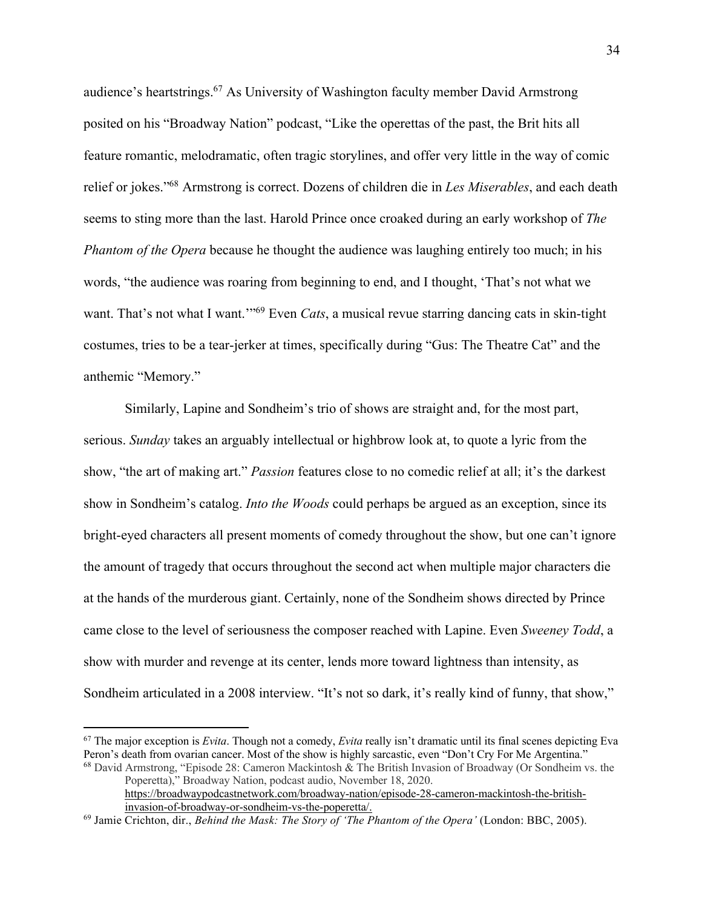audience's heartstrings.[67] As University of Washington faculty member David Armstrong posited on his "Broadway Nation" podcast, "Like the operettas of the past, the Brit hits all feature romantic, melodramatic, often tragic storylines, and offer very little in the way of comic relief or jokes."[68] Armstrong is correct. Dozens of children die in *Les Miserables*, and each death seems to sting more than the last. Harold Prince once croaked during an early workshop of *The Phantom of the Opera* because he thought the audience was laughing entirely too much; in his words, "the audience was roaring from beginning to end, and I thought, 'That's not what we want. That's not what I want.'"[69] Even *Cats*, a musical revue starring dancing cats in skin-tight costumes, tries to be a tear-jerker at times, specifically during "Gus: The Theatre Cat" and the anthemic "Memory."

Similarly, Lapine and Sondheim's trio of shows are straight and, for the most part, serious. *Sunday* takes an arguably intellectual or highbrow look at, to quote a lyric from the show, "the art of making art." *Passion* features close to no comedic relief at all; it's the darkest show in Sondheim's catalog. *Into the Woods* could perhaps be argued as an exception, since its bright-eyed characters all present moments of comedy throughout the show, but one can't ignore the amount of tragedy that occurs throughout the second act when multiple major characters die at the hands of the murderous giant. Certainly, none of the Sondheim shows directed by Prince came close to the level of seriousness the composer reached with Lapine. Even *Sweeney Todd*, a show with murder and revenge at its center, lends more toward lightness than intensity, as Sondheim articulated in a 2008 interview. "It's not so dark, it's really kind of funny, that show,"

---

[67] The major exception is *Evita*. Though not a comedy, *Evita* really isn't dramatic until its final scenes depicting Eva Peron's death from ovarian cancer. Most of the show is highly sarcastic, even "Don't Cry For Me Argentina."

[68] David Armstrong, "Episode 28: Cameron Mackintosh & The British Invasion of Broadway (Or Sondheim vs. the Poperetta)," Broadway Nation, podcast audio, November 18, 2020. https://broadwaypodcastnetwork.com/broadway-nation/episode-28-cameron-mackintosh-the-british-invasion-of-broadway-or-sondheim-vs-the-poperetta/.

[69] Jamie Crichton, dir., *Behind the Mask: The Story of 'The Phantom of the Opera'* (London: BBC, 2005).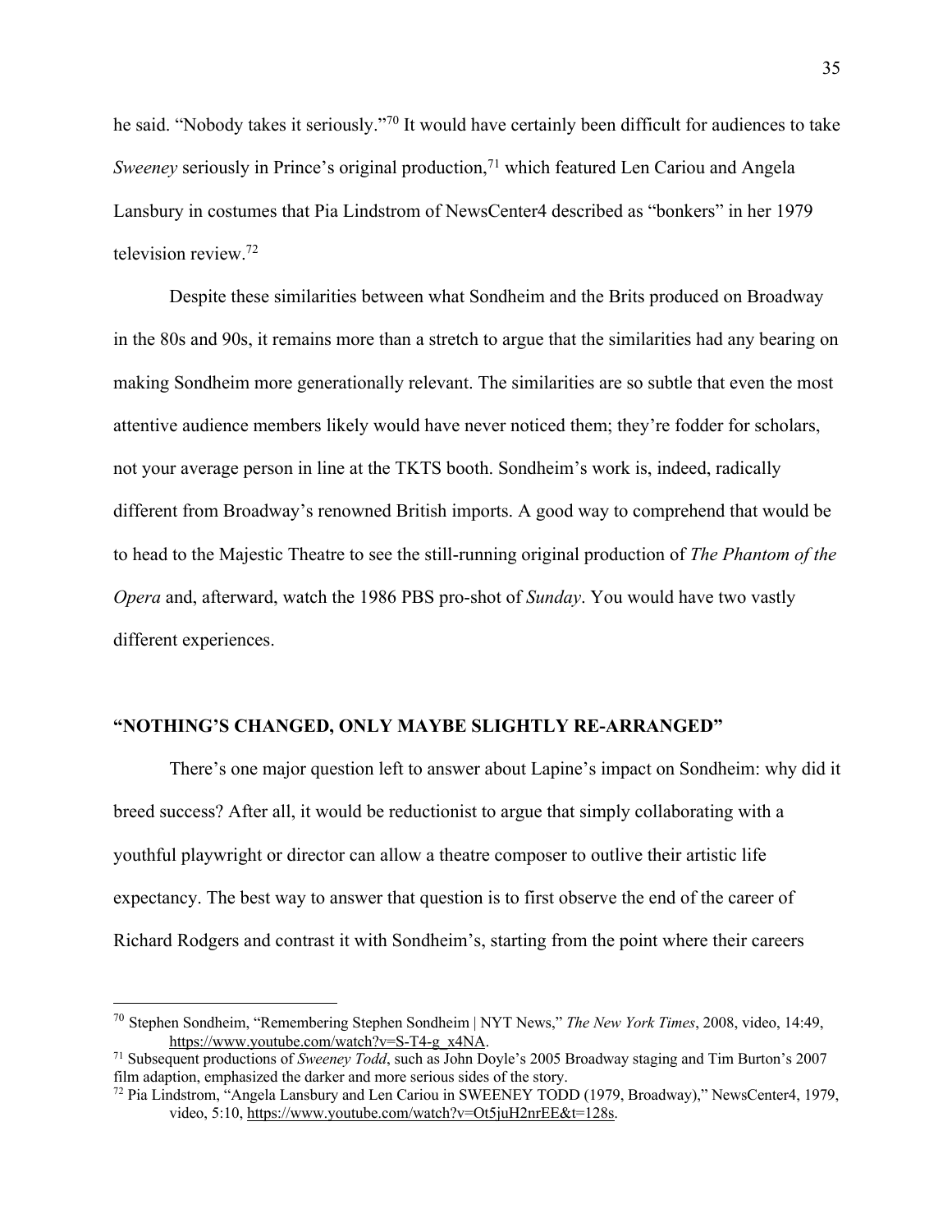he said. "Nobody takes it seriously."[70] It would have certainly been difficult for audiences to take *Sweeney* seriously in Prince's original production,[71] which featured Len Cariou and Angela Lansbury in costumes that Pia Lindstrom of NewsCenter4 described as "bonkers" in her 1979 television review.[72]

Despite these similarities between what Sondheim and the Brits produced on Broadway in the 80s and 90s, it remains more than a stretch to argue that the similarities had any bearing on making Sondheim more generationally relevant. The similarities are so subtle that even the most attentive audience members likely would have never noticed them; they're fodder for scholars, not your average person in line at the TKTS booth. Sondheim's work is, indeed, radically different from Broadway's renowned British imports. A good way to comprehend that would be to head to the Majestic Theatre to see the still-running original production of *The Phantom of the Opera* and, afterward, watch the 1986 PBS pro-shot of *Sunday*. You would have two vastly different experiences.

## "NOTHING'S CHANGED, ONLY MAYBE SLIGHTLY RE-ARRANGED"

There's one major question left to answer about Lapine's impact on Sondheim: why did it breed success? After all, it would be reductionist to argue that simply collaborating with a youthful playwright or director can allow a theatre composer to outlive their artistic life expectancy. The best way to answer that question is to first observe the end of the career of Richard Rodgers and contrast it with Sondheim's, starting from the point where their careers

---

[70] Stephen Sondheim, "Remembering Stephen Sondheim | NYT News," *The New York Times*, 2008, video, 14:49, https://www.youtube.com/watch?v=S-T4-g_x4NA.

[71] Subsequent productions of *Sweeney Todd*, such as John Doyle's 2005 Broadway staging and Tim Burton's 2007 film adaption, emphasized the darker and more serious sides of the story.

[72] Pia Lindstrom, "Angela Lansbury and Len Cariou in SWEENEY TODD (1979, Broadway)," NewsCenter4, 1979, video, 5:10, https://www.youtube.com/watch?v=Ot5juH2nrEE&t=128s.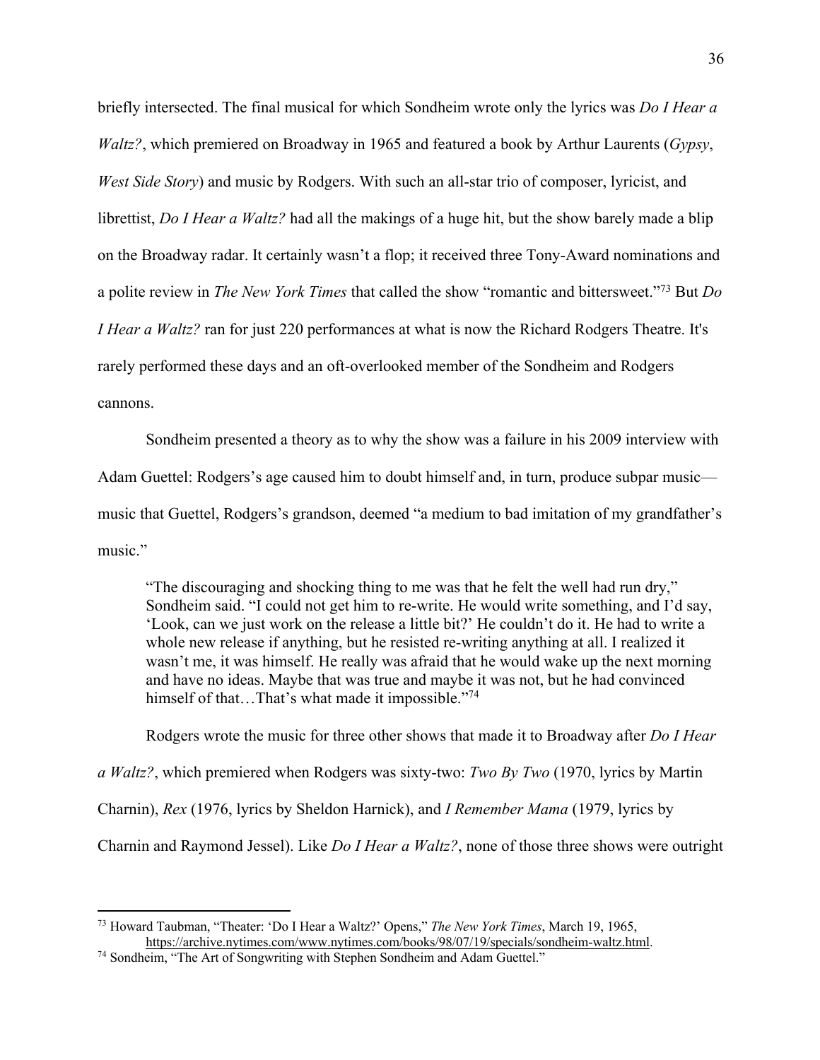briefly intersected. The final musical for which Sondheim wrote only the lyrics was *Do I Hear a Waltz?*, which premiered on Broadway in 1965 and featured a book by Arthur Laurents (*Gypsy*, *West Side Story*) and music by Rodgers. With such an all-star trio of composer, lyricist, and librettist, *Do I Hear a Waltz?* had all the makings of a huge hit, but the show barely made a blip on the Broadway radar. It certainly wasn't a flop; it received three Tony-Award nominations and a polite review in *The New York Times* that called the show "romantic and bittersweet."[73] But *Do I Hear a Waltz?* ran for just 220 performances at what is now the Richard Rodgers Theatre. It's rarely performed these days and an oft-overlooked member of the Sondheim and Rodgers cannons.

Sondheim presented a theory as to why the show was a failure in his 2009 interview with Adam Guettel: Rodgers's age caused him to doubt himself and, in turn, produce subpar music—music that Guettel, Rodgers's grandson, deemed "a medium to bad imitation of my grandfather's music."

> "The discouraging and shocking thing to me was that he felt the well had run dry," Sondheim said. "I could not get him to re-write. He would write something, and I'd say, 'Look, can we just work on the release a little bit?' He couldn't do it. He had to write a whole new release if anything, but he resisted re-writing anything at all. I realized it wasn't me, it was himself. He really was afraid that he would wake up the next morning and have no ideas. Maybe that was true and maybe it was not, but he had convinced himself of that…That's what made it impossible."[74]

Rodgers wrote the music for three other shows that made it to Broadway after *Do I Hear a Waltz?*, which premiered when Rodgers was sixty-two: *Two By Two* (1970, lyrics by Martin Charnin), *Rex* (1976, lyrics by Sheldon Harnick), and *I Remember Mama* (1979, lyrics by Charnin and Raymond Jessel). Like *Do I Hear a Waltz?*, none of those three shows were outright

---

[73] Howard Taubman, "Theater: 'Do I Hear a Waltz?' Opens," *The New York Times*, March 19, 1965, https://archive.nytimes.com/www.nytimes.com/books/98/07/19/specials/sondheim-waltz.html.

[74] Sondheim, "The Art of Songwriting with Stephen Sondheim and Adam Guettel."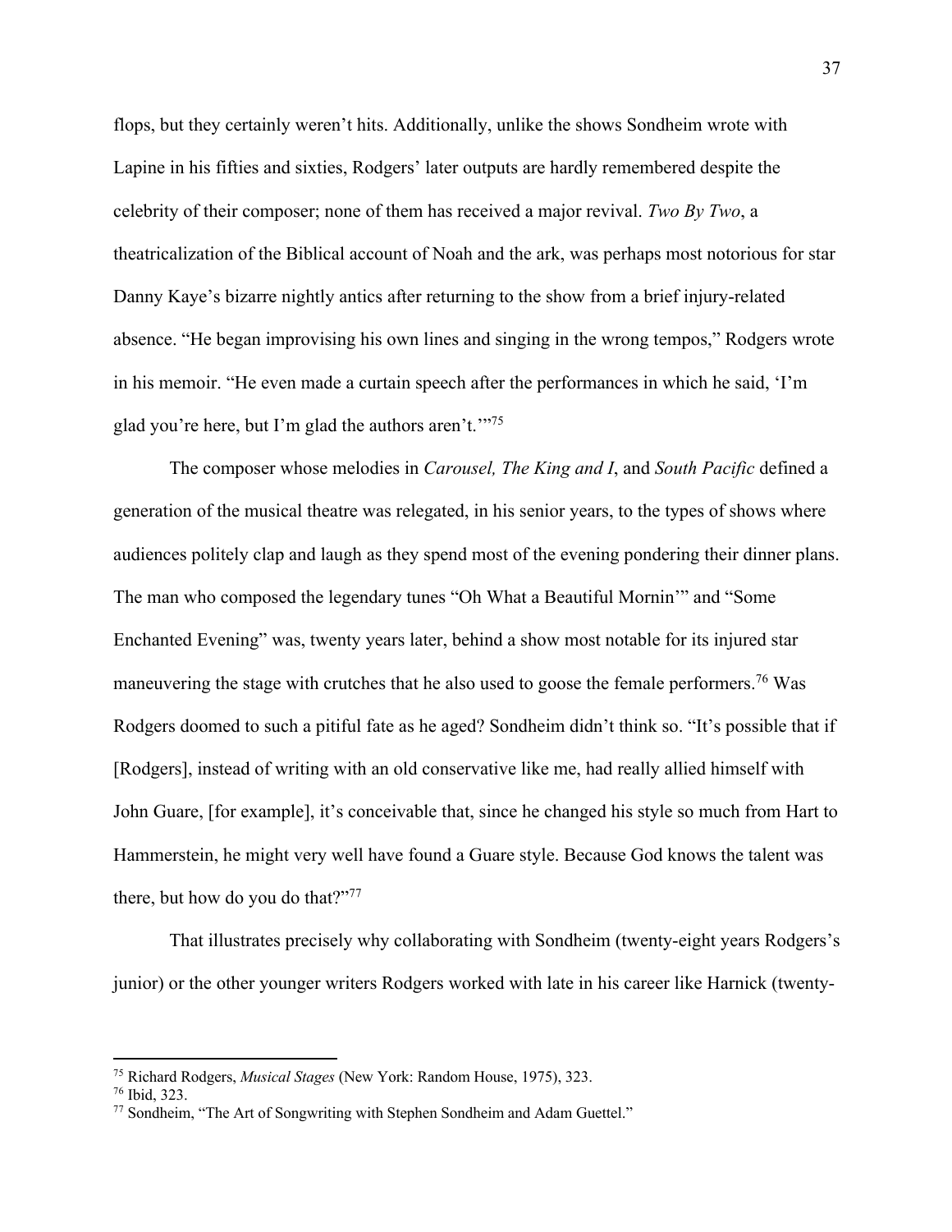flops, but they certainly weren't hits. Additionally, unlike the shows Sondheim wrote with Lapine in his fifties and sixties, Rodgers' later outputs are hardly remembered despite the celebrity of their composer; none of them has received a major revival. *Two By Two*, a theatricalization of the Biblical account of Noah and the ark, was perhaps most notorious for star Danny Kaye's bizarre nightly antics after returning to the show from a brief injury-related absence. "He began improvising his own lines and singing in the wrong tempos," Rodgers wrote in his memoir. "He even made a curtain speech after the performances in which he said, 'I'm glad you're here, but I'm glad the authors aren't.'"[75]

The composer whose melodies in *Carousel, The King and I*, and *South Pacific* defined a generation of the musical theatre was relegated, in his senior years, to the types of shows where audiences politely clap and laugh as they spend most of the evening pondering their dinner plans. The man who composed the legendary tunes "Oh What a Beautiful Mornin'" and "Some Enchanted Evening" was, twenty years later, behind a show most notable for its injured star maneuvering the stage with crutches that he also used to goose the female performers.[76] Was Rodgers doomed to such a pitiful fate as he aged? Sondheim didn't think so. "It's possible that if [Rodgers], instead of writing with an old conservative like me, had really allied himself with John Guare, [for example], it's conceivable that, since he changed his style so much from Hart to Hammerstein, he might very well have found a Guare style. Because God knows the talent was there, but how do you do that?"[77]

That illustrates precisely why collaborating with Sondheim (twenty-eight years Rodgers's junior) or the other younger writers Rodgers worked with late in his career like Harnick (twenty-

---

[75] Richard Rodgers, *Musical Stages* (New York: Random House, 1975), 323.

[76] Ibid, 323.

[77] Sondheim, "The Art of Songwriting with Stephen Sondheim and Adam Guettel."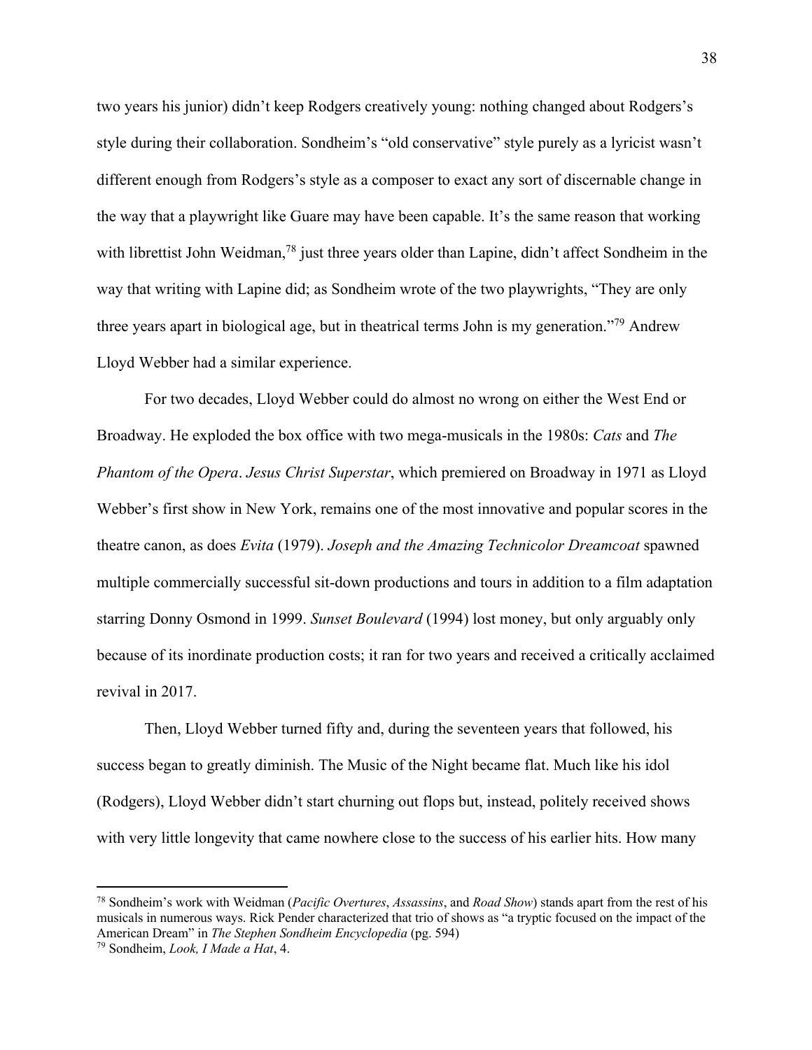two years his junior) didn't keep Rodgers creatively young: nothing changed about Rodgers's style during their collaboration. Sondheim's "old conservative" style purely as a lyricist wasn't different enough from Rodgers's style as a composer to exact any sort of discernable change in the way that a playwright like Guare may have been capable. It's the same reason that working with librettist John Weidman,[78] just three years older than Lapine, didn't affect Sondheim in the way that writing with Lapine did; as Sondheim wrote of the two playwrights, "They are only three years apart in biological age, but in theatrical terms John is my generation."[79] Andrew Lloyd Webber had a similar experience.

For two decades, Lloyd Webber could do almost no wrong on either the West End or Broadway. He exploded the box office with two mega-musicals in the 1980s: *Cats* and *The Phantom of the Opera*. *Jesus Christ Superstar*, which premiered on Broadway in 1971 as Lloyd Webber's first show in New York, remains one of the most innovative and popular scores in the theatre canon, as does *Evita* (1979). *Joseph and the Amazing Technicolor Dreamcoat* spawned multiple commercially successful sit-down productions and tours in addition to a film adaptation starring Donny Osmond in 1999. *Sunset Boulevard* (1994) lost money, but only arguably only because of its inordinate production costs; it ran for two years and received a critically acclaimed revival in 2017.

Then, Lloyd Webber turned fifty and, during the seventeen years that followed, his success began to greatly diminish. The Music of the Night became flat. Much like his idol (Rodgers), Lloyd Webber didn't start churning out flops but, instead, politely received shows with very little longevity that came nowhere close to the success of his earlier hits. How many

---

[78] Sondheim's work with Weidman (*Pacific Overtures*, *Assassins*, and *Road Show*) stands apart from the rest of his musicals in numerous ways. Rick Pender characterized that trio of shows as "a tryptic focused on the impact of the American Dream" in *The Stephen Sondheim Encyclopedia* (pg. 594)

[79] Sondheim, *Look, I Made a Hat*, 4.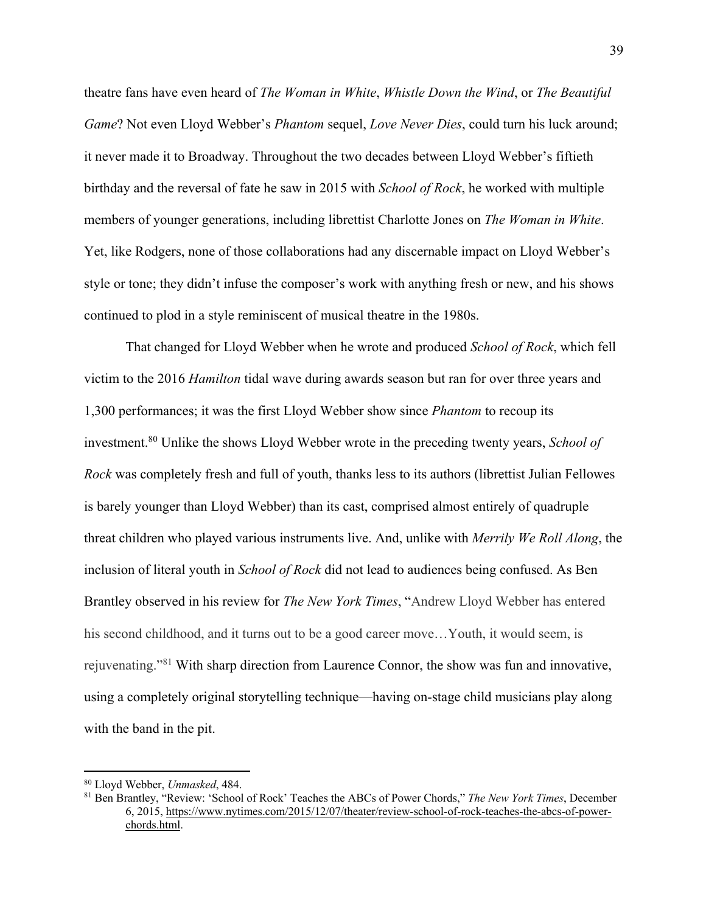theatre fans have even heard of *The Woman in White*, *Whistle Down the Wind*, or *The Beautiful Game*? Not even Lloyd Webber's *Phantom* sequel, *Love Never Dies*, could turn his luck around; it never made it to Broadway. Throughout the two decades between Lloyd Webber's fiftieth birthday and the reversal of fate he saw in 2015 with *School of Rock*, he worked with multiple members of younger generations, including librettist Charlotte Jones on *The Woman in White*. Yet, like Rodgers, none of those collaborations had any discernable impact on Lloyd Webber's style or tone; they didn't infuse the composer's work with anything fresh or new, and his shows continued to plod in a style reminiscent of musical theatre in the 1980s.

That changed for Lloyd Webber when he wrote and produced *School of Rock*, which fell victim to the 2016 *Hamilton* tidal wave during awards season but ran for over three years and 1,300 performances; it was the first Lloyd Webber show since *Phantom* to recoup its investment.[80] Unlike the shows Lloyd Webber wrote in the preceding twenty years, *School of Rock* was completely fresh and full of youth, thanks less to its authors (librettist Julian Fellowes is barely younger than Lloyd Webber) than its cast, comprised almost entirely of quadruple threat children who played various instruments live. And, unlike with *Merrily We Roll Along*, the inclusion of literal youth in *School of Rock* did not lead to audiences being confused. As Ben Brantley observed in his review for *The New York Times*, "Andrew Lloyd Webber has entered his second childhood, and it turns out to be a good career move…Youth, it would seem, is rejuvenating."[81] With sharp direction from Laurence Connor, the show was fun and innovative, using a completely original storytelling technique—having on-stage child musicians play along with the band in the pit.

---

[80] Lloyd Webber, *Unmasked*, 484.

[81] Ben Brantley, "Review: 'School of Rock' Teaches the ABCs of Power Chords," *The New York Times*, December 6, 2015, https://www.nytimes.com/2015/12/07/theater/review-school-of-rock-teaches-the-abcs-of-power-chords.html.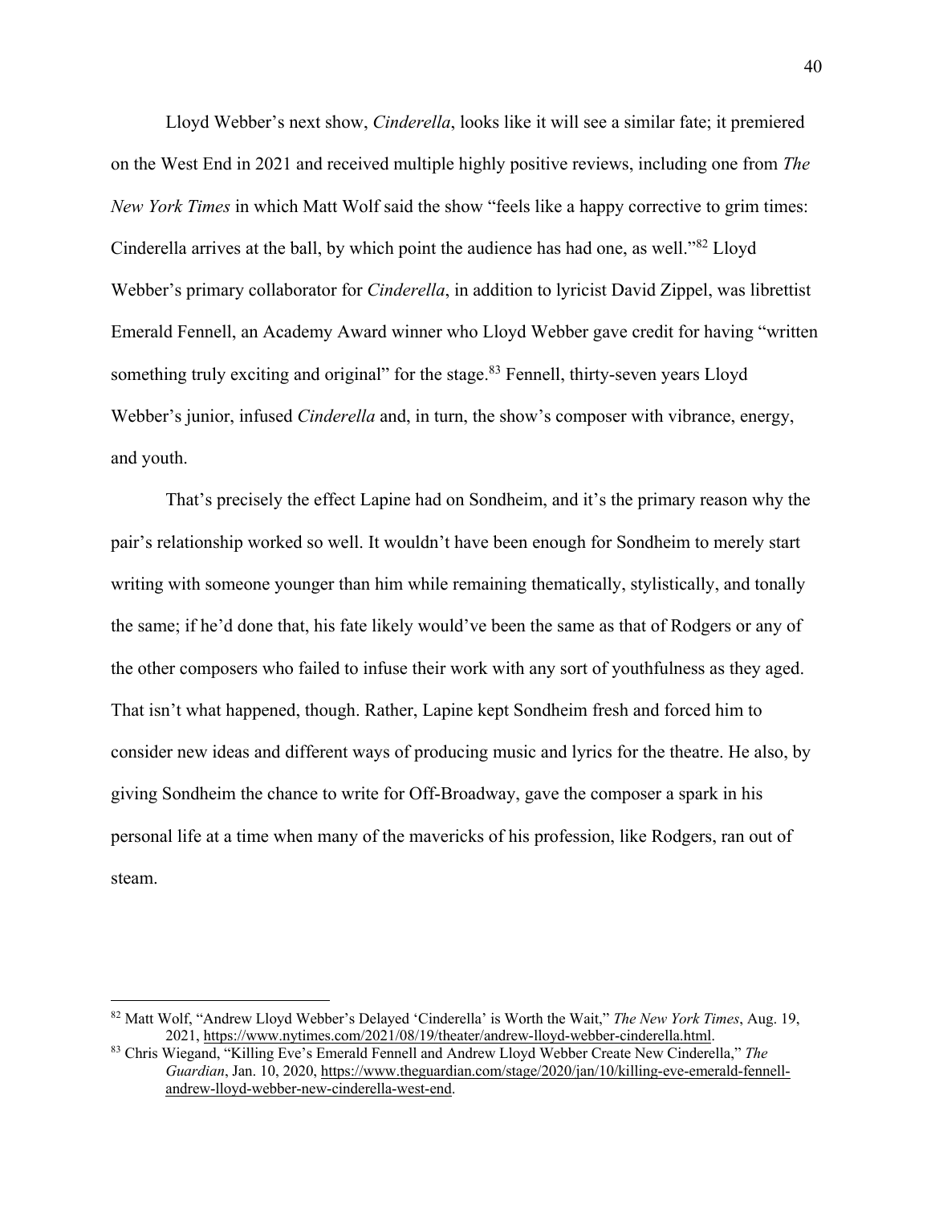Lloyd Webber's next show, *Cinderella*, looks like it will see a similar fate; it premiered on the West End in 2021 and received multiple highly positive reviews, including one from *The New York Times* in which Matt Wolf said the show "feels like a happy corrective to grim times: Cinderella arrives at the ball, by which point the audience has had one, as well."[82] Lloyd Webber's primary collaborator for *Cinderella*, in addition to lyricist David Zippel, was librettist Emerald Fennell, an Academy Award winner who Lloyd Webber gave credit for having "written something truly exciting and original" for the stage.[83] Fennell, thirty-seven years Lloyd Webber's junior, infused *Cinderella* and, in turn, the show's composer with vibrance, energy, and youth.

That's precisely the effect Lapine had on Sondheim, and it's the primary reason why the pair's relationship worked so well. It wouldn't have been enough for Sondheim to merely start writing with someone younger than him while remaining thematically, stylistically, and tonally the same; if he'd done that, his fate likely would've been the same as that of Rodgers or any of the other composers who failed to infuse their work with any sort of youthfulness as they aged. That isn't what happened, though. Rather, Lapine kept Sondheim fresh and forced him to consider new ideas and different ways of producing music and lyrics for the theatre. He also, by giving Sondheim the chance to write for Off-Broadway, gave the composer a spark in his personal life at a time when many of the mavericks of his profession, like Rodgers, ran out of steam.

---

[82] Matt Wolf, "Andrew Lloyd Webber's Delayed 'Cinderella' is Worth the Wait," *The New York Times*, Aug. 19, 2021, https://www.nytimes.com/2021/08/19/theater/andrew-lloyd-webber-cinderella.html.

[83] Chris Wiegand, "Killing Eve's Emerald Fennell and Andrew Lloyd Webber Create New Cinderella," *The Guardian*, Jan. 10, 2020, https://www.theguardian.com/stage/2020/jan/10/killing-eve-emerald-fennell-andrew-lloyd-webber-new-cinderella-west-end.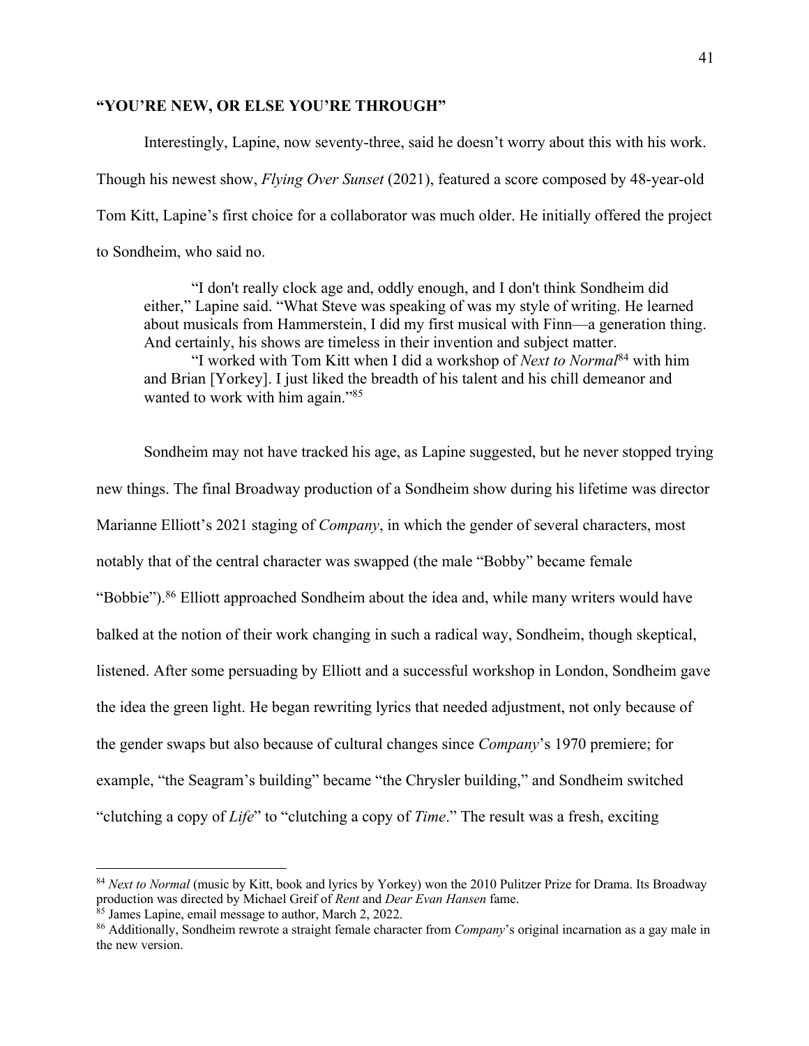**"YOU'RE NEW, OR ELSE YOU'RE THROUGH"**

Interestingly, Lapine, now seventy-three, said he doesn't worry about this with his work. Though his newest show, *Flying Over Sunset* (2021), featured a score composed by 48-year-old Tom Kitt, Lapine's first choice for a collaborator was much older. He initially offered the project to Sondheim, who said no.

> "I don't really clock age and, oddly enough, and I don't think Sondheim did either," Lapine said. "What Steve was speaking of was my style of writing. He learned about musicals from Hammerstein, I did my first musical with Finn—a generation thing. And certainly, his shows are timeless in their invention and subject matter.
>
> "I worked with Tom Kitt when I did a workshop of *Next to Normal*[84] with him and Brian [Yorkey]. I just liked the breadth of his talent and his chill demeanor and wanted to work with him again."[85]

Sondheim may not have tracked his age, as Lapine suggested, but he never stopped trying new things. The final Broadway production of a Sondheim show during his lifetime was director Marianne Elliott's 2021 staging of *Company*, in which the gender of several characters, most notably that of the central character was swapped (the male "Bobby" became female "Bobbie").[86] Elliott approached Sondheim about the idea and, while many writers would have balked at the notion of their work changing in such a radical way, Sondheim, though skeptical, listened. After some persuading by Elliott and a successful workshop in London, Sondheim gave the idea the green light. He began rewriting lyrics that needed adjustment, not only because of the gender swaps but also because of cultural changes since *Company*'s 1970 premiere; for example, "the Seagram's building" became "the Chrysler building," and Sondheim switched "clutching a copy of *Life*" to "clutching a copy of *Time*." The result was a fresh, exciting

---

[84] *Next to Normal* (music by Kitt, book and lyrics by Yorkey) won the 2010 Pulitzer Prize for Drama. Its Broadway production was directed by Michael Greif of *Rent* and *Dear Evan Hansen* fame.

[85] James Lapine, email message to author, March 2, 2022.

[86] Additionally, Sondheim rewrote a straight female character from *Company*'s original incarnation as a gay male in the new version.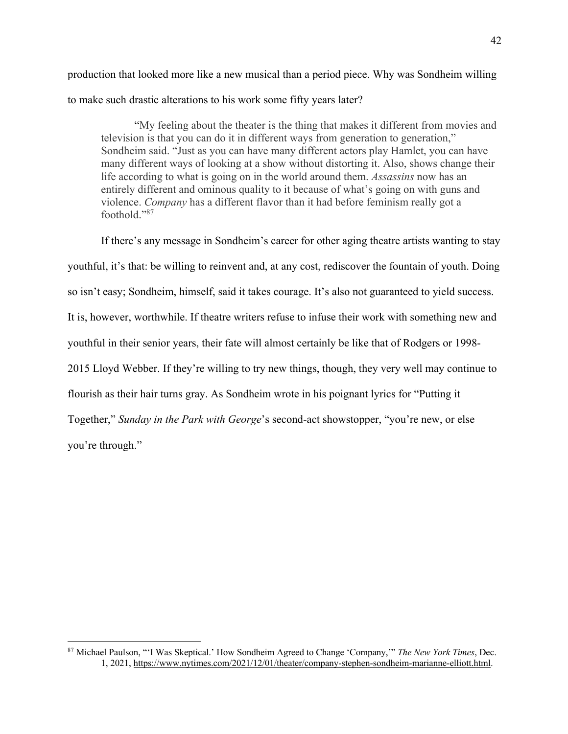production that looked more like a new musical than a period piece. Why was Sondheim willing to make such drastic alterations to his work some fifty years later?

> "My feeling about the theater is the thing that makes it different from movies and television is that you can do it in different ways from generation to generation," Sondheim said. "Just as you can have many different actors play Hamlet, you can have many different ways of looking at a show without distorting it. Also, shows change their life according to what is going on in the world around them. *Assassins* now has an entirely different and ominous quality to it because of what's going on with guns and violence. *Company* has a different flavor than it had before feminism really got a foothold."[87]

If there's any message in Sondheim's career for other aging theatre artists wanting to stay youthful, it's that: be willing to reinvent and, at any cost, rediscover the fountain of youth. Doing so isn't easy; Sondheim, himself, said it takes courage. It's also not guaranteed to yield success. It is, however, worthwhile. If theatre writers refuse to infuse their work with something new and youthful in their senior years, their fate will almost certainly be like that of Rodgers or 1998-2015 Lloyd Webber. If they're willing to try new things, though, they very well may continue to flourish as their hair turns gray. As Sondheim wrote in his poignant lyrics for "Putting it Together," *Sunday in the Park with George*'s second-act showstopper, "you're new, or else you're through."

---

[87] Michael Paulson, "'I Was Skeptical.' How Sondheim Agreed to Change 'Company,'" *The New York Times*, Dec. 1, 2021, https://www.nytimes.com/2021/12/01/theater/company-stephen-sondheim-marianne-elliott.html.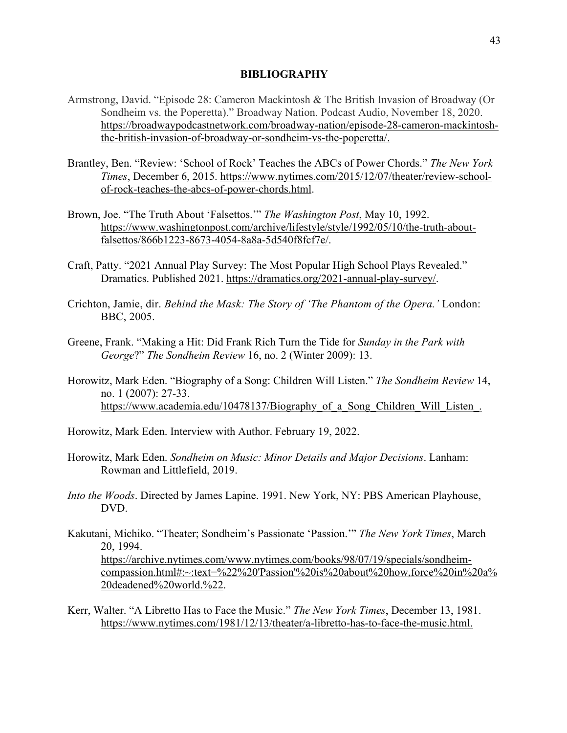**BIBLIOGRAPHY**

Armstrong, David. "Episode 28: Cameron Mackintosh & The British Invasion of Broadway (Or Sondheim vs. the Poperetta)." Broadway Nation. Podcast Audio, November 18, 2020. https://broadwaypodcastnetwork.com/broadway-nation/episode-28-cameron-mackintosh-the-british-invasion-of-broadway-or-sondheim-vs-the-poperetta/.

Brantley, Ben. "Review: 'School of Rock' Teaches the ABCs of Power Chords." *The New York Times*, December 6, 2015. https://www.nytimes.com/2015/12/07/theater/review-school-of-rock-teaches-the-abcs-of-power-chords.html.

Brown, Joe. "The Truth About 'Falsettos.'" *The Washington Post*, May 10, 1992. https://www.washingtonpost.com/archive/lifestyle/style/1992/05/10/the-truth-about-falsettos/866b1223-8673-4054-8a8a-5d540f8fcf7e/.

Craft, Patty. "2021 Annual Play Survey: The Most Popular High School Plays Revealed." Dramatics. Published 2021. https://dramatics.org/2021-annual-play-survey/.

Crichton, Jamie, dir. *Behind the Mask: The Story of 'The Phantom of the Opera.'* London: BBC, 2005.

Greene, Frank. "Making a Hit: Did Frank Rich Turn the Tide for *Sunday in the Park with George*?" *The Sondheim Review* 16, no. 2 (Winter 2009): 13.

Horowitz, Mark Eden. "Biography of a Song: Children Will Listen." *The Sondheim Review* 14, no. 1 (2007): 27-33. https://www.academia.edu/10478137/Biography_of_a_Song_Children_Will_Listen_.

Horowitz, Mark Eden. Interview with Author. February 19, 2022.

Horowitz, Mark Eden. *Sondheim on Music: Minor Details and Major Decisions*. Lanham: Rowman and Littlefield, 2019.

*Into the Woods*. Directed by James Lapine. 1991. New York, NY: PBS American Playhouse, DVD.

Kakutani, Michiko. "Theater; Sondheim's Passionate 'Passion.'" *The New York Times*, March 20, 1994. https://archive.nytimes.com/www.nytimes.com/books/98/07/19/specials/sondheim-compassion.html#:~:text=%22%20'Passion'%20is%20about%20how,force%20in%20a%20deadened%20world.%22.

Kerr, Walter. "A Libretto Has to Face the Music." *The New York Times*, December 13, 1981. https://www.nytimes.com/1981/12/13/theater/a-libretto-has-to-face-the-music.html.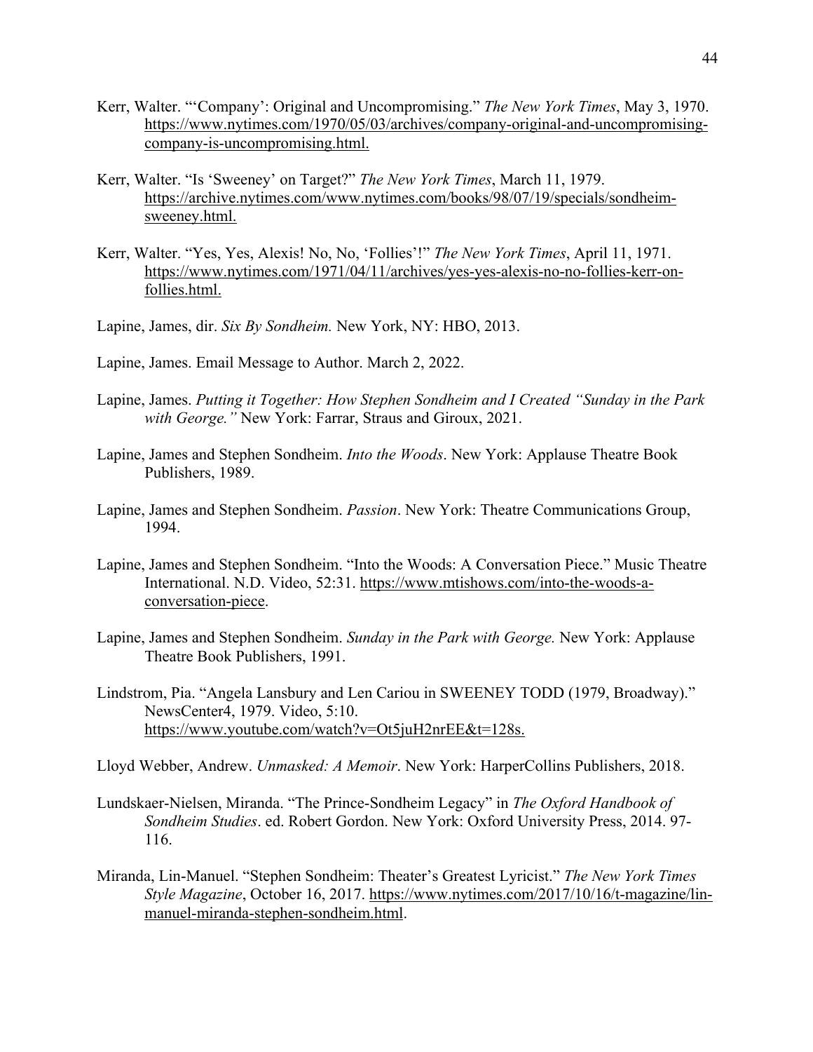Kerr, Walter. "'Company': Original and Uncompromising." *The New York Times*, May 3, 1970. https://www.nytimes.com/1970/05/03/archives/company-original-and-uncompromising-company-is-uncompromising.html.

Kerr, Walter. "Is 'Sweeney' on Target?" *The New York Times*, March 11, 1979. https://archive.nytimes.com/www.nytimes.com/books/98/07/19/specials/sondheim-sweeney.html.

Kerr, Walter. "Yes, Yes, Alexis! No, No, 'Follies'!" *The New York Times*, April 11, 1971. https://www.nytimes.com/1971/04/11/archives/yes-yes-alexis-no-no-follies-kerr-on-follies.html.

Lapine, James, dir. *Six By Sondheim.* New York, NY: HBO, 2013.

Lapine, James. Email Message to Author. March 2, 2022.

Lapine, James. *Putting it Together: How Stephen Sondheim and I Created "Sunday in the Park with George."* New York: Farrar, Straus and Giroux, 2021.

Lapine, James and Stephen Sondheim. *Into the Woods*. New York: Applause Theatre Book Publishers, 1989.

Lapine, James and Stephen Sondheim. *Passion*. New York: Theatre Communications Group, 1994.

Lapine, James and Stephen Sondheim. "Into the Woods: A Conversation Piece." Music Theatre International. N.D. Video, 52:31. https://www.mtishows.com/into-the-woods-a-conversation-piece.

Lapine, James and Stephen Sondheim. *Sunday in the Park with George.* New York: Applause Theatre Book Publishers, 1991.

Lindstrom, Pia. "Angela Lansbury and Len Cariou in SWEENEY TODD (1979, Broadway)." NewsCenter4, 1979. Video, 5:10. https://www.youtube.com/watch?v=Ot5juH2nrEE&t=128s.

Lloyd Webber, Andrew. *Unmasked: A Memoir*. New York: HarperCollins Publishers, 2018.

Lundskaer-Nielsen, Miranda. "The Prince-Sondheim Legacy" in *The Oxford Handbook of Sondheim Studies*. ed. Robert Gordon. New York: Oxford University Press, 2014. 97-116.

Miranda, Lin-Manuel. "Stephen Sondheim: Theater's Greatest Lyricist." *The New York Times Style Magazine*, October 16, 2017. https://www.nytimes.com/2017/10/16/t-magazine/lin-manuel-miranda-stephen-sondheim.html.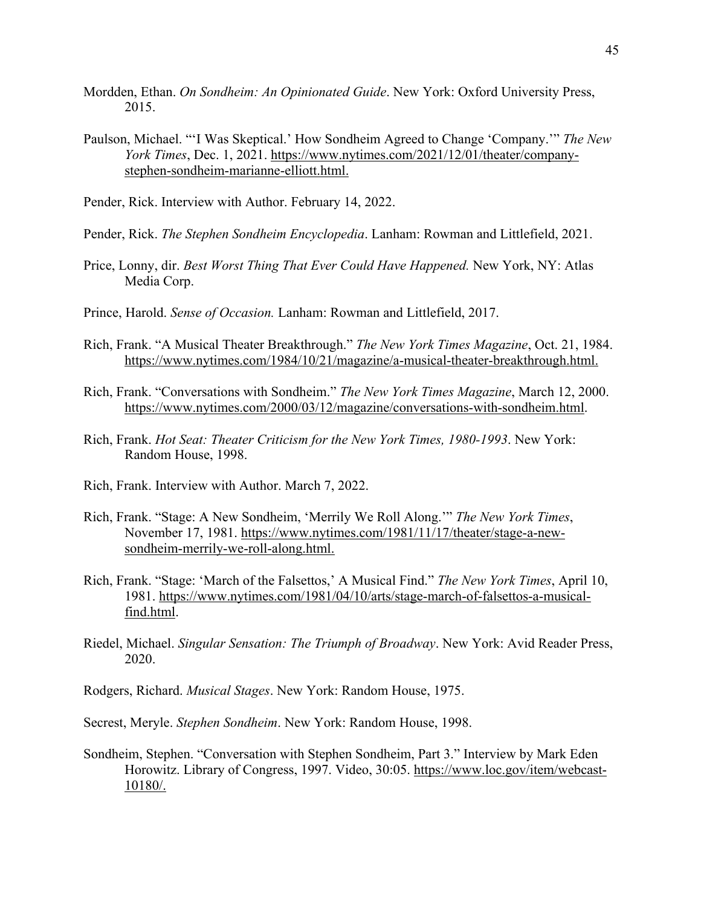Mordden, Ethan. *On Sondheim: An Opinionated Guide*. New York: Oxford University Press, 2015.

Paulson, Michael. "'I Was Skeptical.' How Sondheim Agreed to Change 'Company.'" *The New York Times*, Dec. 1, 2021. https://www.nytimes.com/2021/12/01/theater/company-stephen-sondheim-marianne-elliott.html.

Pender, Rick. Interview with Author. February 14, 2022.

Pender, Rick. *The Stephen Sondheim Encyclopedia*. Lanham: Rowman and Littlefield, 2021.

Price, Lonny, dir. *Best Worst Thing That Ever Could Have Happened.* New York, NY: Atlas Media Corp.

Prince, Harold. *Sense of Occasion.* Lanham: Rowman and Littlefield, 2017.

Rich, Frank. "A Musical Theater Breakthrough." *The New York Times Magazine*, Oct. 21, 1984. https://www.nytimes.com/1984/10/21/magazine/a-musical-theater-breakthrough.html.

Rich, Frank. "Conversations with Sondheim." *The New York Times Magazine*, March 12, 2000. https://www.nytimes.com/2000/03/12/magazine/conversations-with-sondheim.html.

Rich, Frank. *Hot Seat: Theater Criticism for the New York Times, 1980-1993*. New York: Random House, 1998.

Rich, Frank. Interview with Author. March 7, 2022.

Rich, Frank. "Stage: A New Sondheim, 'Merrily We Roll Along.'" *The New York Times*, November 17, 1981. https://www.nytimes.com/1981/11/17/theater/stage-a-new-sondheim-merrily-we-roll-along.html.

Rich, Frank. "Stage: 'March of the Falsettos,' A Musical Find." *The New York Times*, April 10, 1981. https://www.nytimes.com/1981/04/10/arts/stage-march-of-falsettos-a-musical-find.html.

Riedel, Michael. *Singular Sensation: The Triumph of Broadway*. New York: Avid Reader Press, 2020.

Rodgers, Richard. *Musical Stages*. New York: Random House, 1975.

Secrest, Meryle. *Stephen Sondheim*. New York: Random House, 1998.

Sondheim, Stephen. "Conversation with Stephen Sondheim, Part 3." Interview by Mark Eden Horowitz. Library of Congress, 1997. Video, 30:05. https://www.loc.gov/item/webcast-10180/.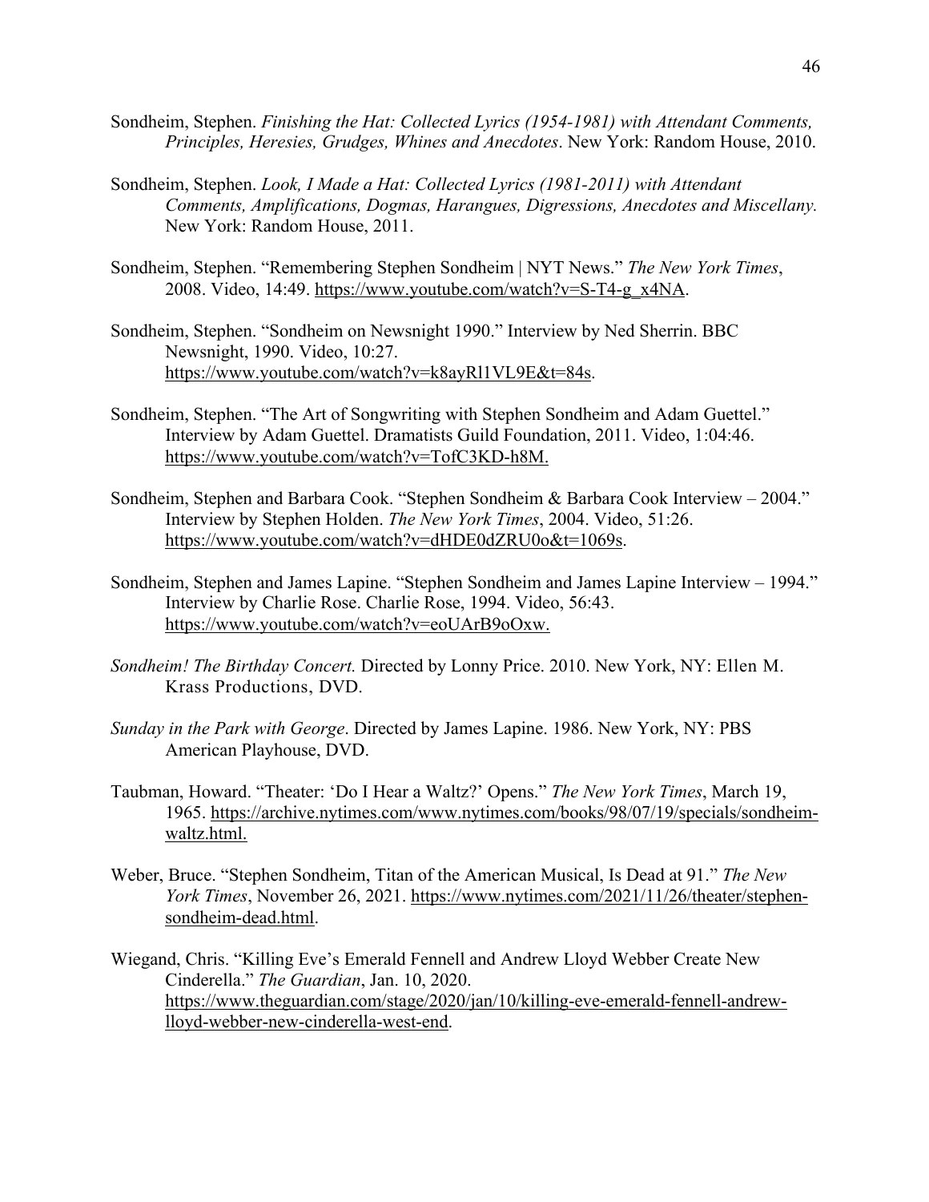Sondheim, Stephen. *Finishing the Hat: Collected Lyrics (1954-1981) with Attendant Comments, Principles, Heresies, Grudges, Whines and Anecdotes*. New York: Random House, 2010.

Sondheim, Stephen. *Look, I Made a Hat: Collected Lyrics (1981-2011) with Attendant Comments, Amplifications, Dogmas, Harangues, Digressions, Anecdotes and Miscellany.* New York: Random House, 2011.

Sondheim, Stephen. "Remembering Stephen Sondheim | NYT News." *The New York Times*, 2008. Video, 14:49. https://www.youtube.com/watch?v=S-T4-g_x4NA.

Sondheim, Stephen. "Sondheim on Newsnight 1990." Interview by Ned Sherrin. BBC Newsnight, 1990. Video, 10:27. https://www.youtube.com/watch?v=k8ayRl1VL9E&t=84s.

Sondheim, Stephen. "The Art of Songwriting with Stephen Sondheim and Adam Guettel." Interview by Adam Guettel. Dramatists Guild Foundation, 2011. Video, 1:04:46. https://www.youtube.com/watch?v=TofC3KD-h8M.

Sondheim, Stephen and Barbara Cook. "Stephen Sondheim & Barbara Cook Interview – 2004." Interview by Stephen Holden. *The New York Times*, 2004. Video, 51:26. https://www.youtube.com/watch?v=dHDE0dZRU0o&t=1069s.

Sondheim, Stephen and James Lapine. "Stephen Sondheim and James Lapine Interview – 1994." Interview by Charlie Rose. Charlie Rose, 1994. Video, 56:43. https://www.youtube.com/watch?v=eoUArB9oOxw.

*Sondheim! The Birthday Concert.* Directed by Lonny Price. 2010. New York, NY: Ellen M. Krass Productions, DVD.

*Sunday in the Park with George*. Directed by James Lapine. 1986. New York, NY: PBS American Playhouse, DVD.

Taubman, Howard. "Theater: 'Do I Hear a Waltz?' Opens." *The New York Times*, March 19, 1965. https://archive.nytimes.com/www.nytimes.com/books/98/07/19/specials/sondheim-waltz.html.

Weber, Bruce. "Stephen Sondheim, Titan of the American Musical, Is Dead at 91." *The New York Times*, November 26, 2021. https://www.nytimes.com/2021/11/26/theater/stephen-sondheim-dead.html.

Wiegand, Chris. "Killing Eve's Emerald Fennell and Andrew Lloyd Webber Create New Cinderella." *The Guardian*, Jan. 10, 2020. https://www.theguardian.com/stage/2020/jan/10/killing-eve-emerald-fennell-andrew-lloyd-webber-new-cinderella-west-end.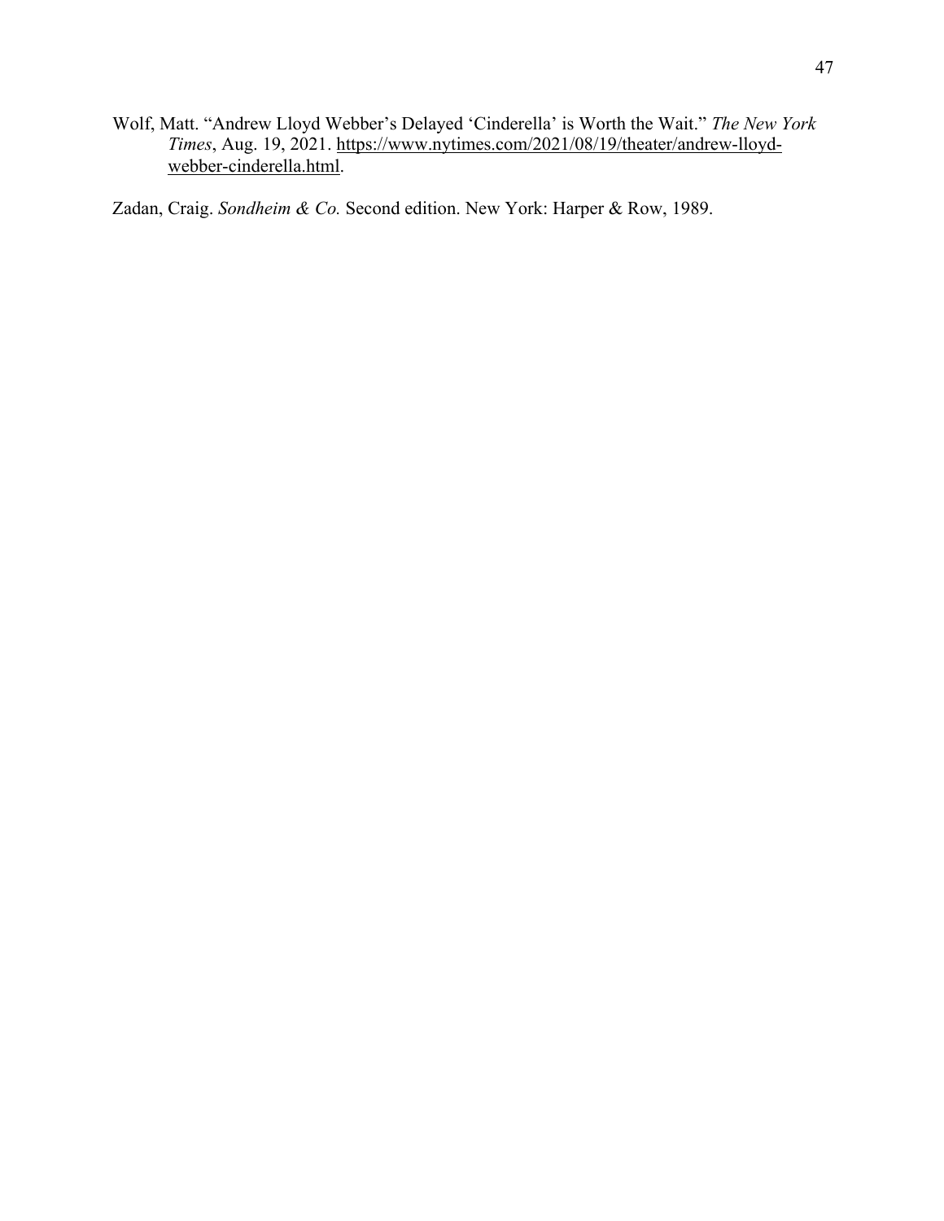Wolf, Matt. "Andrew Lloyd Webber's Delayed 'Cinderella' is Worth the Wait." *The New York Times*, Aug. 19, 2021. https://www.nytimes.com/2021/08/19/theater/andrew-lloyd-webber-cinderella.html.

Zadan, Craig. *Sondheim & Co.* Second edition. New York: Harper & Row, 1989.